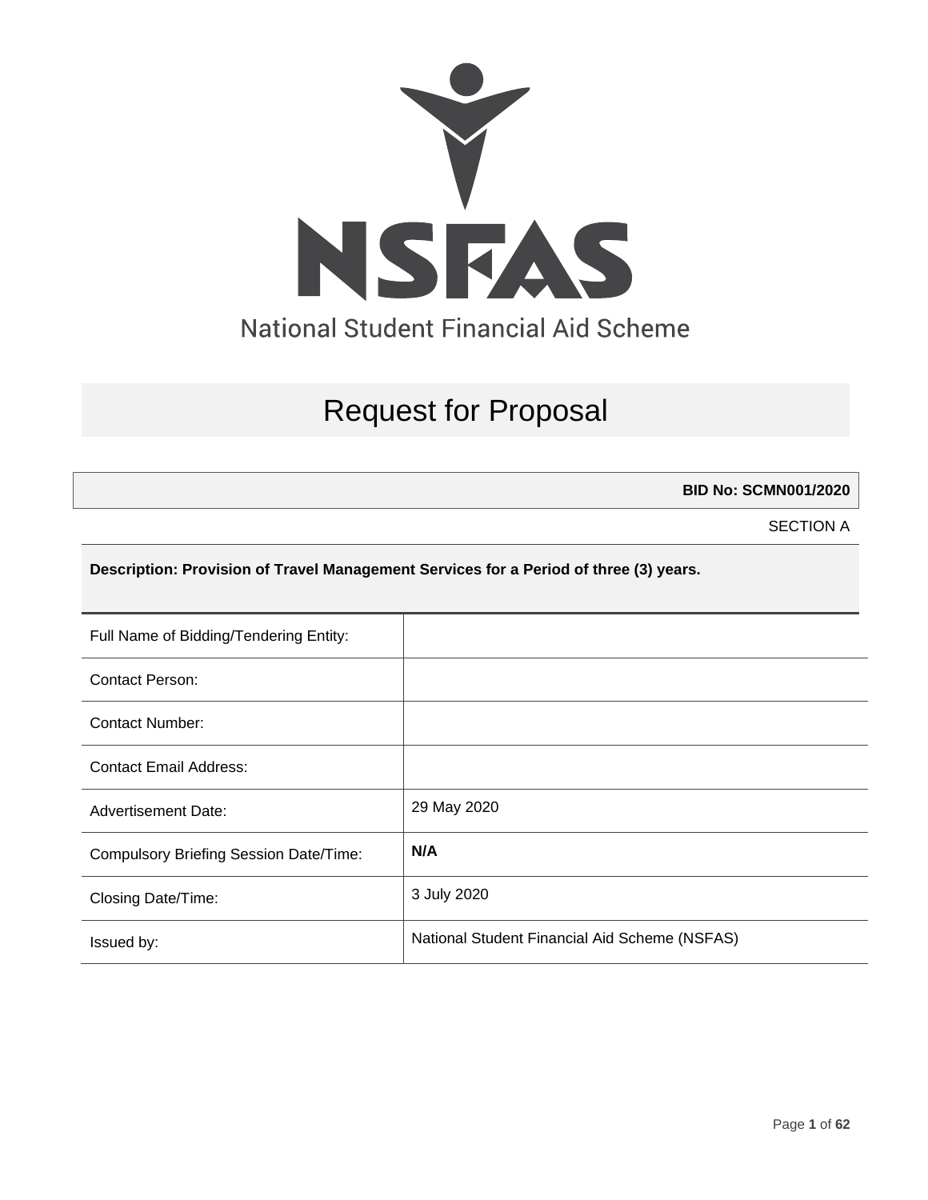NSFAS

National Student Financial Aid Scheme

# Request for Proposal

**BID No: SCMN001/2020**

SECTION A

**Description: Provision of Travel Management Services for a Period of three (3) years.**

| | |
|---|---|
| Full Name of Bidding/Tendering Entity: | |
| Contact Person: | |
| Contact Number: | |
| Contact Email Address: | |
| Advertisement Date: | 29 May 2020 |
| Compulsory Briefing Session Date/Time: | **N/A** |
| Closing Date/Time: | 3 July 2020 |
| Issued by: | National Student Financial Aid Scheme (NSFAS) |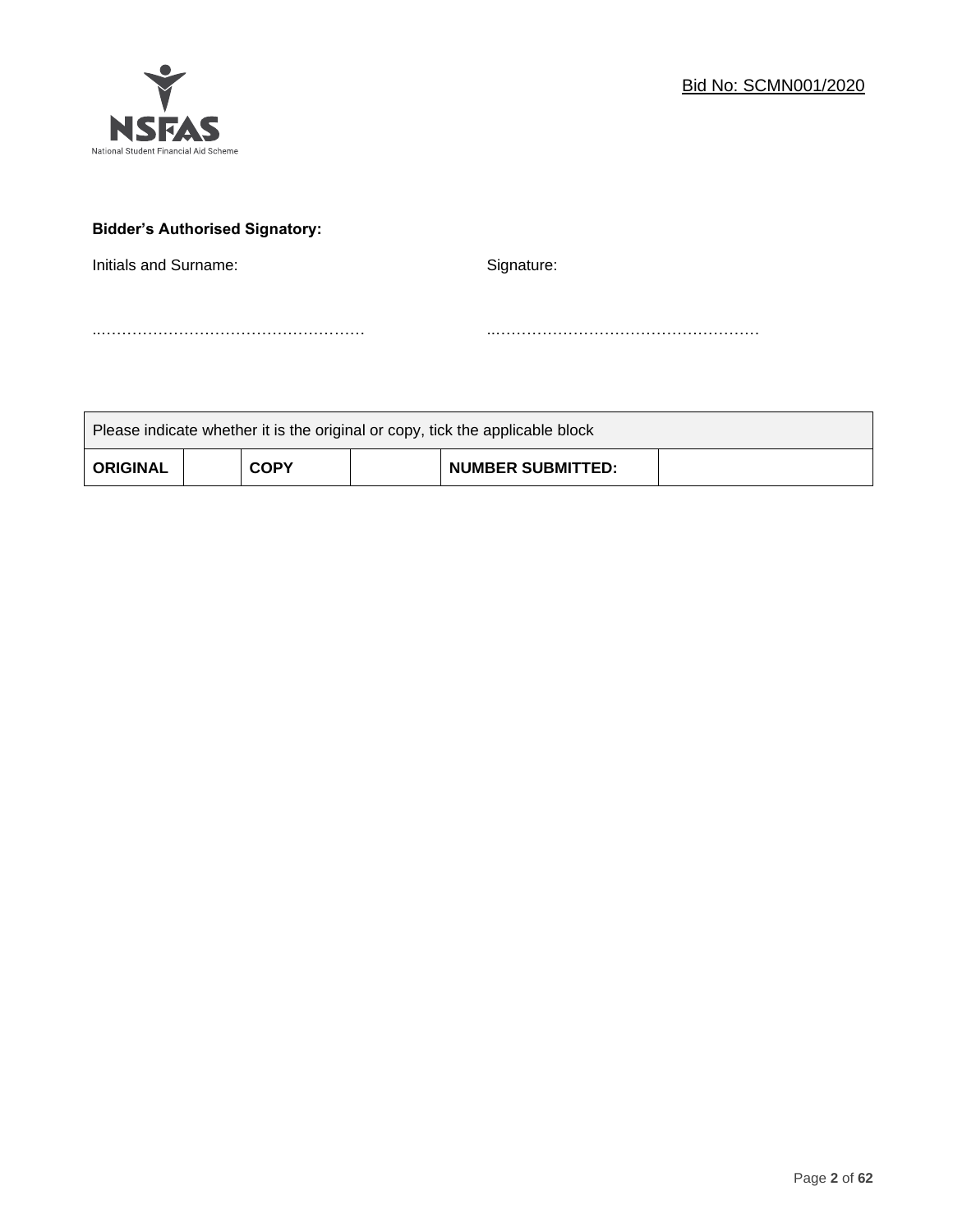Bid No: SCMN001/2020

**Bidder's Authorised Signatory:**

Initials and Surname: ………………………………………………

Signature: ………………………………………………

| Please indicate whether it is the original or copy, tick the applicable block | | | | | |
|---|---|---|---|---|---|
| **ORIGINAL** | | **COPY** | | **NUMBER SUBMITTED:** | |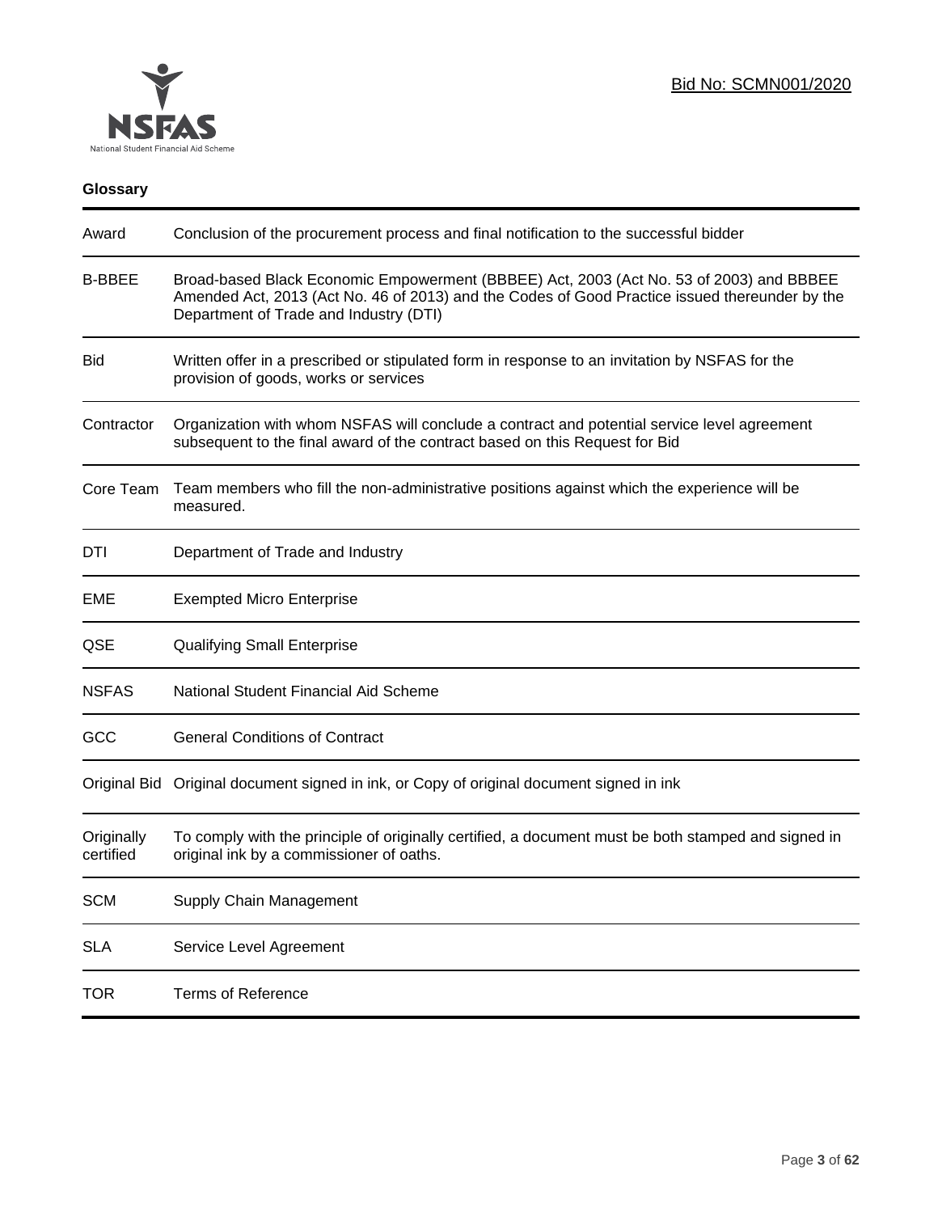## Glossary

| Term | Definition |
|---|---|
| Award | Conclusion of the procurement process and final notification to the successful bidder |
| B-BBEE | Broad-based Black Economic Empowerment (BBBEE) Act, 2003 (Act No. 53 of 2003) and BBBEE Amended Act, 2013 (Act No. 46 of 2013) and the Codes of Good Practice issued thereunder by the Department of Trade and Industry (DTI) |
| Bid | Written offer in a prescribed or stipulated form in response to an invitation by NSFAS for the provision of goods, works or services |
| Contractor | Organization with whom NSFAS will conclude a contract and potential service level agreement subsequent to the final award of the contract based on this Request for Bid |
| Core Team | Team members who fill the non-administrative positions against which the experience will be measured. |
| DTI | Department of Trade and Industry |
| EME | Exempted Micro Enterprise |
| QSE | Qualifying Small Enterprise |
| NSFAS | National Student Financial Aid Scheme |
| GCC | General Conditions of Contract |
| Original Bid | Original document signed in ink, or Copy of original document signed in ink |
| Originally certified | To comply with the principle of originally certified, a document must be both stamped and signed in original ink by a commissioner of oaths. |
| SCM | Supply Chain Management |
| SLA | Service Level Agreement |
| TOR | Terms of Reference |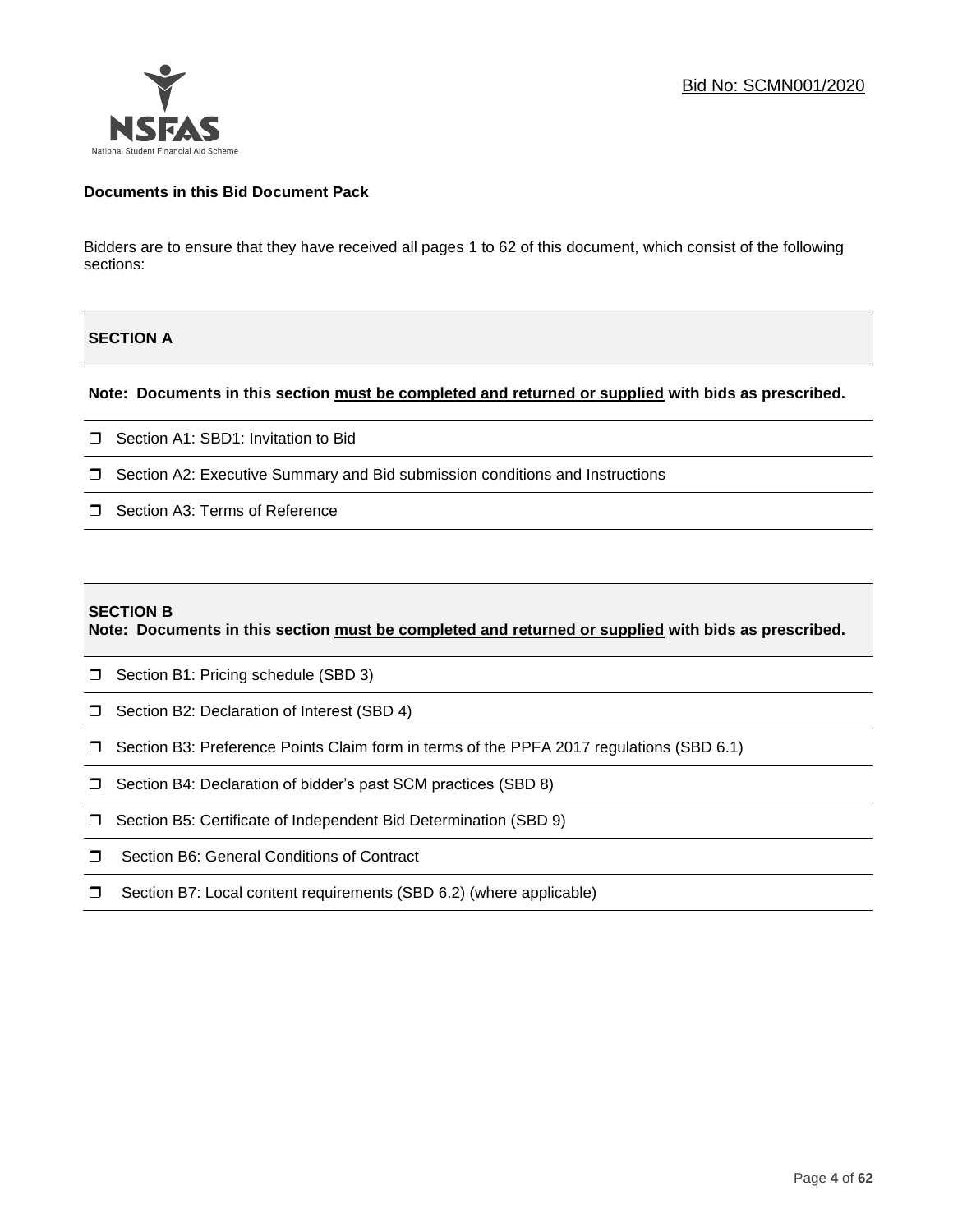Bid No: SCMN001/2020

**Documents in this Bid Document Pack**

Bidders are to ensure that they have received all pages 1 to 62 of this document, which consist of the following sections:

**SECTION A**

**Note: Documents in this section <u>must be completed and returned or supplied</u> with bids as prescribed.**

- ☐ Section A1: SBD1: Invitation to Bid
- ☐ Section A2: Executive Summary and Bid submission conditions and Instructions
- ☐ Section A3: Terms of Reference

**SECTION B**

**Note: Documents in this section <u>must be completed and returned or supplied</u> with bids as prescribed.**

- ☐ Section B1: Pricing schedule (SBD 3)
- ☐ Section B2: Declaration of Interest (SBD 4)
- ☐ Section B3: Preference Points Claim form in terms of the PPFA 2017 regulations (SBD 6.1)
- ☐ Section B4: Declaration of bidder's past SCM practices (SBD 8)
- ☐ Section B5: Certificate of Independent Bid Determination (SBD 9)
- ☐ Section B6: General Conditions of Contract
- ☐ Section B7: Local content requirements (SBD 6.2) (where applicable)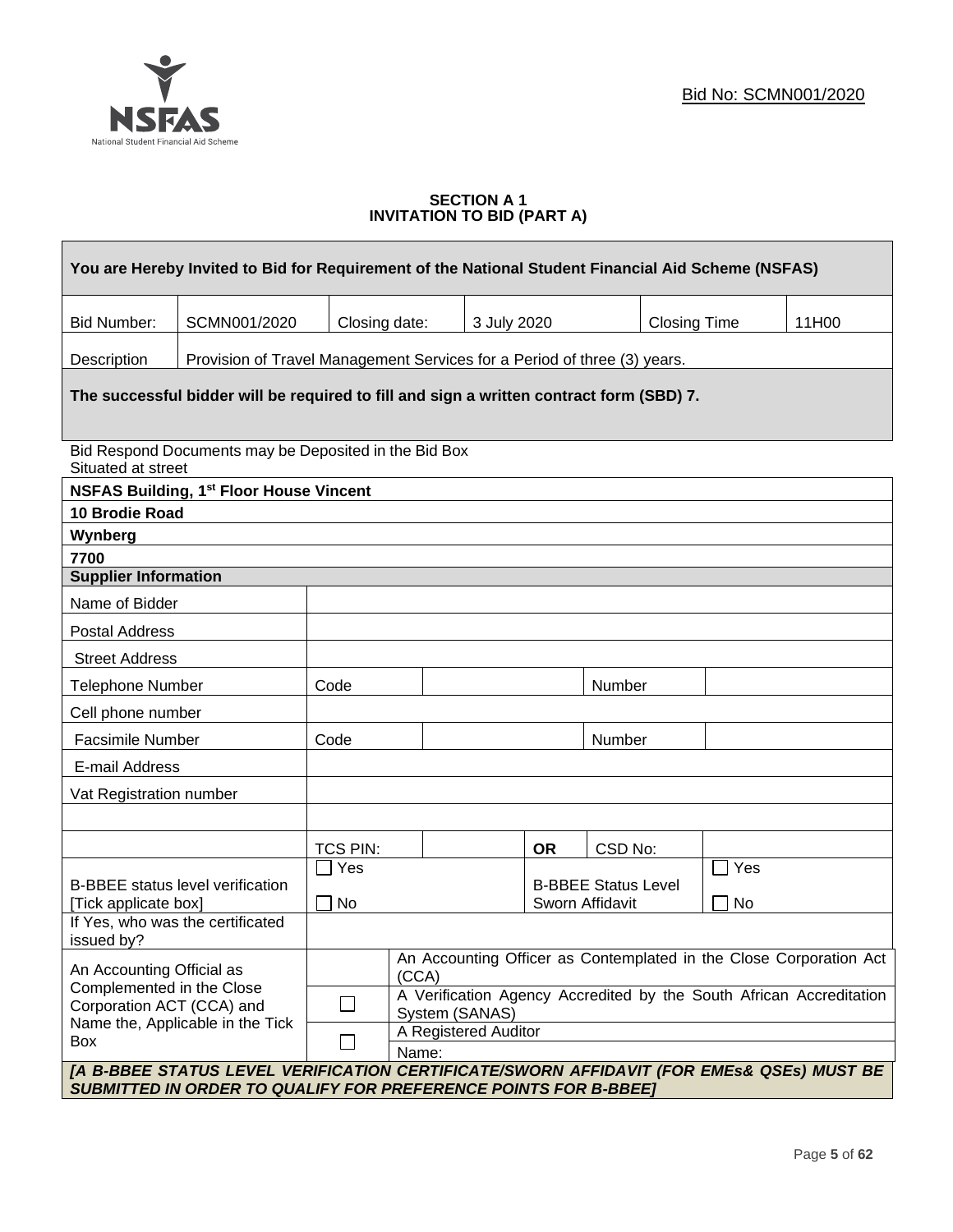Bid No: SCMN001/2020

### SECTION A 1
### INVITATION TO BID (PART A)

| **You are Hereby Invited to Bid for Requirement of the National Student Financial Aid Scheme (NSFAS)** | | | | | |
|---|---|---|---|---|---|
| Bid Number: | SCMN001/2020 | Closing date: | 3 July 2020 | Closing Time | 11H00 |
| Description | Provision of Travel Management Services for a Period of three (3) years. | | | | |
| **The successful bidder will be required to fill and sign a written contract form (SBD) 7.** | | | | | |

Bid Respond Documents may be Deposited in the Bid Box
Situated at street

**NSFAS Building, 1st Floor House Vincent**
**10 Brodie Road**
**Wynberg**
**7700**

| **Supplier Information** | | | | | |
|---|---|---|---|---|---|
| Name of Bidder | | | | | |
| Postal Address | | | | | |
| Street Address | | | | | |
| Telephone Number | Code | | | Number | |
| Cell phone number | | | | | |
| Facsimile Number | Code | | | Number | |
| E-mail Address | | | | | |
| Vat Registration number | | | | | |
| | | | | | |
| | TCS PIN: | | **OR** | CSD No: | |
| B-BBEE status level verification [Tick applicable box] | ☐ Yes ☐ No | | B-BBEE Status Level Sworn Affidavit | | ☐ Yes ☐ No |
| If Yes, who was the certificated issued by? | | | | | |
| An Accounting Official as Complemented in the Close Corporation ACT (CCA) and Name the, Applicable in the Tick Box | | An Accounting Officer as Contemplated in the Close Corporation Act (CCA) | | | |
| | ☐ | A Verification Agency Accredited by the South African Accreditation System (SANAS) | | | |
| | ☐ | A Registered Auditor | | | |
| | | Name: | | | |

***[A B-BBEE STATUS LEVEL VERIFICATION CERTIFICATE/SWORN AFFIDAVIT (FOR EMEs& QSEs) MUST BE SUBMITTED IN ORDER TO QUALIFY FOR PREFERENCE POINTS FOR B-BBEE]***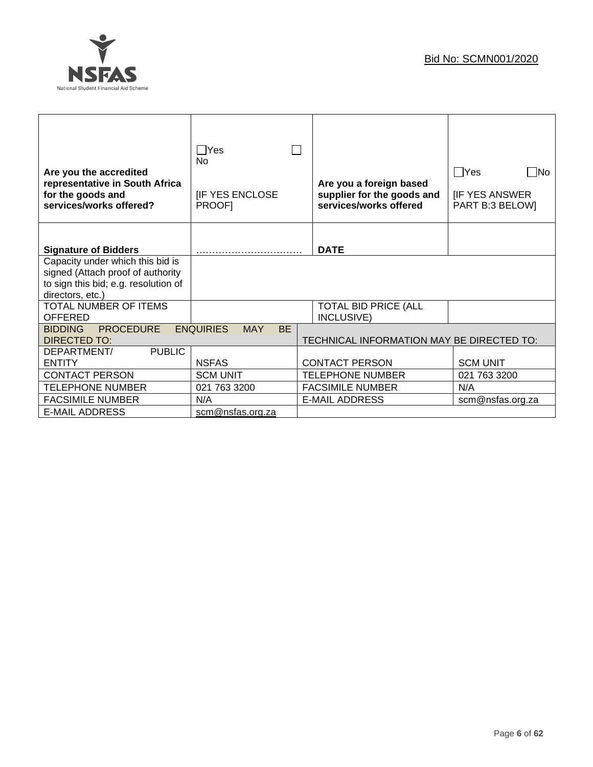Bid No: SCMN001/2020

| | | | |
|---|---|---|---|
| **Are you the accredited representative in South Africa for the goods and services/works offered?** | ☐Yes ☐ No<br><br>[IF YES ENCLOSE PROOF] | **Are you a foreign based supplier for the goods and services/works offered** | ☐Yes ☐No<br><br>[IF YES ANSWER PART B:3 BELOW] |
| **Signature of Bidders** | …………………………… | **DATE** | |
| Capacity under which this bid is signed (Attach proof of authority to sign this bid; e.g. resolution of directors, etc.) | | | |
| TOTAL NUMBER OF ITEMS OFFERED | | TOTAL BID PRICE (ALL INCLUSIVE) | |
| BIDDING PROCEDURE ENQUIRIES MAY BE DIRECTED TO: | | TECHNICAL INFORMATION MAY BE DIRECTED TO: | |
| DEPARTMENT/ PUBLIC ENTITY | NSFAS | CONTACT PERSON | SCM UNIT |
| CONTACT PERSON | SCM UNIT | TELEPHONE NUMBER | 021 763 3200 |
| TELEPHONE NUMBER | 021 763 3200 | FACSIMILE NUMBER | N/A |
| FACSIMILE NUMBER | N/A | E-MAIL ADDRESS | scm@nsfas.org.za |
| E-MAIL ADDRESS | scm@nsfas.org.za | | |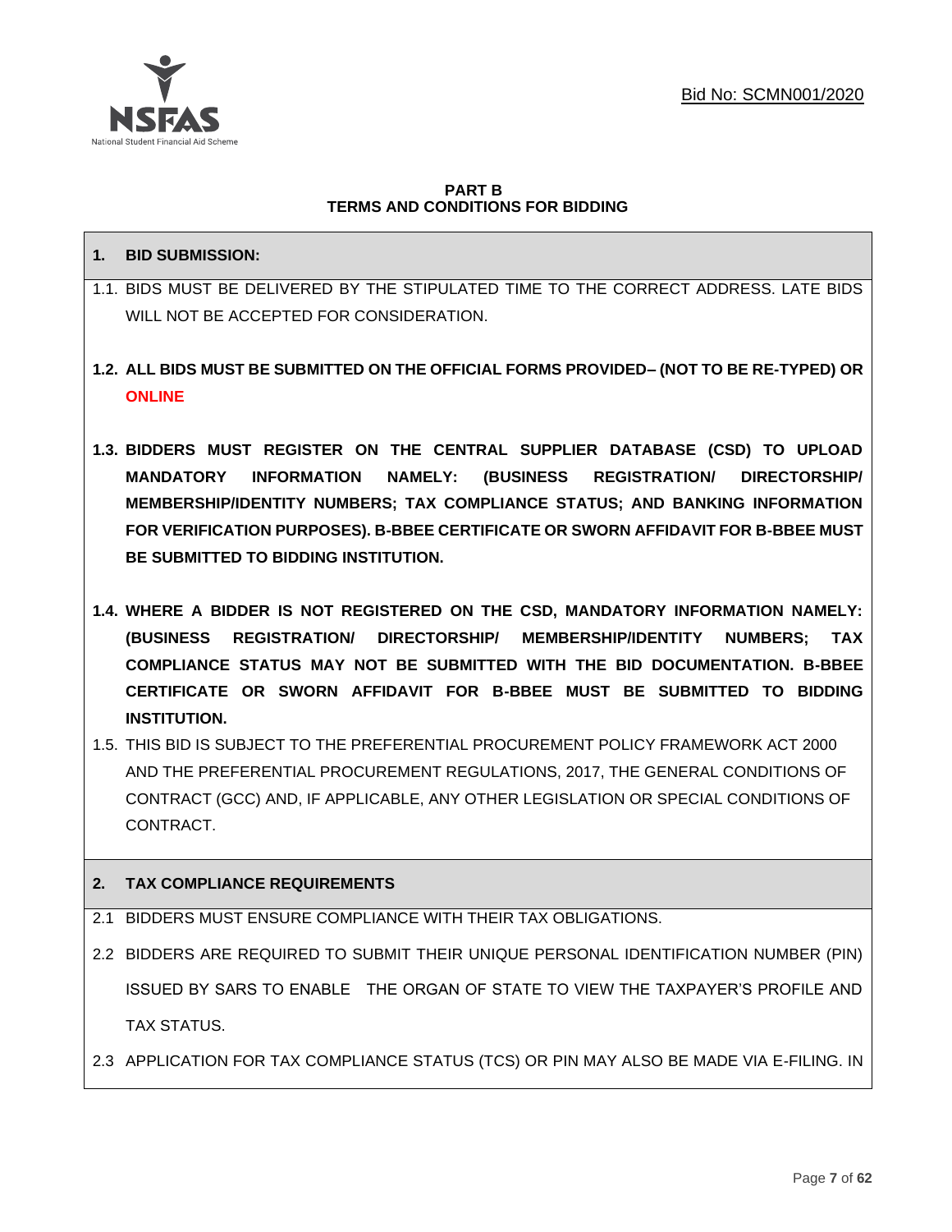Bid No: SCMN001/2020

**PART B**
**TERMS AND CONDITIONS FOR BIDDING**

**1. BID SUBMISSION:**

1.1. BIDS MUST BE DELIVERED BY THE STIPULATED TIME TO THE CORRECT ADDRESS. LATE BIDS WILL NOT BE ACCEPTED FOR CONSIDERATION.

**1.2. ALL BIDS MUST BE SUBMITTED ON THE OFFICIAL FORMS PROVIDED– (NOT TO BE RE-TYPED) OR ONLINE**

**1.3. BIDDERS MUST REGISTER ON THE CENTRAL SUPPLIER DATABASE (CSD) TO UPLOAD MANDATORY INFORMATION NAMELY: (BUSINESS REGISTRATION/ DIRECTORSHIP/ MEMBERSHIP/IDENTITY NUMBERS; TAX COMPLIANCE STATUS; AND BANKING INFORMATION FOR VERIFICATION PURPOSES). B-BBEE CERTIFICATE OR SWORN AFFIDAVIT FOR B-BBEE MUST BE SUBMITTED TO BIDDING INSTITUTION.**

**1.4. WHERE A BIDDER IS NOT REGISTERED ON THE CSD, MANDATORY INFORMATION NAMELY: (BUSINESS REGISTRATION/ DIRECTORSHIP/ MEMBERSHIP/IDENTITY NUMBERS; TAX COMPLIANCE STATUS MAY NOT BE SUBMITTED WITH THE BID DOCUMENTATION. B-BBEE CERTIFICATE OR SWORN AFFIDAVIT FOR B-BBEE MUST BE SUBMITTED TO BIDDING INSTITUTION.**

1.5. THIS BID IS SUBJECT TO THE PREFERENTIAL PROCUREMENT POLICY FRAMEWORK ACT 2000 AND THE PREFERENTIAL PROCUREMENT REGULATIONS, 2017, THE GENERAL CONDITIONS OF CONTRACT (GCC) AND, IF APPLICABLE, ANY OTHER LEGISLATION OR SPECIAL CONDITIONS OF CONTRACT.

**2. TAX COMPLIANCE REQUIREMENTS**

2.1 BIDDERS MUST ENSURE COMPLIANCE WITH THEIR TAX OBLIGATIONS.

2.2 BIDDERS ARE REQUIRED TO SUBMIT THEIR UNIQUE PERSONAL IDENTIFICATION NUMBER (PIN) ISSUED BY SARS TO ENABLE THE ORGAN OF STATE TO VIEW THE TAXPAYER'S PROFILE AND TAX STATUS.

2.3 APPLICATION FOR TAX COMPLIANCE STATUS (TCS) OR PIN MAY ALSO BE MADE VIA E-FILING. IN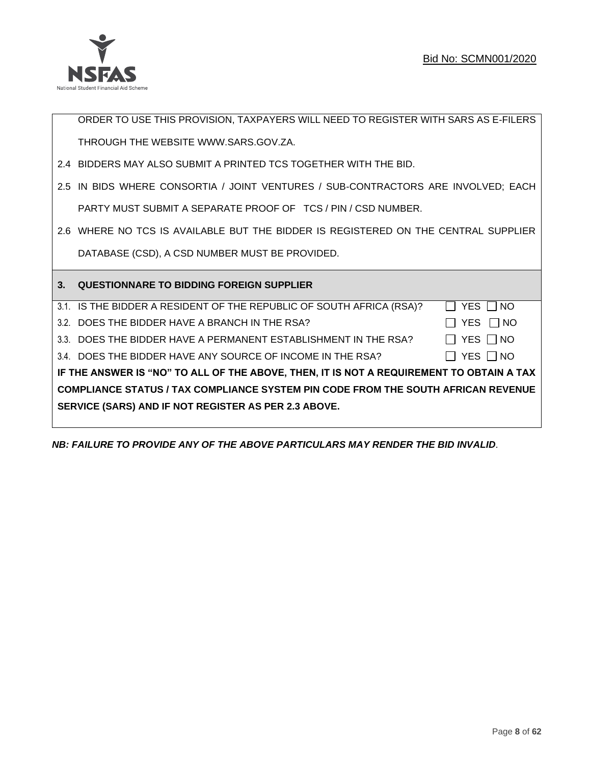ORDER TO USE THIS PROVISION, TAXPAYERS WILL NEED TO REGISTER WITH SARS AS E-FILERS THROUGH THE WEBSITE WWW.SARS.GOV.ZA.

2.4 BIDDERS MAY ALSO SUBMIT A PRINTED TCS TOGETHER WITH THE BID.

2.5 IN BIDS WHERE CONSORTIA / JOINT VENTURES / SUB-CONTRACTORS ARE INVOLVED; EACH PARTY MUST SUBMIT A SEPARATE PROOF OF TCS / PIN / CSD NUMBER.

2.6 WHERE NO TCS IS AVAILABLE BUT THE BIDDER IS REGISTERED ON THE CENTRAL SUPPLIER DATABASE (CSD), A CSD NUMBER MUST BE PROVIDED.

## 3. QUESTIONNARE TO BIDDING FOREIGN SUPPLIER

3.1. IS THE BIDDER A RESIDENT OF THE REPUBLIC OF SOUTH AFRICA (RSA)? ☐ YES ☐ NO

3.2. DOES THE BIDDER HAVE A BRANCH IN THE RSA? ☐ YES ☐ NO

3.3. DOES THE BIDDER HAVE A PERMANENT ESTABLISHMENT IN THE RSA? ☐ YES ☐ NO

3.4. DOES THE BIDDER HAVE ANY SOURCE OF INCOME IN THE RSA? ☐ YES ☐ NO

**IF THE ANSWER IS "NO" TO ALL OF THE ABOVE, THEN, IT IS NOT A REQUIREMENT TO OBTAIN A TAX COMPLIANCE STATUS / TAX COMPLIANCE SYSTEM PIN CODE FROM THE SOUTH AFRICAN REVENUE SERVICE (SARS) AND IF NOT REGISTER AS PER 2.3 ABOVE.**

***NB: FAILURE TO PROVIDE ANY OF THE ABOVE PARTICULARS MAY RENDER THE BID INVALID*.**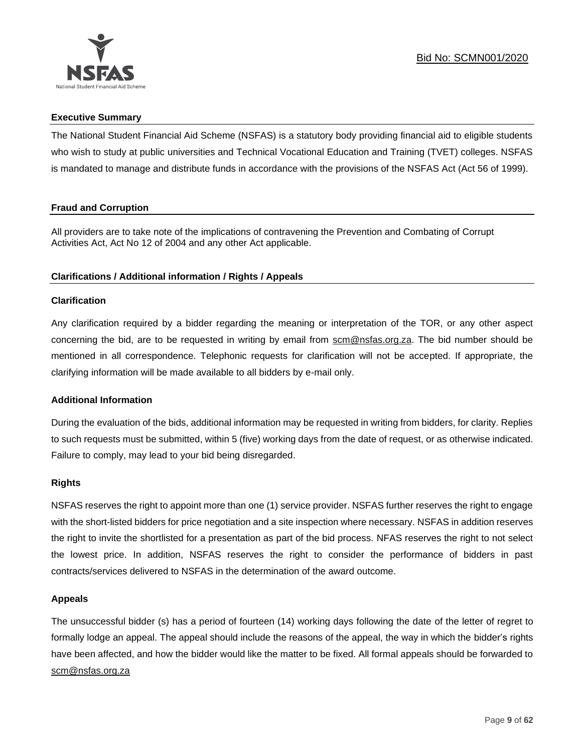## Executive Summary

The National Student Financial Aid Scheme (NSFAS) is a statutory body providing financial aid to eligible students who wish to study at public universities and Technical Vocational Education and Training (TVET) colleges. NSFAS is mandated to manage and distribute funds in accordance with the provisions of the NSFAS Act (Act 56 of 1999).

## Fraud and Corruption

All providers are to take note of the implications of contravening the Prevention and Combating of Corrupt Activities Act, Act No 12 of 2004 and any other Act applicable.

## Clarifications / Additional information / Rights / Appeals

### Clarification

Any clarification required by a bidder regarding the meaning or interpretation of the TOR, or any other aspect concerning the bid, are to be requested in writing by email from scm@nsfas.org.za. The bid number should be mentioned in all correspondence. Telephonic requests for clarification will not be accepted. If appropriate, the clarifying information will be made available to all bidders by e-mail only.

### Additional Information

During the evaluation of the bids, additional information may be requested in writing from bidders, for clarity. Replies to such requests must be submitted, within 5 (five) working days from the date of request, or as otherwise indicated. Failure to comply, may lead to your bid being disregarded.

### Rights

NSFAS reserves the right to appoint more than one (1) service provider. NSFAS further reserves the right to engage with the short-listed bidders for price negotiation and a site inspection where necessary. NSFAS in addition reserves the right to invite the shortlisted for a presentation as part of the bid process. NFAS reserves the right to not select the lowest price. In addition, NSFAS reserves the right to consider the performance of bidders in past contracts/services delivered to NSFAS in the determination of the award outcome.

### Appeals

The unsuccessful bidder (s) has a period of fourteen (14) working days following the date of the letter of regret to formally lodge an appeal. The appeal should include the reasons of the appeal, the way in which the bidder's rights have been affected, and how the bidder would like the matter to be fixed. All formal appeals should be forwarded to scm@nsfas.org.za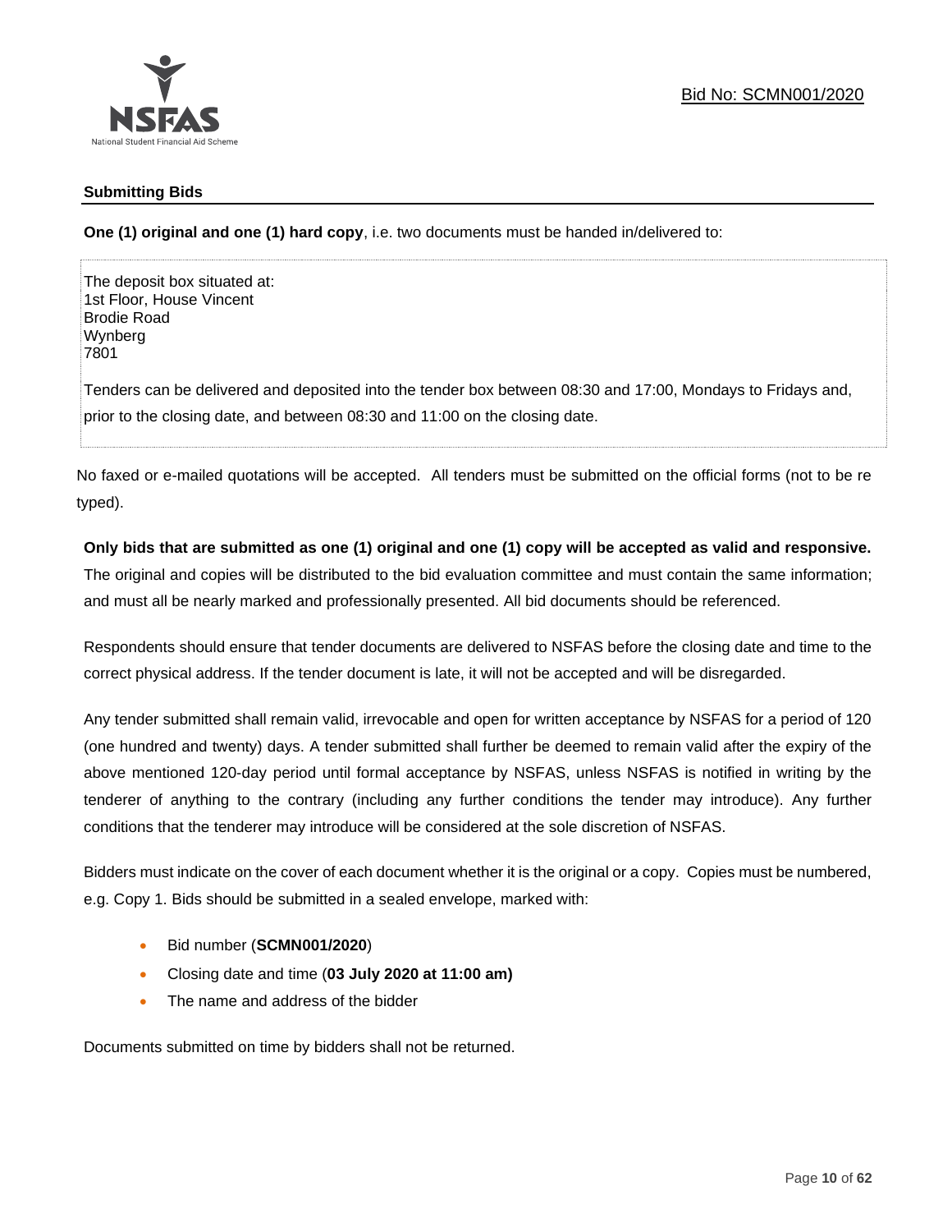## Submitting Bids

**One (1) original and one (1) hard copy**, i.e. two documents must be handed in/delivered to:

The deposit box situated at:
1st Floor, House Vincent
Brodie Road
Wynberg
7801

Tenders can be delivered and deposited into the tender box between 08:30 and 17:00, Mondays to Fridays and, prior to the closing date, and between 08:30 and 11:00 on the closing date.

No faxed or e-mailed quotations will be accepted. All tenders must be submitted on the official forms (not to be re typed).

**Only bids that are submitted as one (1) original and one (1) copy will be accepted as valid and responsive.** The original and copies will be distributed to the bid evaluation committee and must contain the same information; and must all be nearly marked and professionally presented. All bid documents should be referenced.

Respondents should ensure that tender documents are delivered to NSFAS before the closing date and time to the correct physical address. If the tender document is late, it will not be accepted and will be disregarded.

Any tender submitted shall remain valid, irrevocable and open for written acceptance by NSFAS for a period of 120 (one hundred and twenty) days. A tender submitted shall further be deemed to remain valid after the expiry of the above mentioned 120-day period until formal acceptance by NSFAS, unless NSFAS is notified in writing by the tenderer of anything to the contrary (including any further conditions the tender may introduce). Any further conditions that the tenderer may introduce will be considered at the sole discretion of NSFAS.

Bidders must indicate on the cover of each document whether it is the original or a copy. Copies must be numbered, e.g. Copy 1. Bids should be submitted in a sealed envelope, marked with:

- Bid number (**SCMN001/2020**)
- Closing date and time (**03 July 2020 at 11:00 am)**
- The name and address of the bidder

Documents submitted on time by bidders shall not be returned.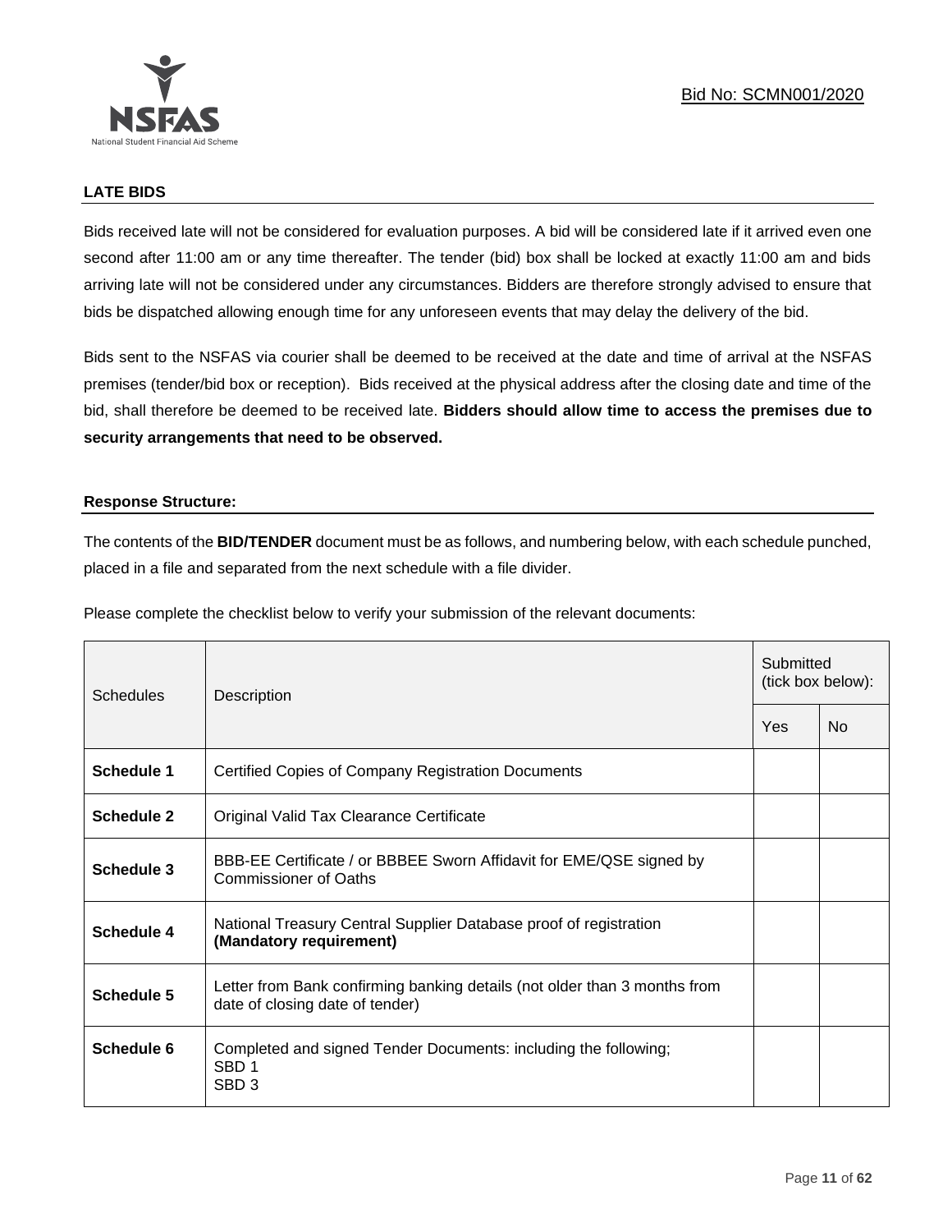## LATE BIDS

Bids received late will not be considered for evaluation purposes. A bid will be considered late if it arrived even one second after 11:00 am or any time thereafter. The tender (bid) box shall be locked at exactly 11:00 am and bids arriving late will not be considered under any circumstances. Bidders are therefore strongly advised to ensure that bids be dispatched allowing enough time for any unforeseen events that may delay the delivery of the bid.

Bids sent to the NSFAS via courier shall be deemed to be received at the date and time of arrival at the NSFAS premises (tender/bid box or reception). Bids received at the physical address after the closing date and time of the bid, shall therefore be deemed to be received late. **Bidders should allow time to access the premises due to security arrangements that need to be observed.**

## Response Structure:

The contents of the **BID/TENDER** document must be as follows, and numbering below, with each schedule punched, placed in a file and separated from the next schedule with a file divider.

Please complete the checklist below to verify your submission of the relevant documents:

| Schedules | Description | Submitted (tick box below): | |
|---|---|---|---|
| | | Yes | No |
| **Schedule 1** | Certified Copies of Company Registration Documents | | |
| **Schedule 2** | Original Valid Tax Clearance Certificate | | |
| **Schedule 3** | BBB-EE Certificate / or BBBEE Sworn Affidavit for EME/QSE signed by Commissioner of Oaths | | |
| **Schedule 4** | National Treasury Central Supplier Database proof of registration **(Mandatory requirement)** | | |
| **Schedule 5** | Letter from Bank confirming banking details (not older than 3 months from date of closing date of tender) | | |
| **Schedule 6** | Completed and signed Tender Documents: including the following; SBD 1 SBD 3 | | |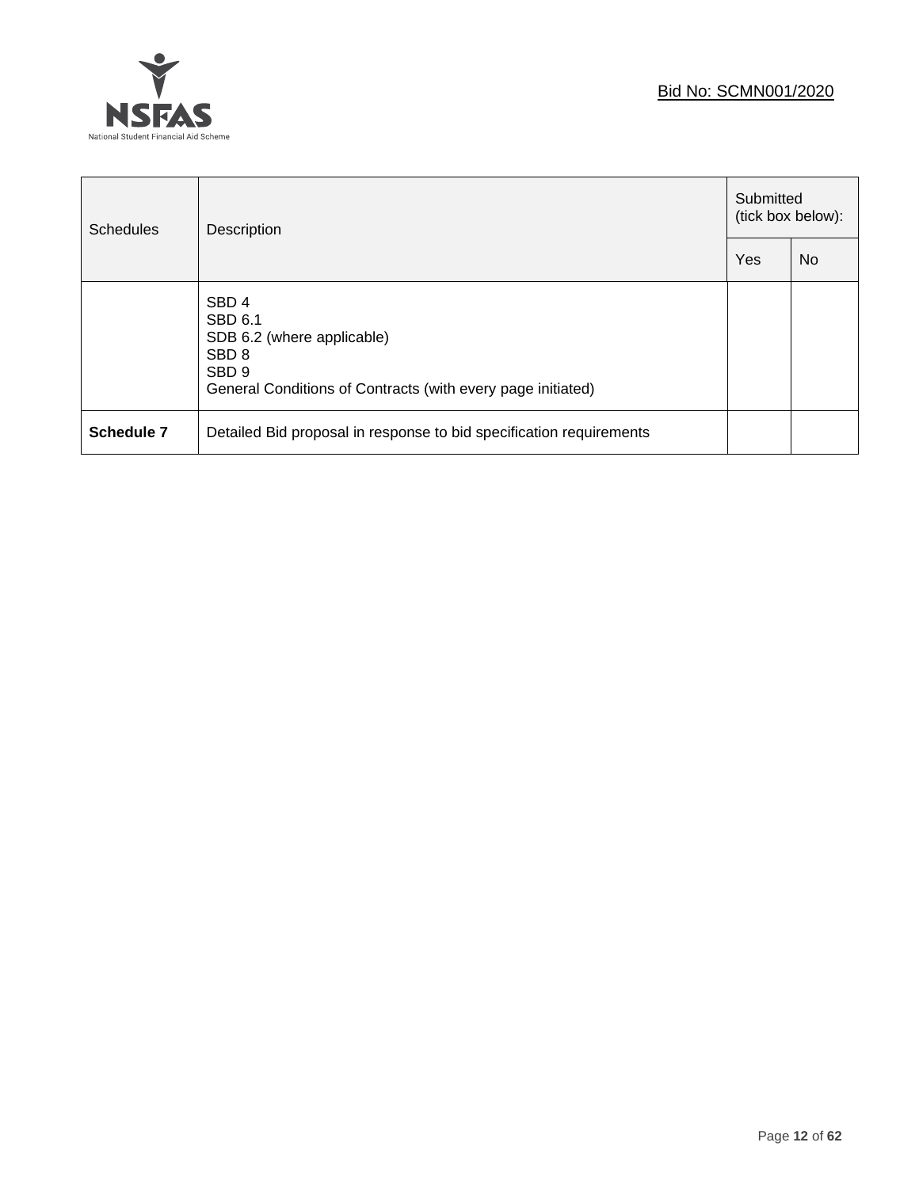| Schedules | Description | Submitted (tick box below): | |
|---|---|---|---|
| | | Yes | No |
| | SBD 4<br>SBD 6.1<br>SDB 6.2 (where applicable)<br>SBD 8<br>SBD 9<br>General Conditions of Contracts (with every page initiated) | | |
| **Schedule 7** | Detailed Bid proposal in response to bid specification requirements | | |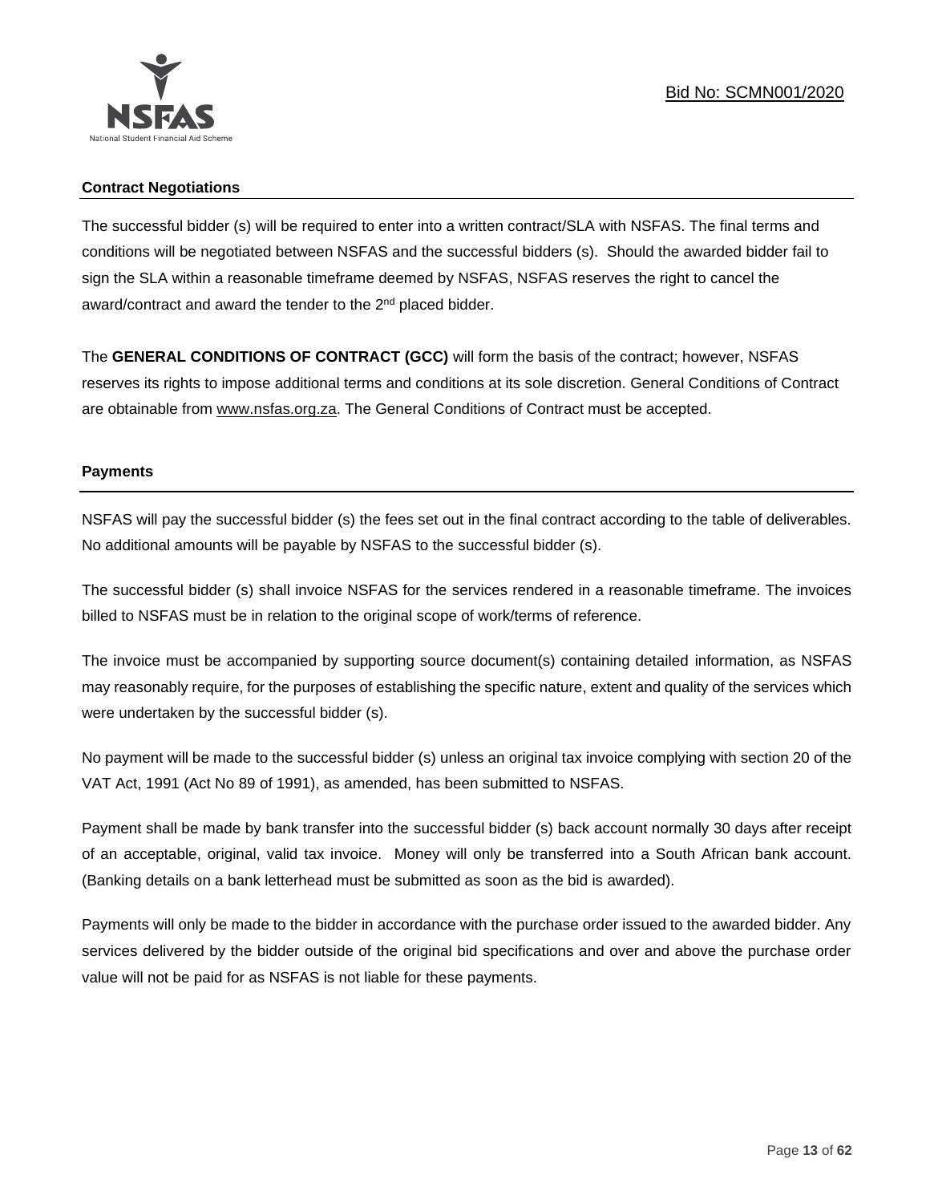## Contract Negotiations

The successful bidder (s) will be required to enter into a written contract/SLA with NSFAS. The final terms and conditions will be negotiated between NSFAS and the successful bidders (s). Should the awarded bidder fail to sign the SLA within a reasonable timeframe deemed by NSFAS, NSFAS reserves the right to cancel the award/contract and award the tender to the 2nd placed bidder.

The **GENERAL CONDITIONS OF CONTRACT (GCC)** will form the basis of the contract; however, NSFAS reserves its rights to impose additional terms and conditions at its sole discretion. General Conditions of Contract are obtainable from www.nsfas.org.za. The General Conditions of Contract must be accepted.

## Payments

NSFAS will pay the successful bidder (s) the fees set out in the final contract according to the table of deliverables. No additional amounts will be payable by NSFAS to the successful bidder (s).

The successful bidder (s) shall invoice NSFAS for the services rendered in a reasonable timeframe. The invoices billed to NSFAS must be in relation to the original scope of work/terms of reference.

The invoice must be accompanied by supporting source document(s) containing detailed information, as NSFAS may reasonably require, for the purposes of establishing the specific nature, extent and quality of the services which were undertaken by the successful bidder (s).

No payment will be made to the successful bidder (s) unless an original tax invoice complying with section 20 of the VAT Act, 1991 (Act No 89 of 1991), as amended, has been submitted to NSFAS.

Payment shall be made by bank transfer into the successful bidder (s) back account normally 30 days after receipt of an acceptable, original, valid tax invoice. Money will only be transferred into a South African bank account. (Banking details on a bank letterhead must be submitted as soon as the bid is awarded).

Payments will only be made to the bidder in accordance with the purchase order issued to the awarded bidder. Any services delivered by the bidder outside of the original bid specifications and over and above the purchase order value will not be paid for as NSFAS is not liable for these payments.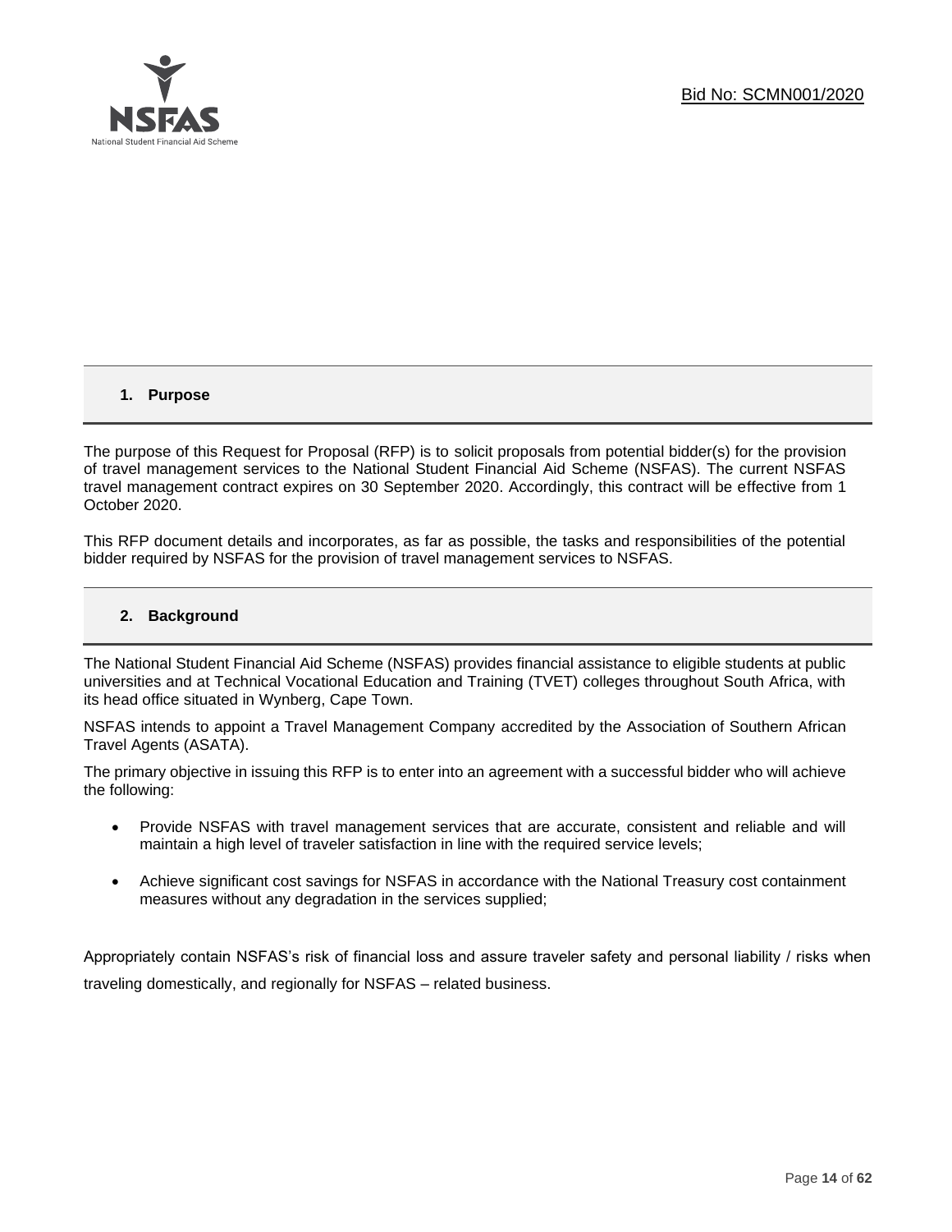## 1. Purpose

The purpose of this Request for Proposal (RFP) is to solicit proposals from potential bidder(s) for the provision of travel management services to the National Student Financial Aid Scheme (NSFAS). The current NSFAS travel management contract expires on 30 September 2020. Accordingly, this contract will be effective from 1 October 2020.

This RFP document details and incorporates, as far as possible, the tasks and responsibilities of the potential bidder required by NSFAS for the provision of travel management services to NSFAS.

## 2. Background

The National Student Financial Aid Scheme (NSFAS) provides financial assistance to eligible students at public universities and at Technical Vocational Education and Training (TVET) colleges throughout South Africa, with its head office situated in Wynberg, Cape Town.

NSFAS intends to appoint a Travel Management Company accredited by the Association of Southern African Travel Agents (ASATA).

The primary objective in issuing this RFP is to enter into an agreement with a successful bidder who will achieve the following:

- Provide NSFAS with travel management services that are accurate, consistent and reliable and will maintain a high level of traveler satisfaction in line with the required service levels;
- Achieve significant cost savings for NSFAS in accordance with the National Treasury cost containment measures without any degradation in the services supplied;

Appropriately contain NSFAS's risk of financial loss and assure traveler safety and personal liability / risks when traveling domestically, and regionally for NSFAS – related business.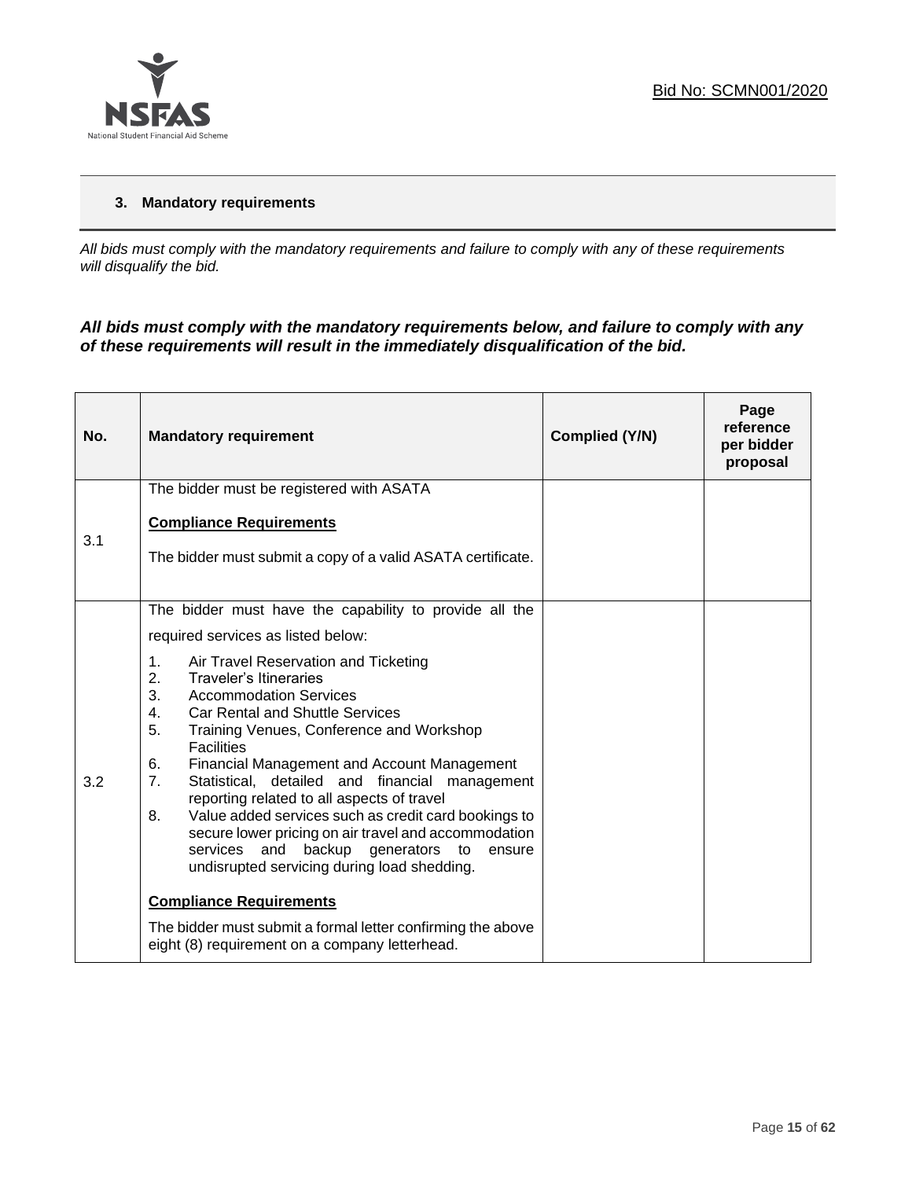## 3. Mandatory requirements

*All bids must comply with the mandatory requirements and failure to comply with any of these requirements will disqualify the bid.*

***All bids must comply with the mandatory requirements below, and failure to comply with any of these requirements will result in the immediately disqualification of the bid.***

| No. | Mandatory requirement | Complied (Y/N) | Page reference per bidder proposal |
|---|---|---|---|
| 3.1 | The bidder must be registered with ASATA<br><br>**Compliance Requirements**<br><br>The bidder must submit a copy of a valid ASATA certificate. | | |
| 3.2 | The bidder must have the capability to provide all the required services as listed below:<br><br>1. Air Travel Reservation and Ticketing<br>2. Traveler's Itineraries<br>3. Accommodation Services<br>4. Car Rental and Shuttle Services<br>5. Training Venues, Conference and Workshop Facilities<br>6. Financial Management and Account Management<br>7. Statistical, detailed and financial management reporting related to all aspects of travel<br>8. Value added services such as credit card bookings to secure lower pricing on air travel and accommodation services and backup generators to ensure undisrupted servicing during load shedding.<br><br>**Compliance Requirements**<br><br>The bidder must submit a formal letter confirming the above eight (8) requirement on a company letterhead. | | |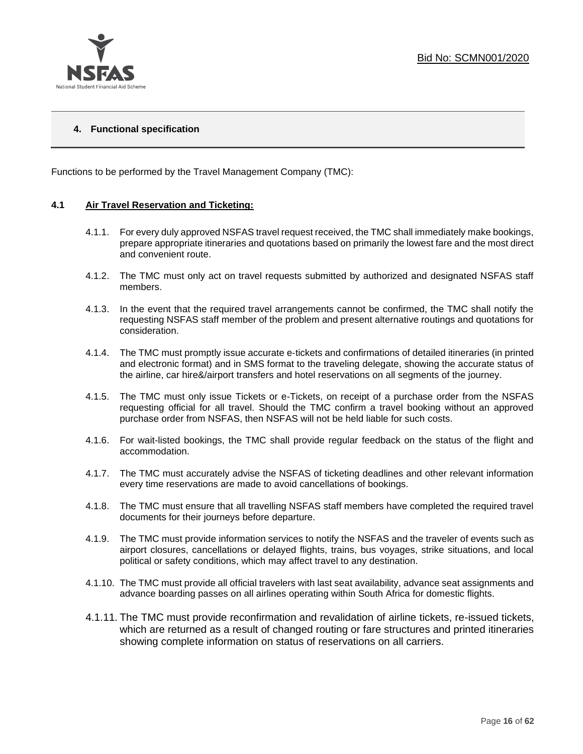## 4. Functional specification

Functions to be performed by the Travel Management Company (TMC):

### 4.1 Air Travel Reservation and Ticketing:

4.1.1. For every duly approved NSFAS travel request received, the TMC shall immediately make bookings, prepare appropriate itineraries and quotations based on primarily the lowest fare and the most direct and convenient route.

4.1.2. The TMC must only act on travel requests submitted by authorized and designated NSFAS staff members.

4.1.3. In the event that the required travel arrangements cannot be confirmed, the TMC shall notify the requesting NSFAS staff member of the problem and present alternative routings and quotations for consideration.

4.1.4. The TMC must promptly issue accurate e-tickets and confirmations of detailed itineraries (in printed and electronic format) and in SMS format to the traveling delegate, showing the accurate status of the airline, car hire&/airport transfers and hotel reservations on all segments of the journey.

4.1.5. The TMC must only issue Tickets or e-Tickets, on receipt of a purchase order from the NSFAS requesting official for all travel. Should the TMC confirm a travel booking without an approved purchase order from NSFAS, then NSFAS will not be held liable for such costs.

4.1.6. For wait-listed bookings, the TMC shall provide regular feedback on the status of the flight and accommodation.

4.1.7. The TMC must accurately advise the NSFAS of ticketing deadlines and other relevant information every time reservations are made to avoid cancellations of bookings.

4.1.8. The TMC must ensure that all travelling NSFAS staff members have completed the required travel documents for their journeys before departure.

4.1.9. The TMC must provide information services to notify the NSFAS and the traveler of events such as airport closures, cancellations or delayed flights, trains, bus voyages, strike situations, and local political or safety conditions, which may affect travel to any destination.

4.1.10. The TMC must provide all official travelers with last seat availability, advance seat assignments and advance boarding passes on all airlines operating within South Africa for domestic flights.

4.1.11. The TMC must provide reconfirmation and revalidation of airline tickets, re-issued tickets, which are returned as a result of changed routing or fare structures and printed itineraries showing complete information on status of reservations on all carriers.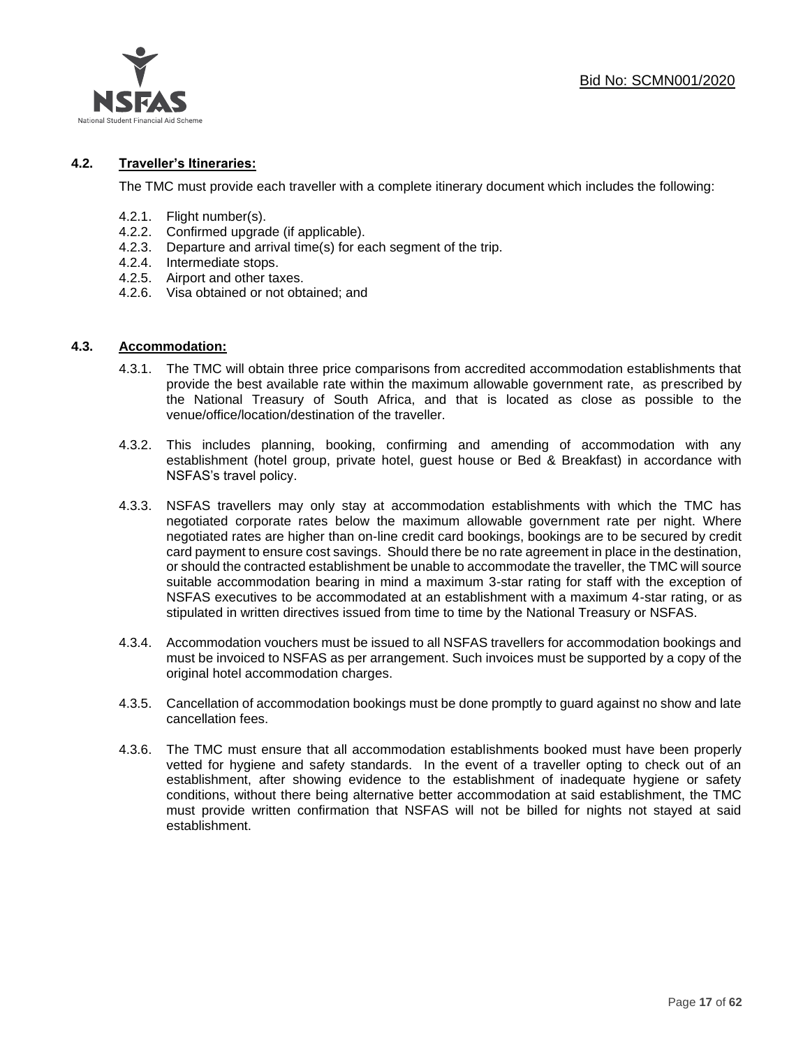### 4.2. Traveller's Itineraries:

The TMC must provide each traveller with a complete itinerary document which includes the following:

4.2.1. Flight number(s).
4.2.2. Confirmed upgrade (if applicable).
4.2.3. Departure and arrival time(s) for each segment of the trip.
4.2.4. Intermediate stops.
4.2.5. Airport and other taxes.
4.2.6. Visa obtained or not obtained; and

### 4.3. Accommodation:

4.3.1. The TMC will obtain three price comparisons from accredited accommodation establishments that provide the best available rate within the maximum allowable government rate, as prescribed by the National Treasury of South Africa, and that is located as close as possible to the venue/office/location/destination of the traveller.

4.3.2. This includes planning, booking, confirming and amending of accommodation with any establishment (hotel group, private hotel, guest house or Bed & Breakfast) in accordance with NSFAS's travel policy.

4.3.3. NSFAS travellers may only stay at accommodation establishments with which the TMC has negotiated corporate rates below the maximum allowable government rate per night. Where negotiated rates are higher than on-line credit card bookings, bookings are to be secured by credit card payment to ensure cost savings. Should there be no rate agreement in place in the destination, or should the contracted establishment be unable to accommodate the traveller, the TMC will source suitable accommodation bearing in mind a maximum 3-star rating for staff with the exception of NSFAS executives to be accommodated at an establishment with a maximum 4-star rating, or as stipulated in written directives issued from time to time by the National Treasury or NSFAS.

4.3.4. Accommodation vouchers must be issued to all NSFAS travellers for accommodation bookings and must be invoiced to NSFAS as per arrangement. Such invoices must be supported by a copy of the original hotel accommodation charges.

4.3.5. Cancellation of accommodation bookings must be done promptly to guard against no show and late cancellation fees.

4.3.6. The TMC must ensure that all accommodation establishments booked must have been properly vetted for hygiene and safety standards. In the event of a traveller opting to check out of an establishment, after showing evidence to the establishment of inadequate hygiene or safety conditions, without there being alternative better accommodation at said establishment, the TMC must provide written confirmation that NSFAS will not be billed for nights not stayed at said establishment.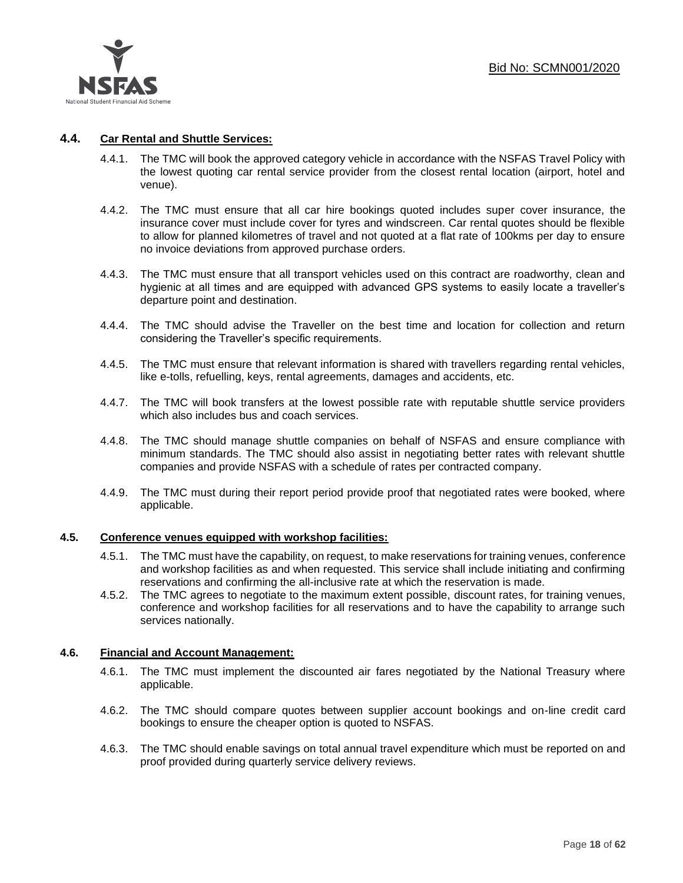### 4.4. Car Rental and Shuttle Services:

4.4.1. The TMC will book the approved category vehicle in accordance with the NSFAS Travel Policy with the lowest quoting car rental service provider from the closest rental location (airport, hotel and venue).

4.4.2. The TMC must ensure that all car hire bookings quoted includes super cover insurance, the insurance cover must include cover for tyres and windscreen. Car rental quotes should be flexible to allow for planned kilometres of travel and not quoted at a flat rate of 100kms per day to ensure no invoice deviations from approved purchase orders.

4.4.3. The TMC must ensure that all transport vehicles used on this contract are roadworthy, clean and hygienic at all times and are equipped with advanced GPS systems to easily locate a traveller's departure point and destination.

4.4.4. The TMC should advise the Traveller on the best time and location for collection and return considering the Traveller's specific requirements.

4.4.5. The TMC must ensure that relevant information is shared with travellers regarding rental vehicles, like e-tolls, refuelling, keys, rental agreements, damages and accidents, etc.

4.4.7. The TMC will book transfers at the lowest possible rate with reputable shuttle service providers which also includes bus and coach services.

4.4.8. The TMC should manage shuttle companies on behalf of NSFAS and ensure compliance with minimum standards. The TMC should also assist in negotiating better rates with relevant shuttle companies and provide NSFAS with a schedule of rates per contracted company.

4.4.9. The TMC must during their report period provide proof that negotiated rates were booked, where applicable.

### 4.5. Conference venues equipped with workshop facilities:

4.5.1. The TMC must have the capability, on request, to make reservations for training venues, conference and workshop facilities as and when requested. This service shall include initiating and confirming reservations and confirming the all-inclusive rate at which the reservation is made.

4.5.2. The TMC agrees to negotiate to the maximum extent possible, discount rates, for training venues, conference and workshop facilities for all reservations and to have the capability to arrange such services nationally.

### 4.6. Financial and Account Management:

4.6.1. The TMC must implement the discounted air fares negotiated by the National Treasury where applicable.

4.6.2. The TMC should compare quotes between supplier account bookings and on-line credit card bookings to ensure the cheaper option is quoted to NSFAS.

4.6.3. The TMC should enable savings on total annual travel expenditure which must be reported on and proof provided during quarterly service delivery reviews.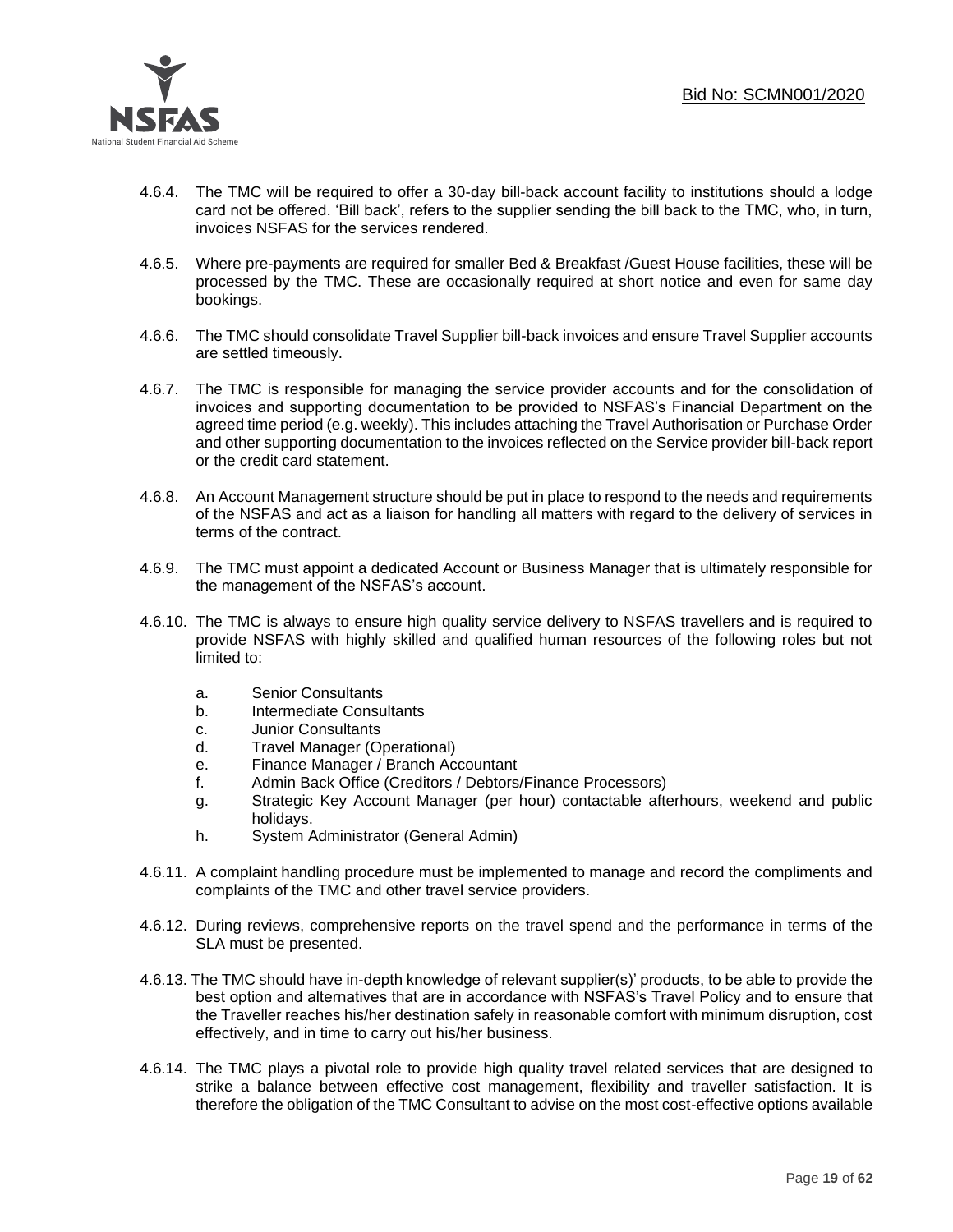4.6.4. The TMC will be required to offer a 30-day bill-back account facility to institutions should a lodge card not be offered. 'Bill back', refers to the supplier sending the bill back to the TMC, who, in turn, invoices NSFAS for the services rendered.

4.6.5. Where pre-payments are required for smaller Bed & Breakfast /Guest House facilities, these will be processed by the TMC. These are occasionally required at short notice and even for same day bookings.

4.6.6. The TMC should consolidate Travel Supplier bill-back invoices and ensure Travel Supplier accounts are settled timeously.

4.6.7. The TMC is responsible for managing the service provider accounts and for the consolidation of invoices and supporting documentation to be provided to NSFAS's Financial Department on the agreed time period (e.g. weekly). This includes attaching the Travel Authorisation or Purchase Order and other supporting documentation to the invoices reflected on the Service provider bill-back report or the credit card statement.

4.6.8. An Account Management structure should be put in place to respond to the needs and requirements of the NSFAS and act as a liaison for handling all matters with regard to the delivery of services in terms of the contract.

4.6.9. The TMC must appoint a dedicated Account or Business Manager that is ultimately responsible for the management of the NSFAS's account.

4.6.10. The TMC is always to ensure high quality service delivery to NSFAS travellers and is required to provide NSFAS with highly skilled and qualified human resources of the following roles but not limited to:

a. Senior Consultants
b. Intermediate Consultants
c. Junior Consultants
d. Travel Manager (Operational)
e. Finance Manager / Branch Accountant
f. Admin Back Office (Creditors / Debtors/Finance Processors)
g. Strategic Key Account Manager (per hour) contactable afterhours, weekend and public holidays.
h. System Administrator (General Admin)

4.6.11. A complaint handling procedure must be implemented to manage and record the compliments and complaints of the TMC and other travel service providers.

4.6.12. During reviews, comprehensive reports on the travel spend and the performance in terms of the SLA must be presented.

4.6.13. The TMC should have in-depth knowledge of relevant supplier(s)' products, to be able to provide the best option and alternatives that are in accordance with NSFAS's Travel Policy and to ensure that the Traveller reaches his/her destination safely in reasonable comfort with minimum disruption, cost effectively, and in time to carry out his/her business.

4.6.14. The TMC plays a pivotal role to provide high quality travel related services that are designed to strike a balance between effective cost management, flexibility and traveller satisfaction. It is therefore the obligation of the TMC Consultant to advise on the most cost-effective options available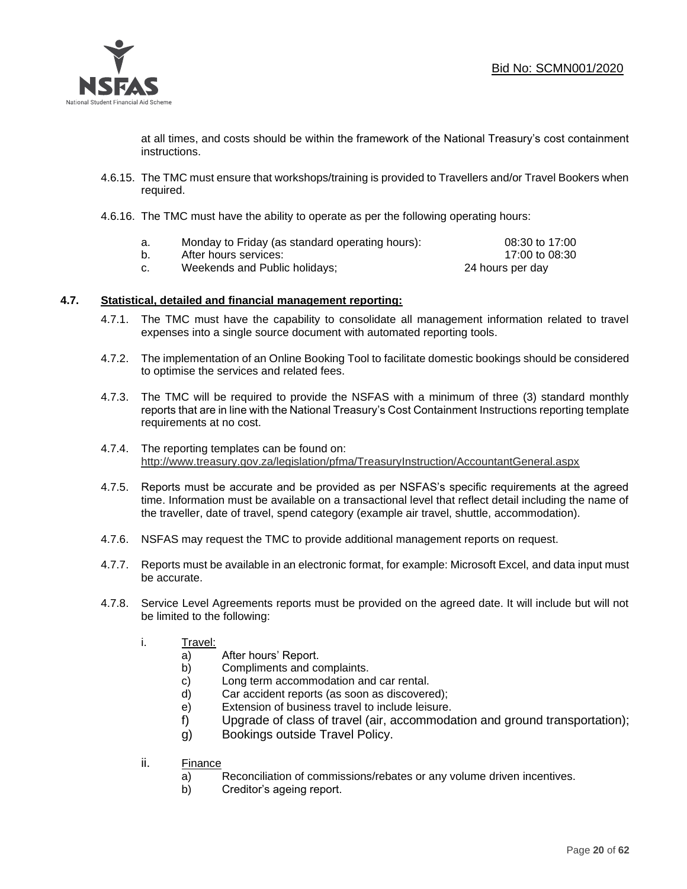at all times, and costs should be within the framework of the National Treasury's cost containment instructions.

4.6.15. The TMC must ensure that workshops/training is provided to Travellers and/or Travel Bookers when required.

4.6.16. The TMC must have the ability to operate as per the following operating hours:

| | | |
|---|---|---|
| a. | Monday to Friday (as standard operating hours): | 08:30 to 17:00 |
| b. | After hours services: | 17:00 to 08:30 |
| c. | Weekends and Public holidays; | 24 hours per day |

## 4.7. Statistical, detailed and financial management reporting:

4.7.1. The TMC must have the capability to consolidate all management information related to travel expenses into a single source document with automated reporting tools.

4.7.2. The implementation of an Online Booking Tool to facilitate domestic bookings should be considered to optimise the services and related fees.

4.7.3. The TMC will be required to provide the NSFAS with a minimum of three (3) standard monthly reports that are in line with the National Treasury's Cost Containment Instructions reporting template requirements at no cost.

4.7.4. The reporting templates can be found on: http://www.treasury.gov.za/legislation/pfma/TreasuryInstruction/AccountantGeneral.aspx

4.7.5. Reports must be accurate and be provided as per NSFAS's specific requirements at the agreed time. Information must be available on a transactional level that reflect detail including the name of the traveller, date of travel, spend category (example air travel, shuttle, accommodation).

4.7.6. NSFAS may request the TMC to provide additional management reports on request.

4.7.7. Reports must be available in an electronic format, for example: Microsoft Excel, and data input must be accurate.

4.7.8. Service Level Agreements reports must be provided on the agreed date. It will include but will not be limited to the following:

i. Travel:

a) After hours' Report.
b) Compliments and complaints.
c) Long term accommodation and car rental.
d) Car accident reports (as soon as discovered);
e) Extension of business travel to include leisure.
f) Upgrade of class of travel (air, accommodation and ground transportation);
g) Bookings outside Travel Policy.

ii. Finance

a) Reconciliation of commissions/rebates or any volume driven incentives.
b) Creditor's ageing report.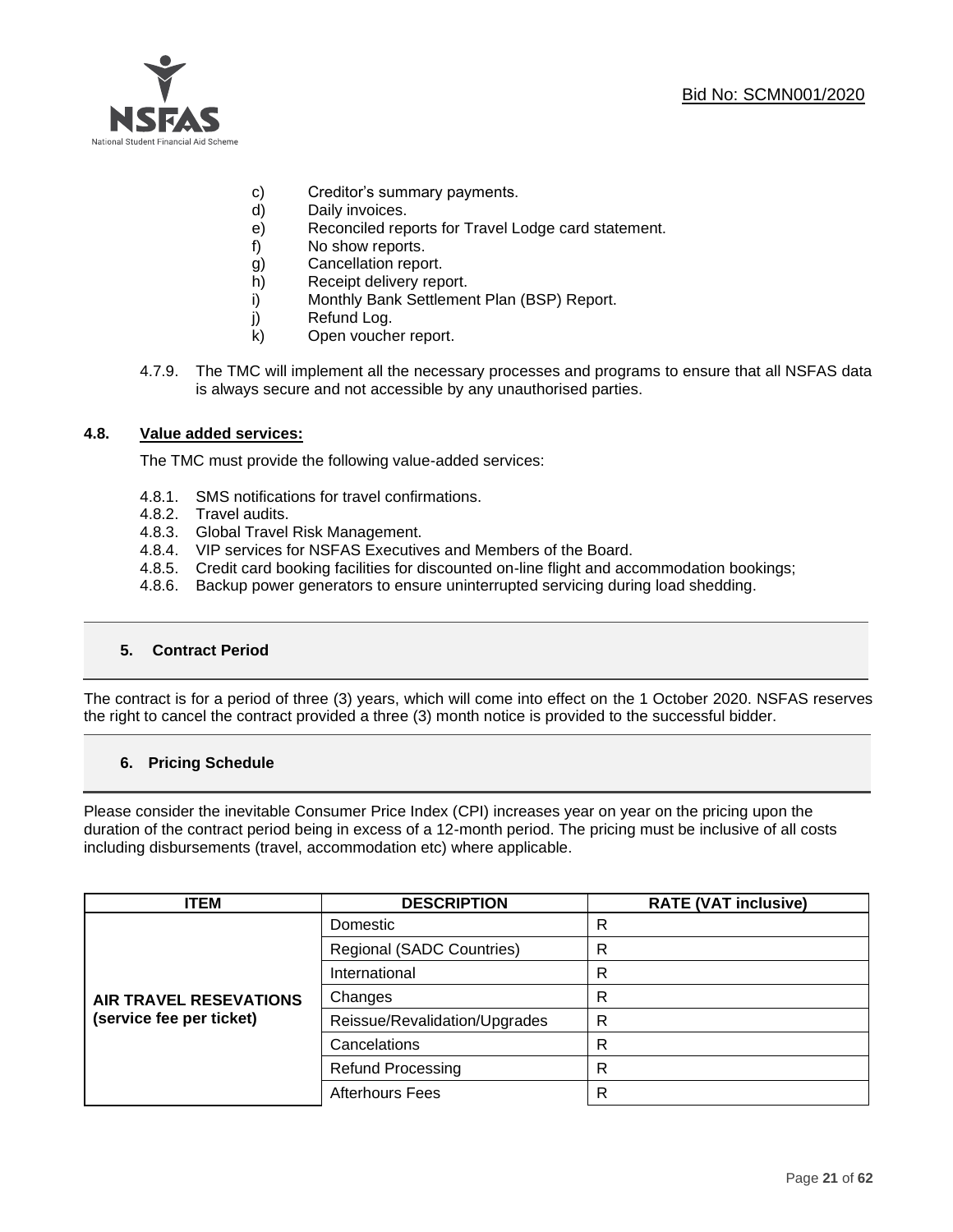c) Creditor's summary payments.
d) Daily invoices.
e) Reconciled reports for Travel Lodge card statement.
f) No show reports.
g) Cancellation report.
h) Receipt delivery report.
i) Monthly Bank Settlement Plan (BSP) Report.
j) Refund Log.
k) Open voucher report.

4.7.9. The TMC will implement all the necessary processes and programs to ensure that all NSFAS data is always secure and not accessible by any unauthorised parties.

### 4.8. Value added services:

The TMC must provide the following value-added services:

4.8.1. SMS notifications for travel confirmations.
4.8.2. Travel audits.
4.8.3. Global Travel Risk Management.
4.8.4. VIP services for NSFAS Executives and Members of the Board.
4.8.5. Credit card booking facilities for discounted on-line flight and accommodation bookings;
4.8.6. Backup power generators to ensure uninterrupted servicing during load shedding.

## 5. Contract Period

The contract is for a period of three (3) years, which will come into effect on the 1 October 2020. NSFAS reserves the right to cancel the contract provided a three (3) month notice is provided to the successful bidder.

## 6. Pricing Schedule

Please consider the inevitable Consumer Price Index (CPI) increases year on year on the pricing upon the duration of the contract period being in excess of a 12-month period. The pricing must be inclusive of all costs including disbursements (travel, accommodation etc) where applicable.

| ITEM | DESCRIPTION | RATE (VAT inclusive) |
|---|---|---|
| **AIR TRAVEL RESEVATIONS (service fee per ticket)** | Domestic | R |
| | Regional (SADC Countries) | R |
| | International | R |
| | Changes | R |
| | Reissue/Revalidation/Upgrades | R |
| | Cancelations | R |
| | Refund Processing | R |
| | Afterhours Fees | R |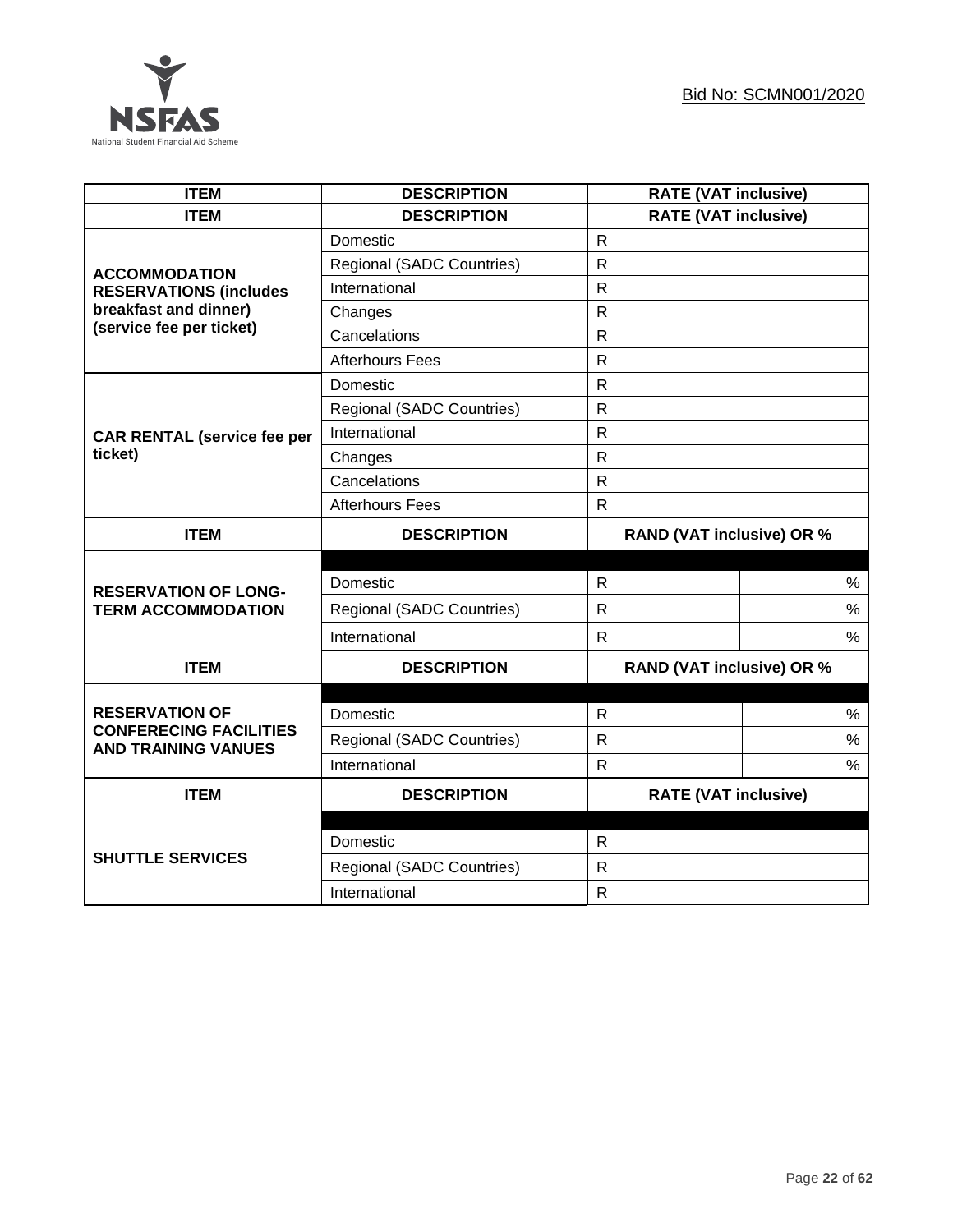Bid No: SCMN001/2020

| ITEM | DESCRIPTION | RATE (VAT inclusive) | |
|---|---|---|---|
| ITEM | DESCRIPTION | RATE (VAT inclusive) | |
| **ACCOMMODATION RESERVATIONS (includes breakfast and dinner) (service fee per ticket)** | Domestic | R | |
| | Regional (SADC Countries) | R | |
| | International | R | |
| | Changes | R | |
| | Cancelations | R | |
| | Afterhours Fees | R | |
| **CAR RENTAL (service fee per ticket)** | Domestic | R | |
| | Regional (SADC Countries) | R | |
| | International | R | |
| | Changes | R | |
| | Cancelations | R | |
| | Afterhours Fees | R | |
| **ITEM** | **DESCRIPTION** | **RAND (VAT inclusive) OR %** | |
| **RESERVATION OF LONG-TERM ACCOMMODATION** | | | |
| | Domestic | R | % |
| | Regional (SADC Countries) | R | % |
| | International | R | % |
| **ITEM** | **DESCRIPTION** | **RAND (VAT inclusive) OR %** | |
| **RESERVATION OF CONFERECING FACILITIES AND TRAINING VANUES** | | | |
| | Domestic | R | % |
| | Regional (SADC Countries) | R | % |
| | International | R | % |
| **ITEM** | **DESCRIPTION** | **RATE (VAT inclusive)** | |
| **SHUTTLE SERVICES** | | | |
| | Domestic | R | |
| | Regional (SADC Countries) | R | |
| | International | R | |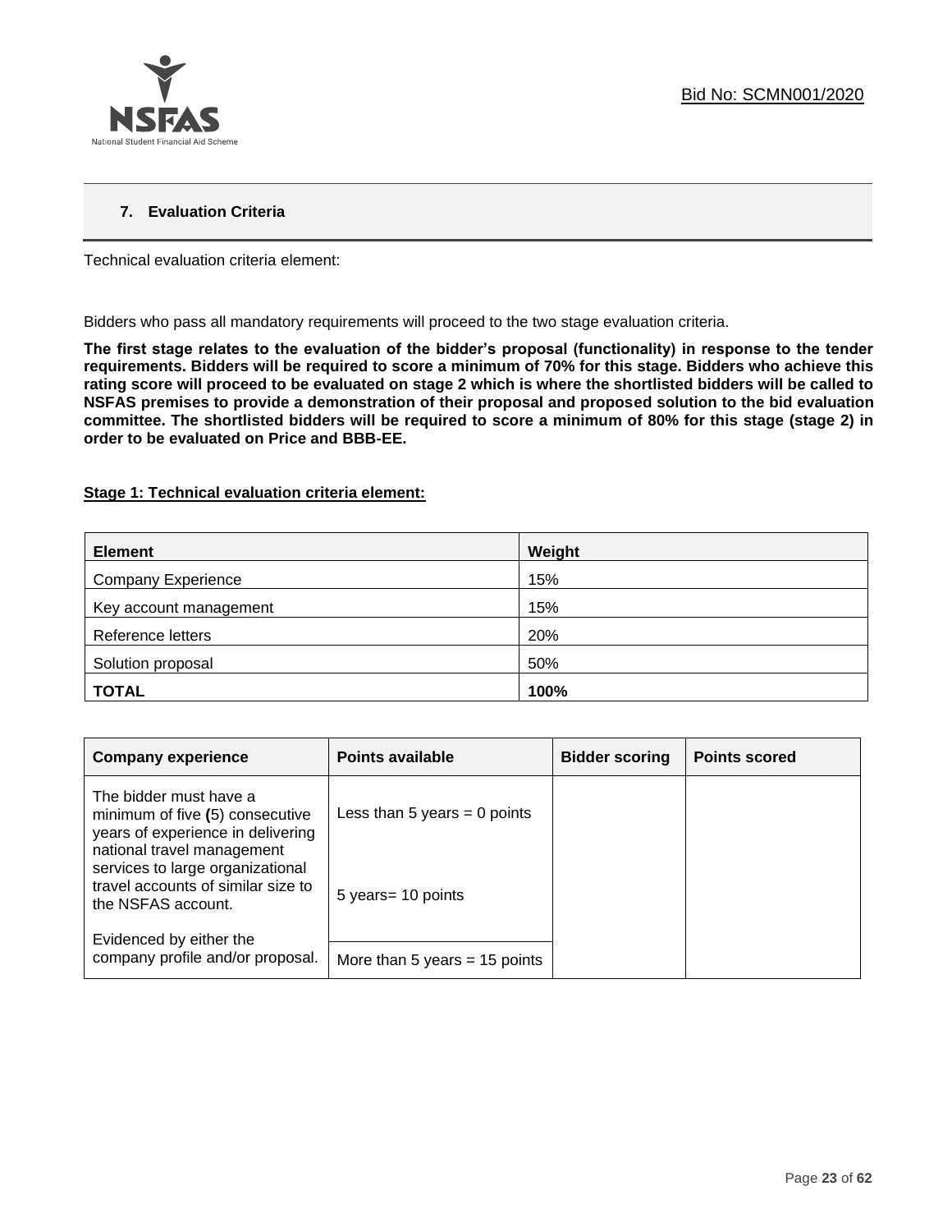## 7. Evaluation Criteria

Technical evaluation criteria element:

Bidders who pass all mandatory requirements will proceed to the two stage evaluation criteria.

**The first stage relates to the evaluation of the bidder's proposal (functionality) in response to the tender requirements. Bidders will be required to score a minimum of 70% for this stage. Bidders who achieve this rating score will proceed to be evaluated on stage 2 which is where the shortlisted bidders will be called to NSFAS premises to provide a demonstration of their proposal and proposed solution to the bid evaluation committee. The shortlisted bidders will be required to score a minimum of 80% for this stage (stage 2) in order to be evaluated on Price and BBB-EE.**

**Stage 1: Technical evaluation criteria element:**

| Element | Weight |
|---|---|
| Company Experience | 15% |
| Key account management | 15% |
| Reference letters | 20% |
| Solution proposal | 50% |
| **TOTAL** | **100%** |

| Company experience | Points available | Bidder scoring | Points scored |
|---|---|---|---|
| The bidder must have a minimum of five (5) consecutive years of experience in delivering national travel management services to large organizational travel accounts of similar size to the NSFAS account.<br><br>Evidenced by either the company profile and/or proposal. | Less than 5 years = 0 points<br><br>5 years= 10 points<br><br>More than 5 years = 15 points | | |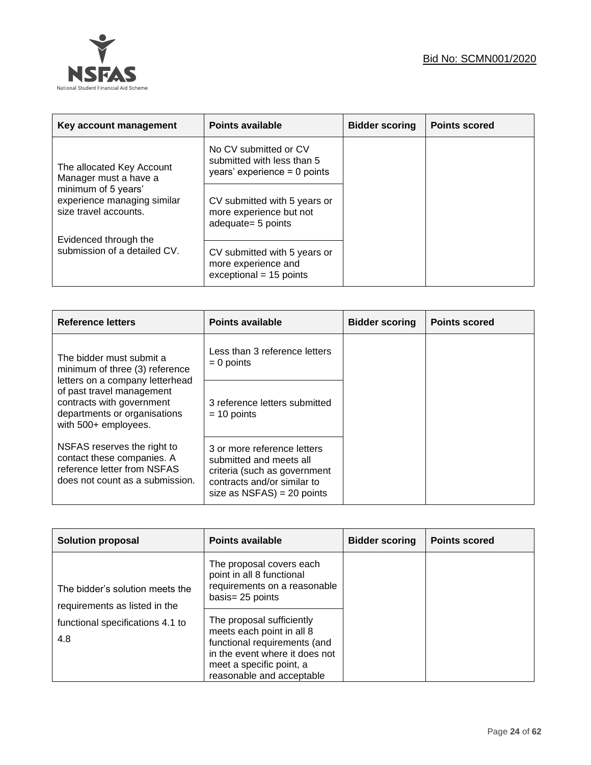| Key account management | Points available | Bidder scoring | Points scored |
| --- | --- | --- | --- |
| The allocated Key Account Manager must a have a minimum of 5 years' experience managing similar size travel accounts.<br><br>Evidenced through the submission of a detailed CV. | No CV submitted or CV submitted with less than 5 years' experience = 0 points | | |
| | CV submitted with 5 years or more experience but not adequate= 5 points | | |
| | CV submitted with 5 years or more experience and exceptional = 15 points | | |

| Reference letters | Points available | Bidder scoring | Points scored |
| --- | --- | --- | --- |
| The bidder must submit a minimum of three (3) reference letters on a company letterhead of past travel management contracts with government departments or organisations with 500+ employees.<br><br>NSFAS reserves the right to contact these companies. A reference letter from NSFAS does not count as a submission. | Less than 3 reference letters = 0 points | | |
| | 3 reference letters submitted = 10 points | | |
| | 3 or more reference letters submitted and meets all criteria (such as government contracts and/or similar to size as NSFAS) = 20 points | | |

| Solution proposal | Points available | Bidder scoring | Points scored |
| --- | --- | --- | --- |
| The bidder's solution meets the requirements as listed in the functional specifications 4.1 to 4.8 | The proposal covers each point in all 8 functional requirements on a reasonable basis= 25 points | | |
| | The proposal sufficiently meets each point in all 8 functional requirements (and in the event where it does not meet a specific point, a reasonable and acceptable | | |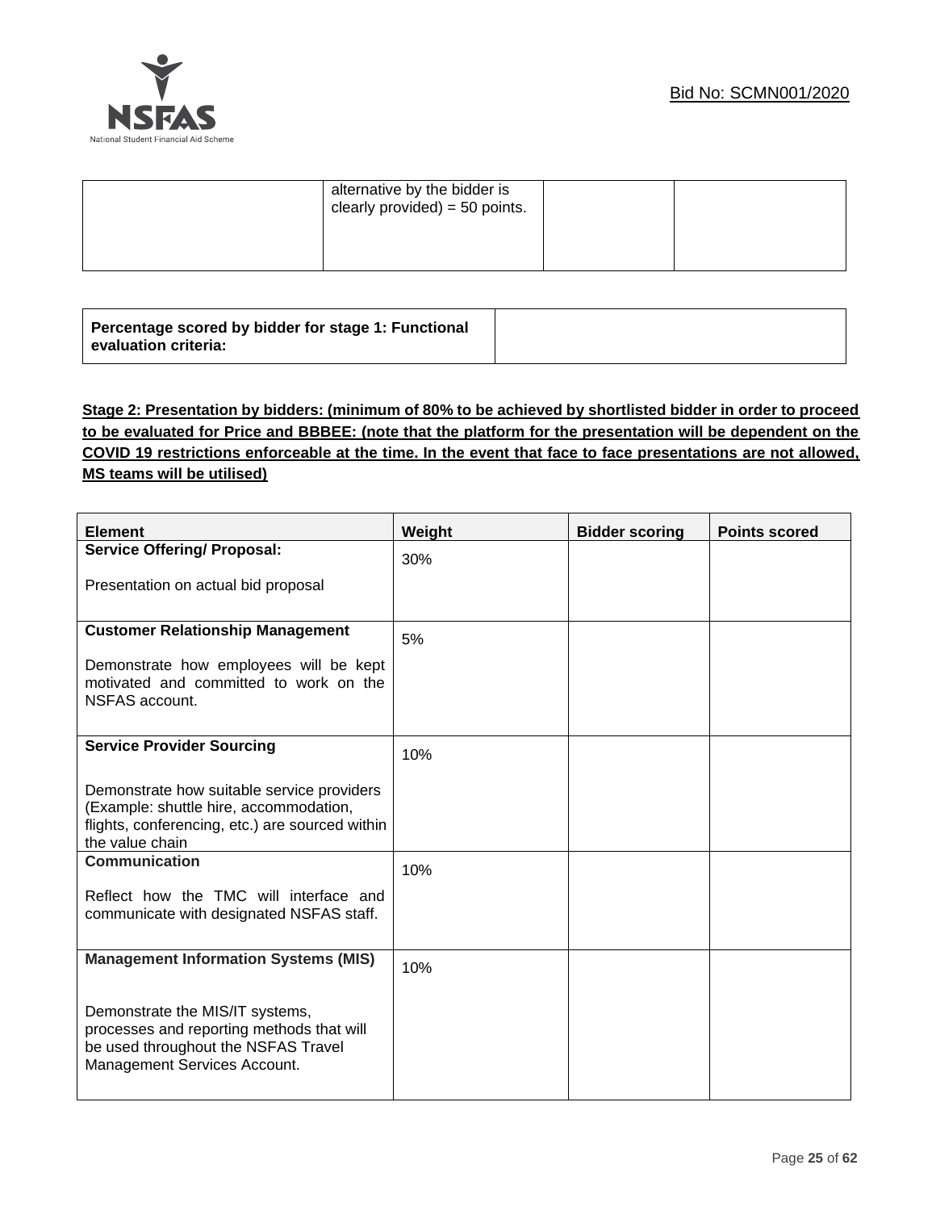| | alternative by the bidder is clearly provided) = 50 points. | | |
|---|---|---|---|

| Percentage scored by bidder for stage 1: Functional evaluation criteria: | |
|---|---|

**Stage 2: Presentation by bidders: (minimum of 80% to be achieved by shortlisted bidder in order to proceed to be evaluated for Price and BBBEE: (note that the platform for the presentation will be dependent on the COVID 19 restrictions enforceable at the time. In the event that face to face presentations are not allowed, MS teams will be utilised)**

| Element | Weight | Bidder scoring | Points scored |
|---|---|---|---|
| **Service Offering/ Proposal:**<br><br>Presentation on actual bid proposal | 30% | | |
| **Customer Relationship Management**<br><br>Demonstrate how employees will be kept motivated and committed to work on the NSFAS account. | 5% | | |
| **Service Provider Sourcing**<br><br>Demonstrate how suitable service providers (Example: shuttle hire, accommodation, flights, conferencing, etc.) are sourced within the value chain | 10% | | |
| **Communication**<br><br>Reflect how the TMC will interface and communicate with designated NSFAS staff. | 10% | | |
| **Management Information Systems (MIS)**<br><br>Demonstrate the MIS/IT systems, processes and reporting methods that will be used throughout the NSFAS Travel Management Services Account. | 10% | | |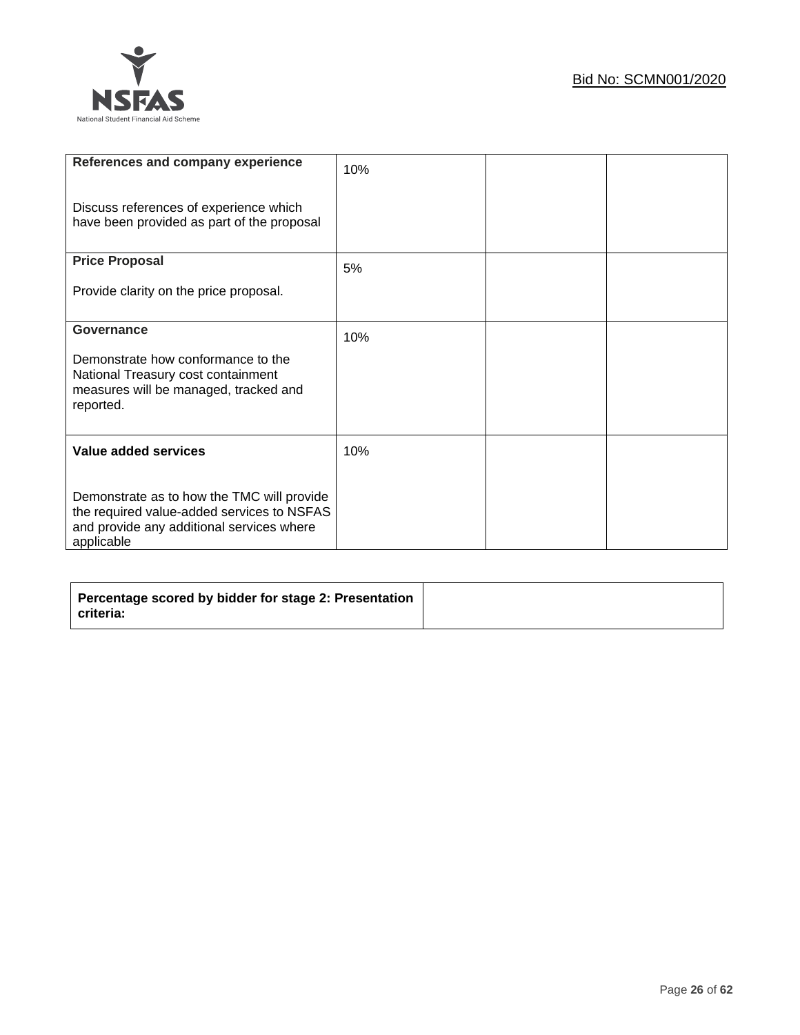| | | | |
|---|---|---|---|
| **References and company experience**<br><br>Discuss references of experience which have been provided as part of the proposal | 10% | | |
| **Price Proposal**<br><br>Provide clarity on the price proposal. | 5% | | |
| **Governance**<br><br>Demonstrate how conformance to the National Treasury cost containment measures will be managed, tracked and reported. | 10% | | |
| **Value added services**<br><br>Demonstrate as to how the TMC will provide the required value-added services to NSFAS and provide any additional services where applicable | 10% | | |

| | |
|---|---|
| **Percentage scored by bidder for stage 2: Presentation criteria:** | |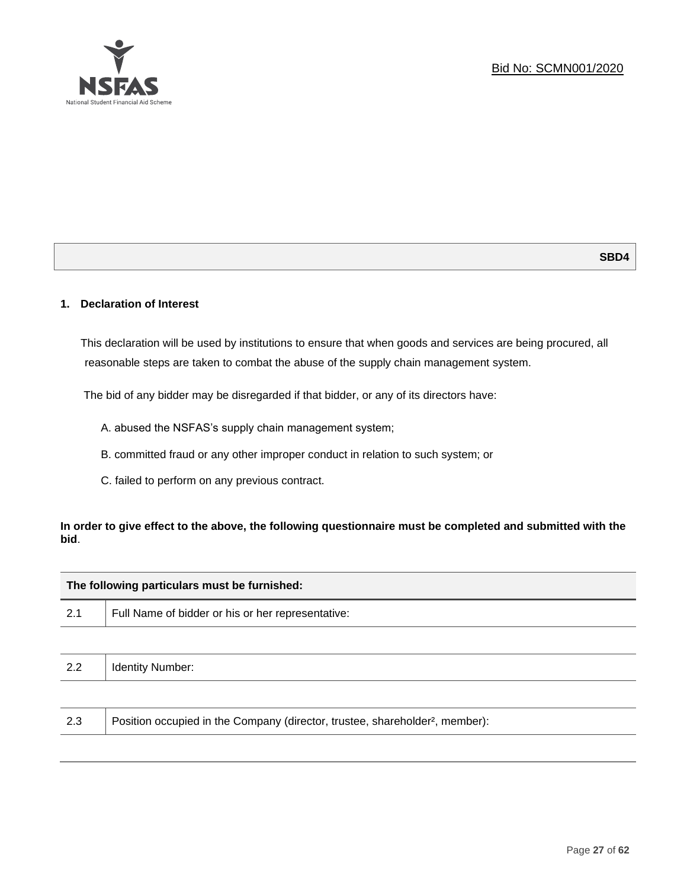Bid No: SCMN001/2020

**SBD4**

## 1. Declaration of Interest

This declaration will be used by institutions to ensure that when goods and services are being procured, all reasonable steps are taken to combat the abuse of the supply chain management system.

The bid of any bidder may be disregarded if that bidder, or any of its directors have:

A. abused the NSFAS's supply chain management system;

B. committed fraud or any other improper conduct in relation to such system; or

C. failed to perform on any previous contract.

**In order to give effect to the above, the following questionnaire must be completed and submitted with the bid**.

| The following particulars must be furnished: | |
|---|---|
| 2.1 | Full Name of bidder or his or her representative: |
| | |
| 2.2 | Identity Number: |
| | |
| 2.3 | Position occupied in the Company (director, trustee, shareholder[2], member): |
| | |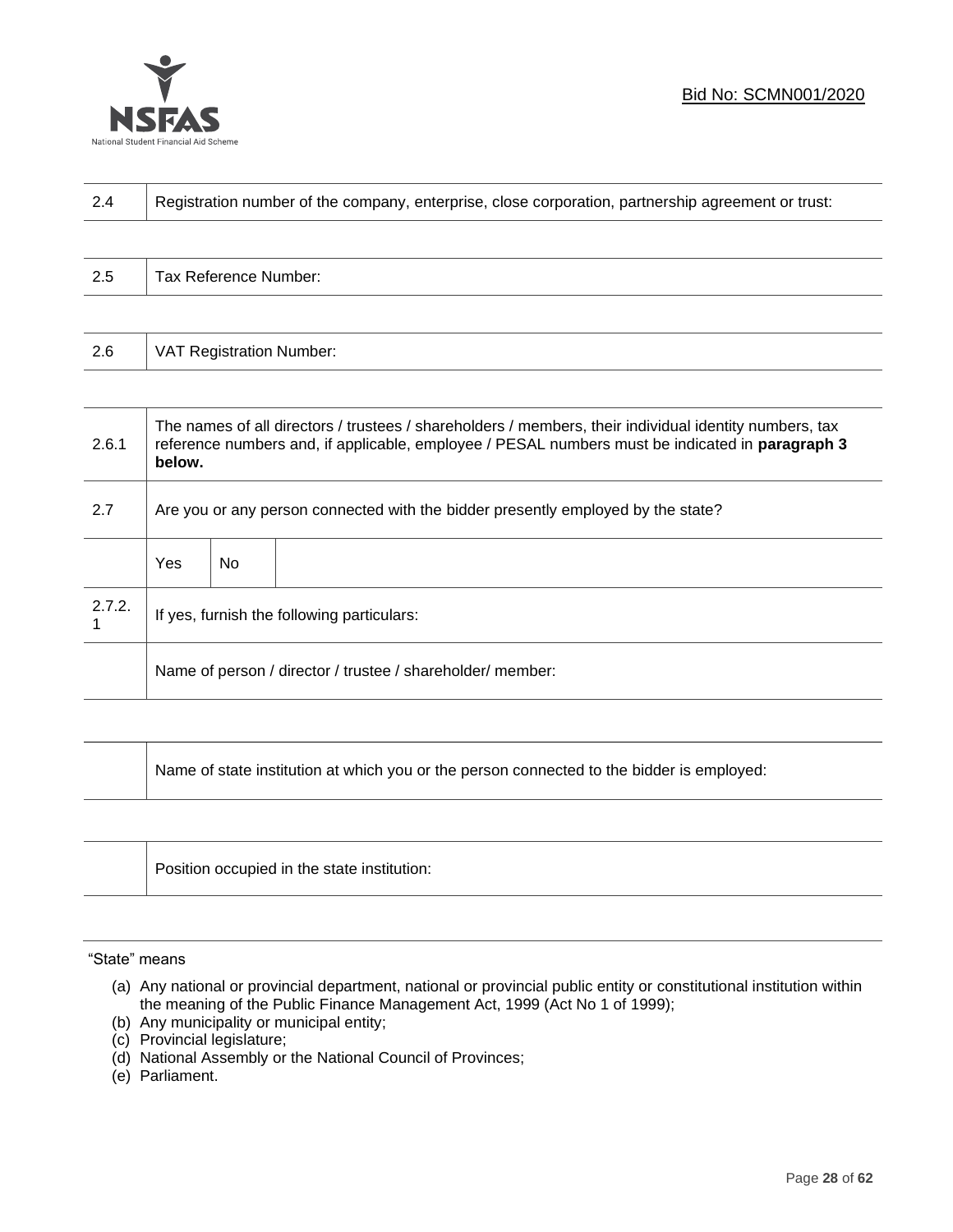| 2.4 | Registration number of the company, enterprise, close corporation, partnership agreement or trust: |
|---|---|

| 2.5 | Tax Reference Number: |
|---|---|

| 2.6 | VAT Registration Number: |
|---|---|

| 2.6.1 | The names of all directors / trustees / shareholders / members, their individual identity numbers, tax reference numbers and, if applicable, employee / PESAL numbers must be indicated in **paragraph 3 below.** | | |
|---|---|---|---|
| 2.7 | Are you or any person connected with the bidder presently employed by the state? | | |
| | Yes | No | |
| 2.7.2.1 | If yes, furnish the following particulars: | | |
| | Name of person / director / trustee / shareholder/ member: | | |

| | Name of state institution at which you or the person connected to the bidder is employed: |
|---|---|

| | Position occupied in the state institution: |
|---|---|

"State" means

(a) Any national or provincial department, national or provincial public entity or constitutional institution within the meaning of the Public Finance Management Act, 1999 (Act No 1 of 1999);
(b) Any municipality or municipal entity;
(c) Provincial legislature;
(d) National Assembly or the National Council of Provinces;
(e) Parliament.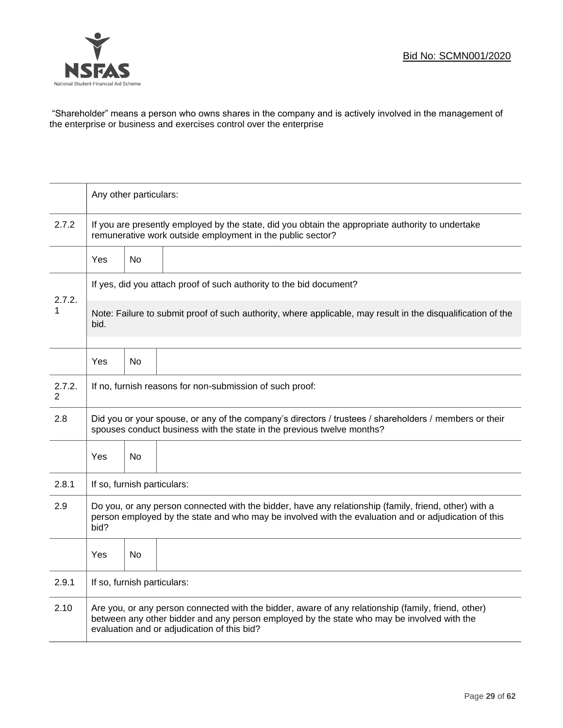"Shareholder" means a person who owns shares in the company and is actively involved in the management of the enterprise or business and exercises control over the enterprise

| | | | |
|---|---|---|---|
| | Any other particulars: | | |
| 2.7.2 | If you are presently employed by the state, did you obtain the appropriate authority to undertake remunerative work outside employment in the public sector? | | |
| | Yes | No | |
| 2.7.2.1 | If yes, did you attach proof of such authority to the bid document?<br><br>Note: Failure to submit proof of such authority, where applicable, may result in the disqualification of the bid. | | |
| | Yes | No | |
| 2.7.2.2 | If no, furnish reasons for non-submission of such proof: | | |
| 2.8 | Did you or your spouse, or any of the company's directors / trustees / shareholders / members or their spouses conduct business with the state in the previous twelve months? | | |
| | Yes | No | |
| 2.8.1 | If so, furnish particulars: | | |
| 2.9 | Do you, or any person connected with the bidder, have any relationship (family, friend, other) with a person employed by the state and who may be involved with the evaluation and or adjudication of this bid? | | |
| | Yes | No | |
| 2.9.1 | If so, furnish particulars: | | |
| 2.10 | Are you, or any person connected with the bidder, aware of any relationship (family, friend, other) between any other bidder and any person employed by the state who may be involved with the evaluation and or adjudication of this bid? | | |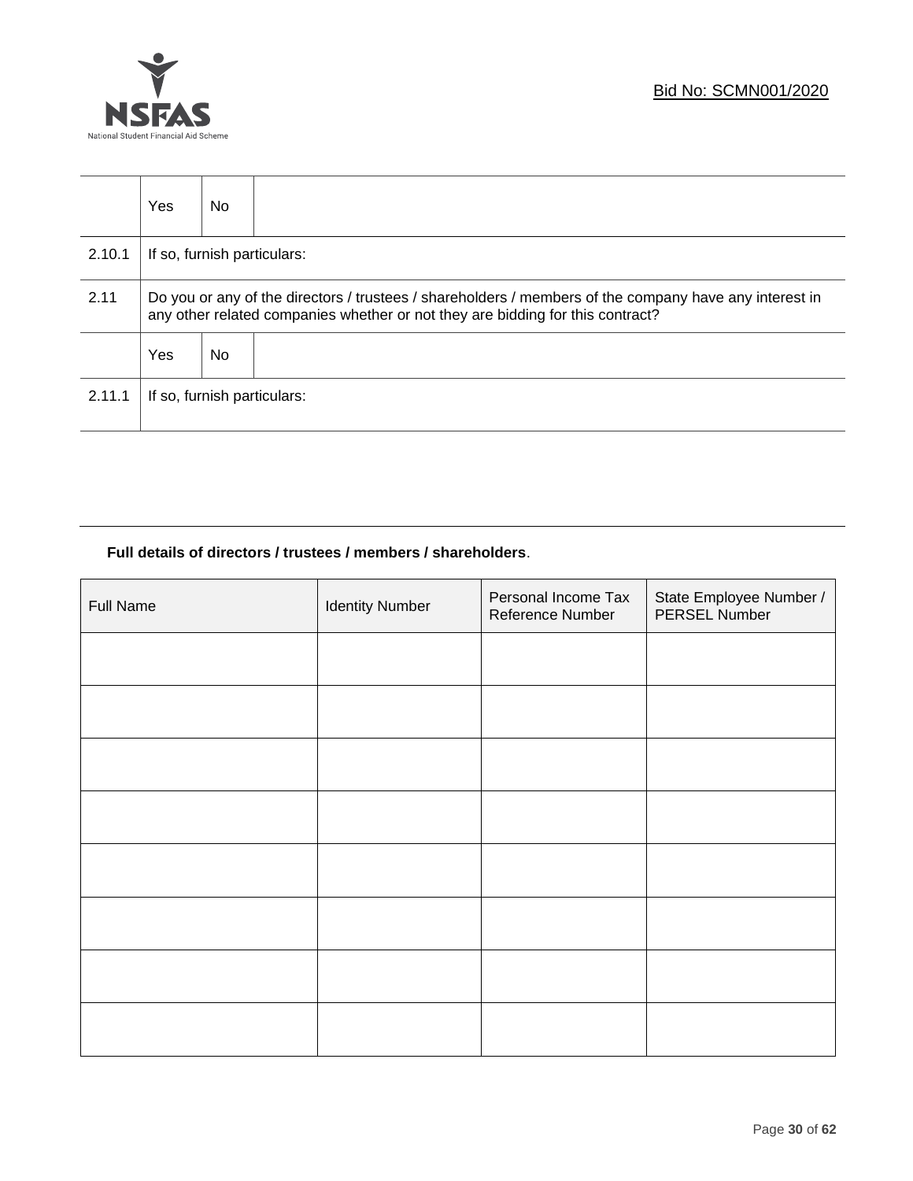| | Yes | No | |
|---|---|---|---|
| 2.10.1 | If so, furnish particulars: | | |
| 2.11 | Do you or any of the directors / trustees / shareholders / members of the company have any interest in any other related companies whether or not they are bidding for this contract? | | |
| | Yes | No | |
| 2.11.1 | If so, furnish particulars: | | |

**Full details of directors / trustees / members / shareholders**.

| Full Name | Identity Number | Personal Income Tax Reference Number | State Employee Number / PERSEL Number |
|---|---|---|---|
| | | | |
| | | | |
| | | | |
| | | | |
| | | | |
| | | | |
| | | | |
| | | | |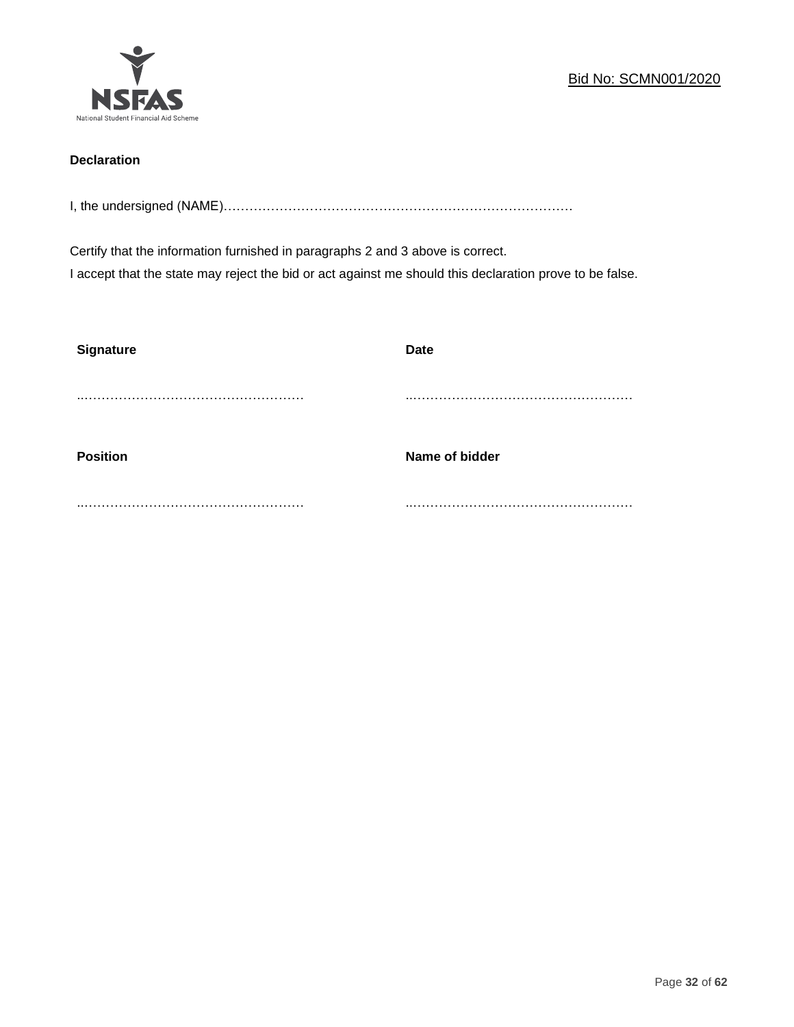Bid No: SCMN001/2020

**Declaration**

I, the undersigned (NAME)………………………………………………………………………

Certify that the information furnished in paragraphs 2 and 3 above is correct.
I accept that the state may reject the bid or act against me should this declaration prove to be false.

| **Signature** | **Date** |
|---|---|
| ..…………………………………………… | ..…………………………………………… |
| **Position** | **Name of bidder** |
| ..…………………………………………… | ..…………………………………………… |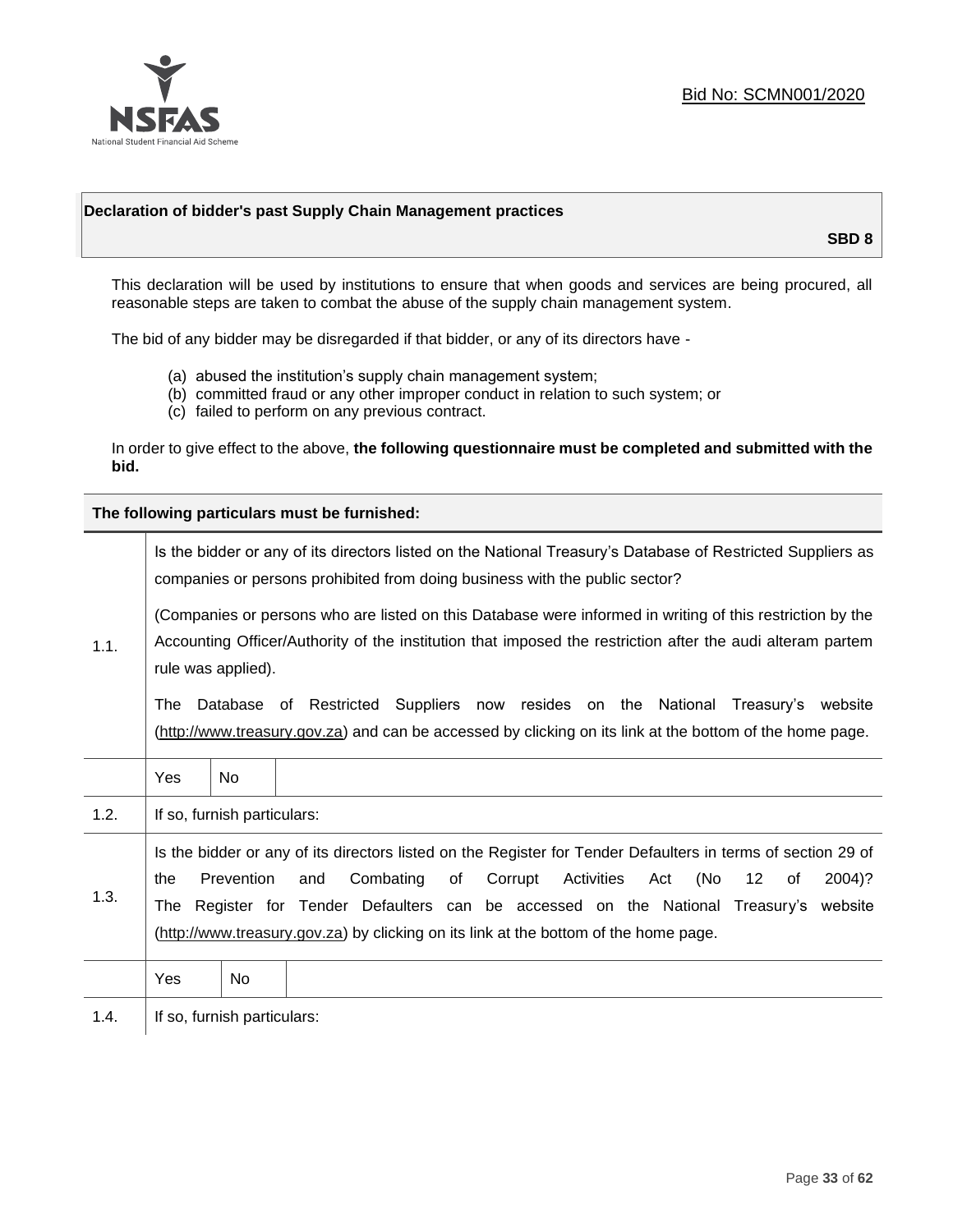Bid No: SCMN001/2020

## Declaration of bidder's past Supply Chain Management practices

**SBD 8**

This declaration will be used by institutions to ensure that when goods and services are being procured, all reasonable steps are taken to combat the abuse of the supply chain management system.

The bid of any bidder may be disregarded if that bidder, or any of its directors have -

(a) abused the institution's supply chain management system;
(b) committed fraud or any other improper conduct in relation to such system; or
(c) failed to perform on any previous contract.

In order to give effect to the above, **the following questionnaire must be completed and submitted with the bid.**

**The following particulars must be furnished:**

| | |
|---|---|
| 1.1. | Is the bidder or any of its directors listed on the National Treasury's Database of Restricted Suppliers as companies or persons prohibited from doing business with the public sector?<br><br>(Companies or persons who are listed on this Database were informed in writing of this restriction by the Accounting Officer/Authority of the institution that imposed the restriction after the audi alteram partem rule was applied).<br><br>The Database of Restricted Suppliers now resides on the National Treasury's website (http://www.treasury.gov.za) and can be accessed by clicking on its link at the bottom of the home page. |
| | Yes &#124; No |
| 1.2. | If so, furnish particulars: |
| 1.3. | Is the bidder or any of its directors listed on the Register for Tender Defaulters in terms of section 29 of the Prevention and Combating of Corrupt Activities Act (No 12 of 2004)? The Register for Tender Defaulters can be accessed on the National Treasury's website (http://www.treasury.gov.za) by clicking on its link at the bottom of the home page. |
| | Yes &#124; No |
| 1.4. | If so, furnish particulars: |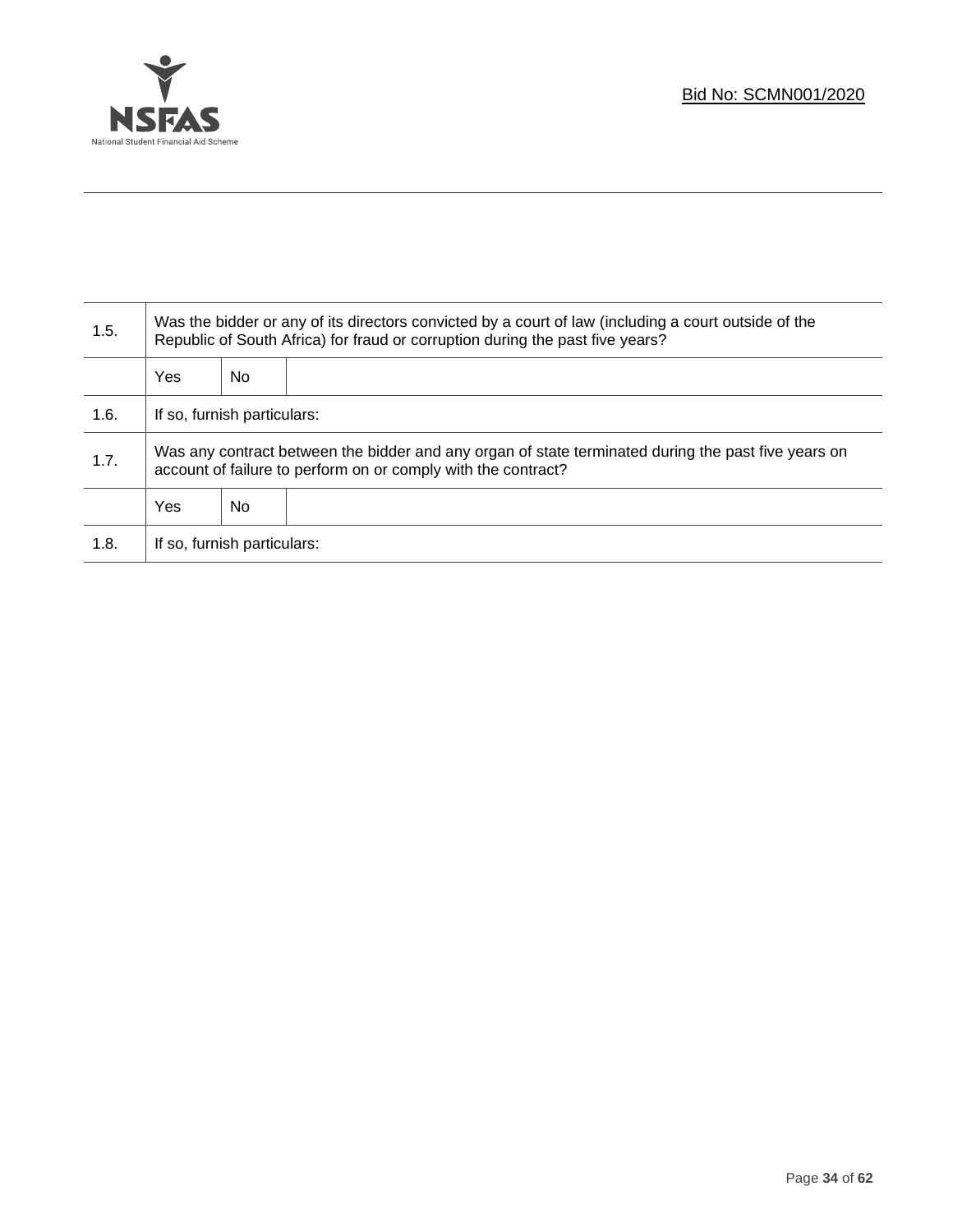| | | | |
|---|---|---|---|
| 1.5. | Was the bidder or any of its directors convicted by a court of law (including a court outside of the Republic of South Africa) for fraud or corruption during the past five years? | | |
| | Yes | No | |
| 1.6. | If so, furnish particulars: | | |
| 1.7. | Was any contract between the bidder and any organ of state terminated during the past five years on account of failure to perform on or comply with the contract? | | |
| | Yes | No | |
| 1.8. | If so, furnish particulars: | | |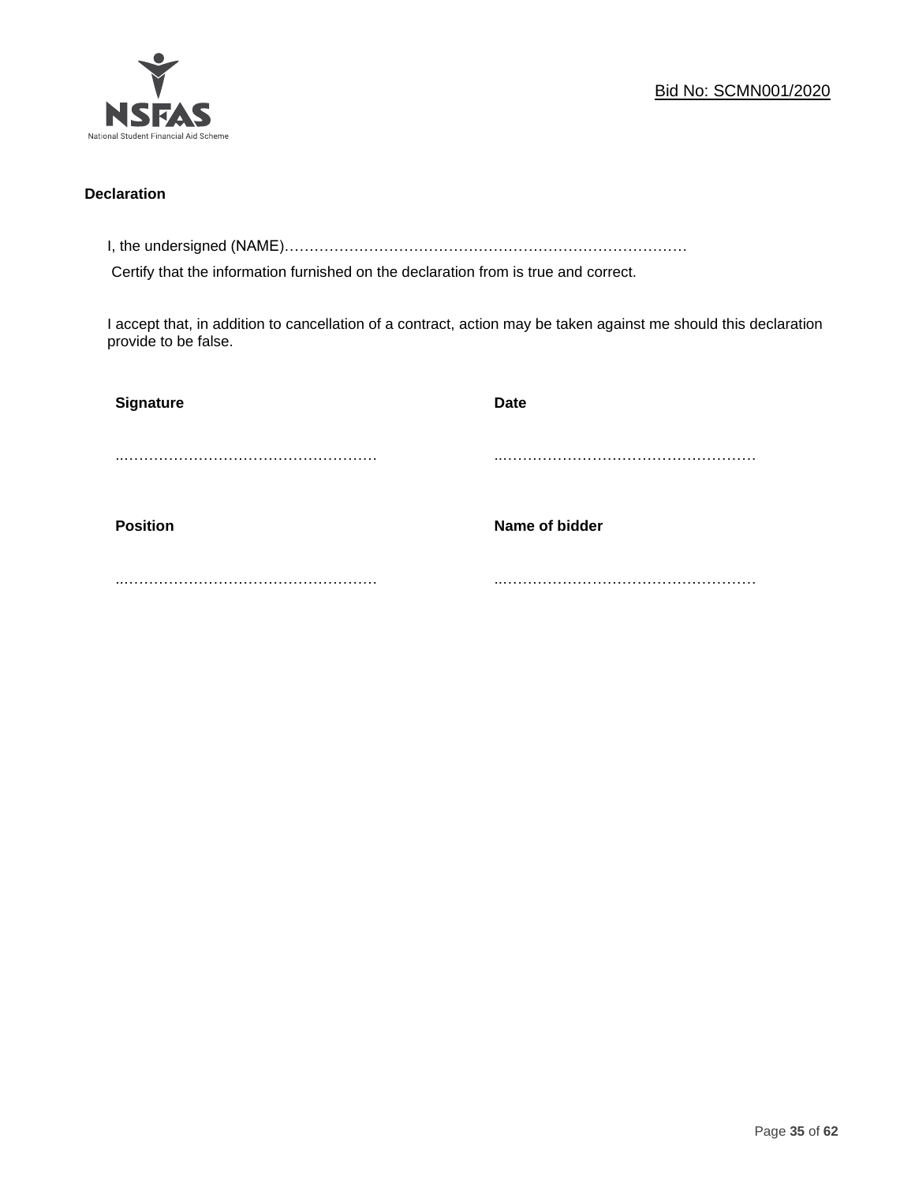**Declaration**

I, the undersigned (NAME)…………………………………………………………………………

Certify that the information furnished on the declaration from is true and correct.

I accept that, in addition to cancellation of a contract, action may be taken against me should this declaration provide to be false.

| **Signature** | **Date** |
|---|---|
| ……………………………………………… | ……………………………………………… |
| **Position** | **Name of bidder** |
| ……………………………………………… | ……………………………………………… |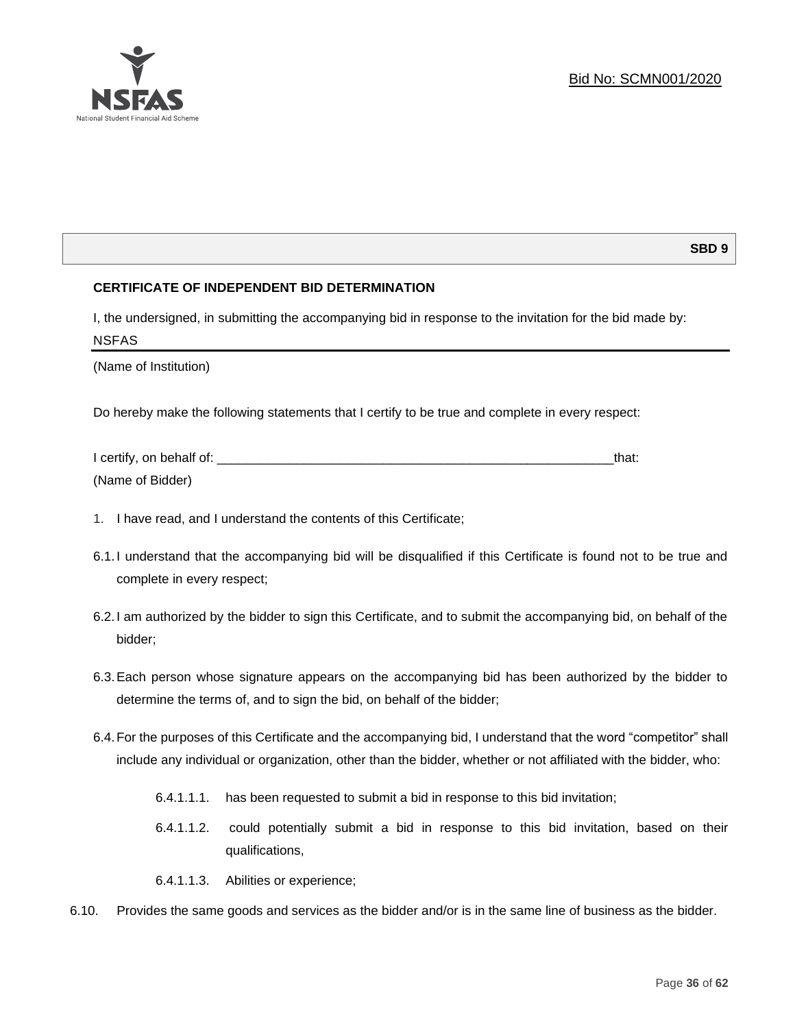Bid No: SCMN001/2020

**SBD 9**

**CERTIFICATE OF INDEPENDENT BID DETERMINATION**

I, the undersigned, in submitting the accompanying bid in response to the invitation for the bid made by:

NSFAS

(Name of Institution)

Do hereby make the following statements that I certify to be true and complete in every respect:

I certify, on behalf of: ___________________________________________________________that:

(Name of Bidder)

1. I have read, and I understand the contents of this Certificate;

6.1. I understand that the accompanying bid will be disqualified if this Certificate is found not to be true and complete in every respect;

6.2. I am authorized by the bidder to sign this Certificate, and to submit the accompanying bid, on behalf of the bidder;

6.3. Each person whose signature appears on the accompanying bid has been authorized by the bidder to determine the terms of, and to sign the bid, on behalf of the bidder;

6.4. For the purposes of this Certificate and the accompanying bid, I understand that the word "competitor" shall include any individual or organization, other than the bidder, whether or not affiliated with the bidder, who:

6.4.1.1.1. has been requested to submit a bid in response to this bid invitation;

6.4.1.1.2. could potentially submit a bid in response to this bid invitation, based on their qualifications,

6.4.1.1.3. Abilities or experience;

6.10. Provides the same goods and services as the bidder and/or is in the same line of business as the bidder.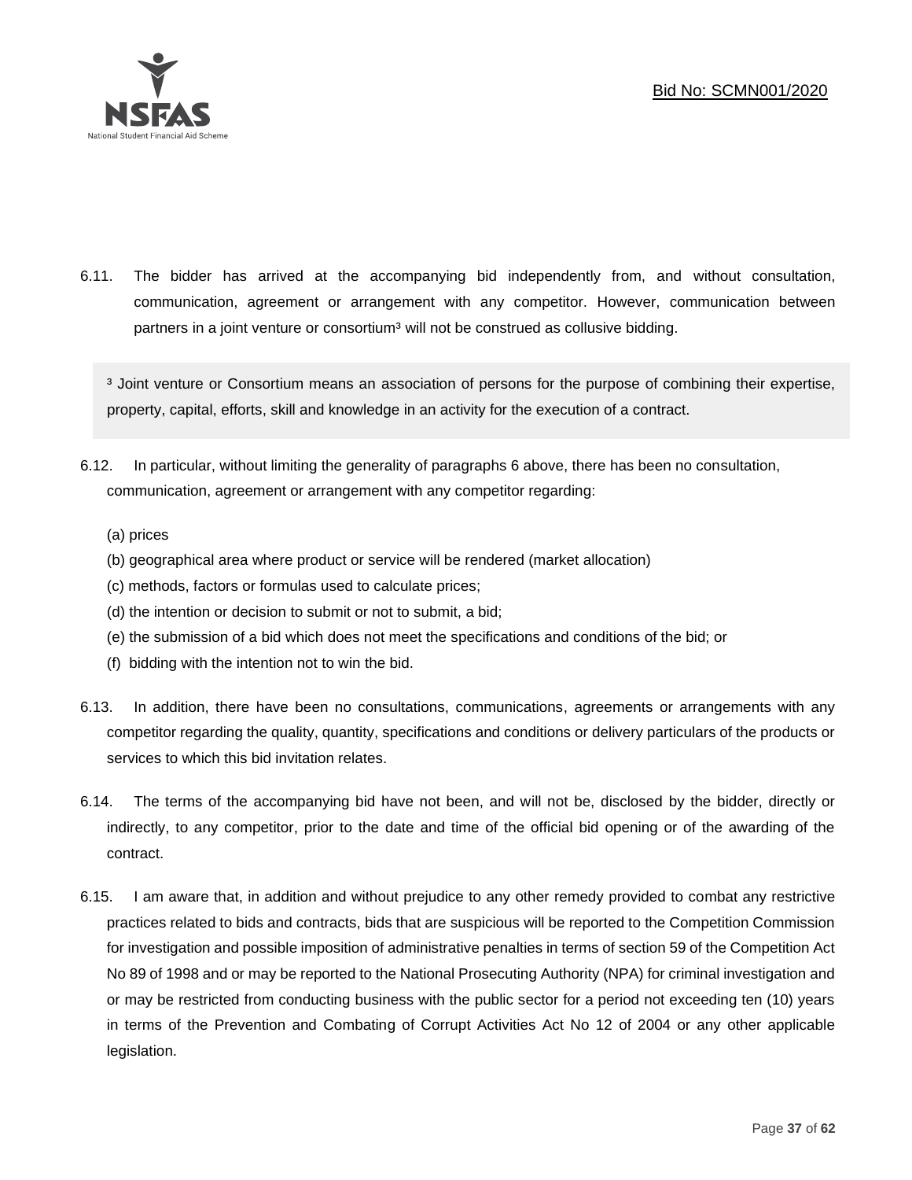6.11. The bidder has arrived at the accompanying bid independently from, and without consultation, communication, agreement or arrangement with any competitor. However, communication between partners in a joint venture or consortium[3] will not be construed as collusive bidding.

> [3] Joint venture or Consortium means an association of persons for the purpose of combining their expertise, property, capital, efforts, skill and knowledge in an activity for the execution of a contract.

6.12. In particular, without limiting the generality of paragraphs 6 above, there has been no consultation, communication, agreement or arrangement with any competitor regarding:

(a) prices
(b) geographical area where product or service will be rendered (market allocation)
(c) methods, factors or formulas used to calculate prices;
(d) the intention or decision to submit or not to submit, a bid;
(e) the submission of a bid which does not meet the specifications and conditions of the bid; or
(f) bidding with the intention not to win the bid.

6.13. In addition, there have been no consultations, communications, agreements or arrangements with any competitor regarding the quality, quantity, specifications and conditions or delivery particulars of the products or services to which this bid invitation relates.

6.14. The terms of the accompanying bid have not been, and will not be, disclosed by the bidder, directly or indirectly, to any competitor, prior to the date and time of the official bid opening or of the awarding of the contract.

6.15. I am aware that, in addition and without prejudice to any other remedy provided to combat any restrictive practices related to bids and contracts, bids that are suspicious will be reported to the Competition Commission for investigation and possible imposition of administrative penalties in terms of section 59 of the Competition Act No 89 of 1998 and or may be reported to the National Prosecuting Authority (NPA) for criminal investigation and or may be restricted from conducting business with the public sector for a period not exceeding ten (10) years in terms of the Prevention and Combating of Corrupt Activities Act No 12 of 2004 or any other applicable legislation.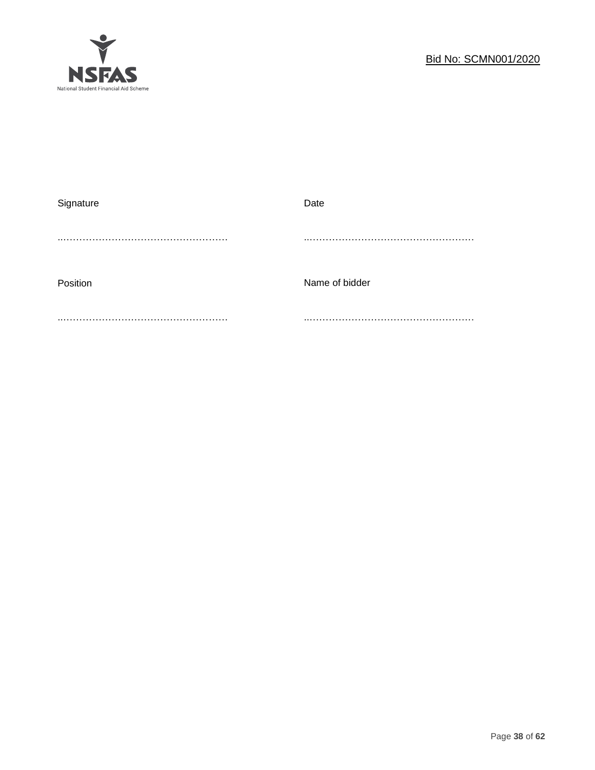| Signature | Date |
|---|---|
| …………………………………………… | …………………………………………… |
| Position | Name of bidder |
| …………………………………………… | …………………………………………… |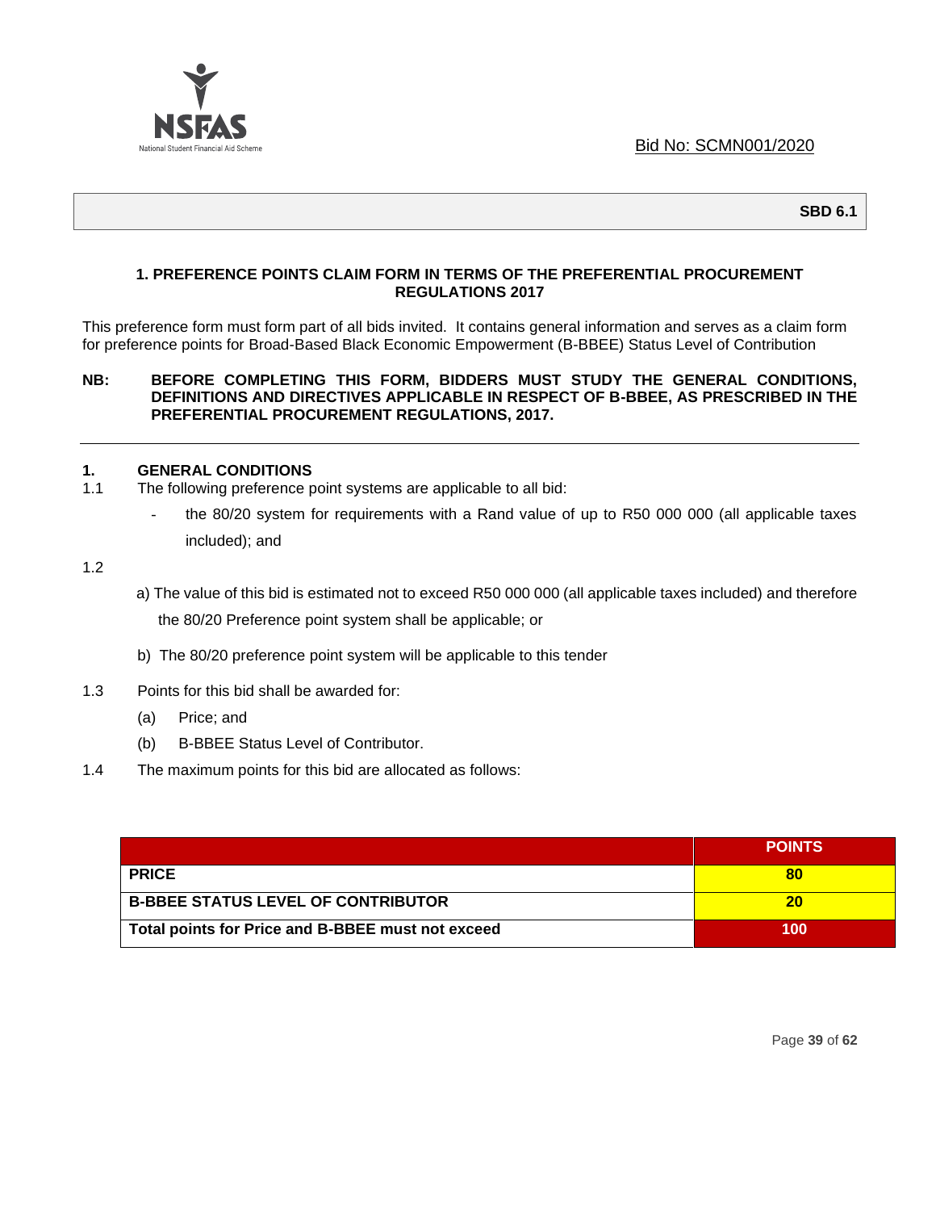Bid No: SCMN001/2020

**SBD 6.1**

## 1. PREFERENCE POINTS CLAIM FORM IN TERMS OF THE PREFERENTIAL PROCUREMENT REGULATIONS 2017

This preference form must form part of all bids invited. It contains general information and serves as a claim form for preference points for Broad-Based Black Economic Empowerment (B-BBEE) Status Level of Contribution

**NB: BEFORE COMPLETING THIS FORM, BIDDERS MUST STUDY THE GENERAL CONDITIONS, DEFINITIONS AND DIRECTIVES APPLICABLE IN RESPECT OF B-BBEE, AS PRESCRIBED IN THE PREFERENTIAL PROCUREMENT REGULATIONS, 2017.**

---

### 1. GENERAL CONDITIONS

1.1 The following preference point systems are applicable to all bid:

- the 80/20 system for requirements with a Rand value of up to R50 000 000 (all applicable taxes included); and

1.2

a) The value of this bid is estimated not to exceed R50 000 000 (all applicable taxes included) and therefore the 80/20 Preference point system shall be applicable; or

b) The 80/20 preference point system will be applicable to this tender

1.3 Points for this bid shall be awarded for:

(a) Price; and

(b) B-BBEE Status Level of Contributor.

1.4 The maximum points for this bid are allocated as follows:

| | POINTS |
|---|---|
| **PRICE** | **80** |
| **B-BBEE STATUS LEVEL OF CONTRIBUTOR** | **20** |
| **Total points for Price and B-BBEE must not exceed** | **100** |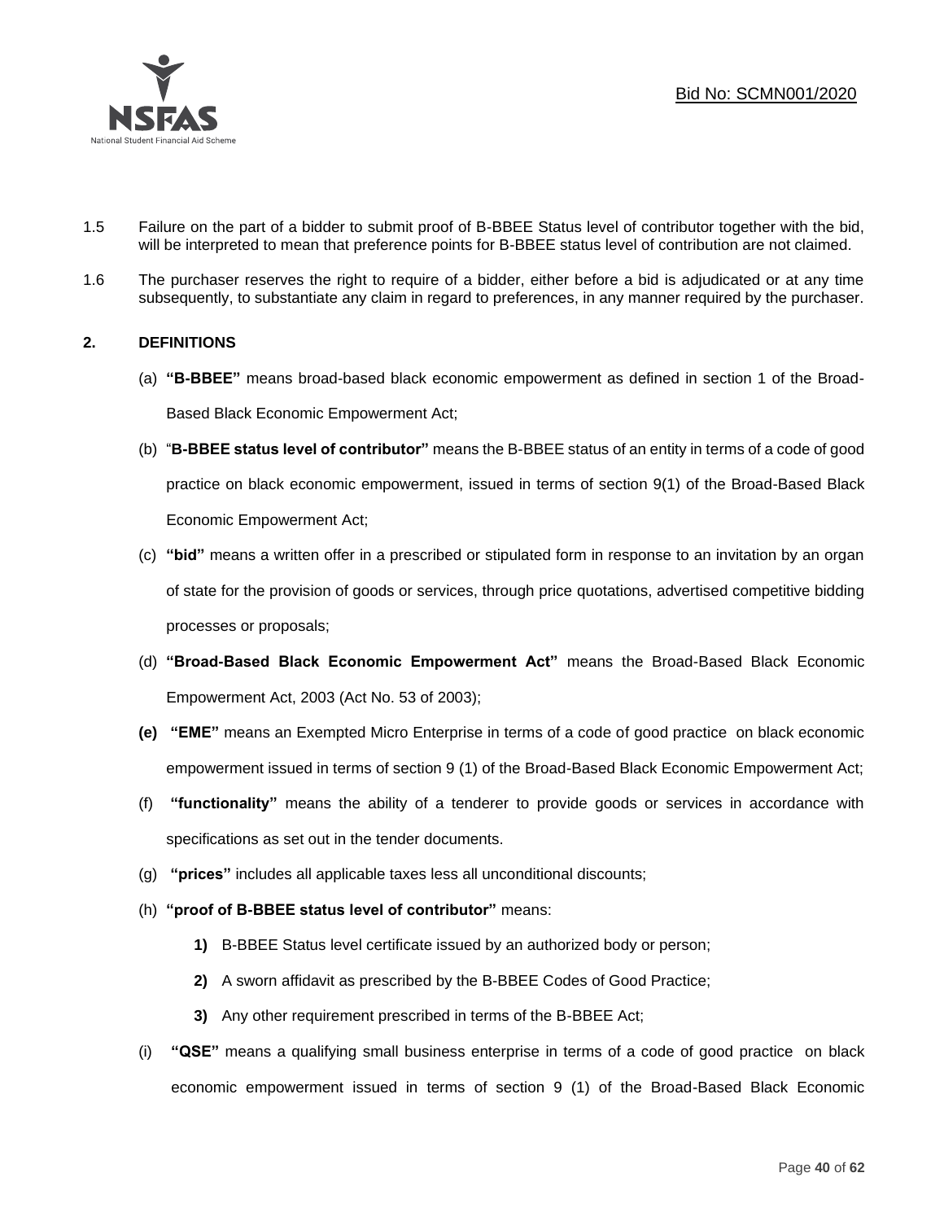1.5 Failure on the part of a bidder to submit proof of B-BBEE Status level of contributor together with the bid, will be interpreted to mean that preference points for B-BBEE status level of contribution are not claimed.

1.6 The purchaser reserves the right to require of a bidder, either before a bid is adjudicated or at any time subsequently, to substantiate any claim in regard to preferences, in any manner required by the purchaser.

## 2. DEFINITIONS

(a) **"B-BBEE"** means broad-based black economic empowerment as defined in section 1 of the Broad-Based Black Economic Empowerment Act;

(b) "**B-BBEE status level of contributor"** means the B-BBEE status of an entity in terms of a code of good practice on black economic empowerment, issued in terms of section 9(1) of the Broad-Based Black Economic Empowerment Act;

(c) **"bid"** means a written offer in a prescribed or stipulated form in response to an invitation by an organ of state for the provision of goods or services, through price quotations, advertised competitive bidding processes or proposals;

(d) **"Broad-Based Black Economic Empowerment Act"** means the Broad-Based Black Economic Empowerment Act, 2003 (Act No. 53 of 2003);

**(e)** **"EME"** means an Exempted Micro Enterprise in terms of a code of good practice on black economic empowerment issued in terms of section 9 (1) of the Broad-Based Black Economic Empowerment Act;

(f) **"functionality"** means the ability of a tenderer to provide goods or services in accordance with specifications as set out in the tender documents.

(g) **"prices"** includes all applicable taxes less all unconditional discounts;

(h) **"proof of B-BBEE status level of contributor"** means:

**1)** B-BBEE Status level certificate issued by an authorized body or person;

**2)** A sworn affidavit as prescribed by the B-BBEE Codes of Good Practice;

**3)** Any other requirement prescribed in terms of the B-BBEE Act;

(i) **"QSE"** means a qualifying small business enterprise in terms of a code of good practice on black economic empowerment issued in terms of section 9 (1) of the Broad-Based Black Economic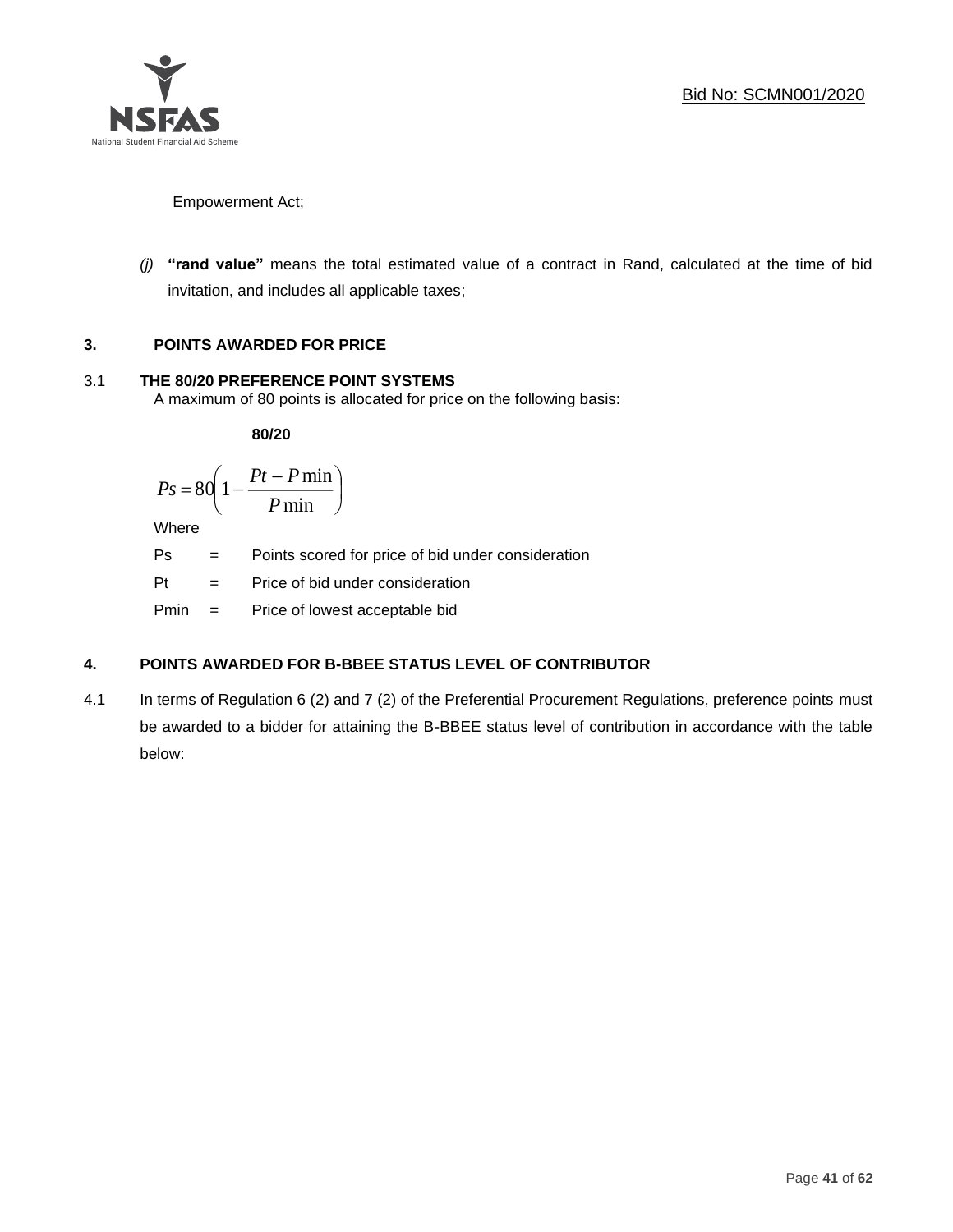Empowerment Act;

(j) **"rand value"** means the total estimated value of a contract in Rand, calculated at the time of bid invitation, and includes all applicable taxes;

## 3. POINTS AWARDED FOR PRICE

### 3.1 THE 80/20 PREFERENCE POINT SYSTEMS

A maximum of 80 points is allocated for price on the following basis:

**80/20**

$$Ps = 80\left(1 - \frac{Pt - P\min}{P\min}\right)$$

Where

Ps = Points scored for price of bid under consideration

Pt = Price of bid under consideration

Pmin = Price of lowest acceptable bid

## 4. POINTS AWARDED FOR B-BBEE STATUS LEVEL OF CONTRIBUTOR

4.1 In terms of Regulation 6 (2) and 7 (2) of the Preferential Procurement Regulations, preference points must be awarded to a bidder for attaining the B-BBEE status level of contribution in accordance with the table below: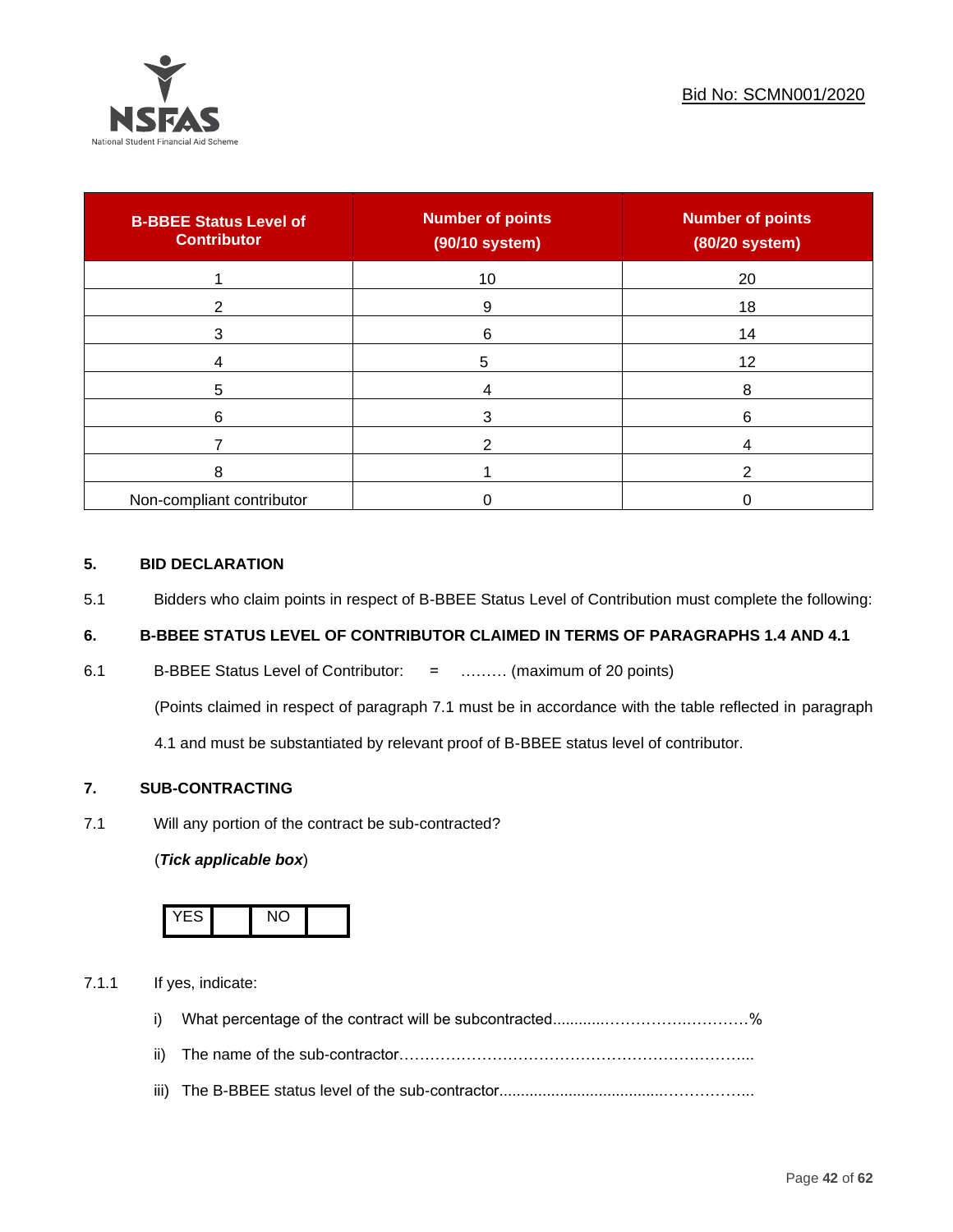| B-BBEE Status Level of Contributor | Number of points (90/10 system) | Number of points (80/20 system) |
|---|---|---|
| 1 | 10 | 20 |
| 2 | 9 | 18 |
| 3 | 6 | 14 |
| 4 | 5 | 12 |
| 5 | 4 | 8 |
| 6 | 3 | 6 |
| 7 | 2 | 4 |
| 8 | 1 | 2 |
| Non-compliant contributor | 0 | 0 |

## 5. BID DECLARATION

5.1 Bidders who claim points in respect of B-BBEE Status Level of Contribution must complete the following:

## 6. B-BBEE STATUS LEVEL OF CONTRIBUTOR CLAIMED IN TERMS OF PARAGRAPHS 1.4 AND 4.1

6.1 B-BBEE Status Level of Contributor: = ……… (maximum of 20 points)

(Points claimed in respect of paragraph 7.1 must be in accordance with the table reflected in paragraph 4.1 and must be substantiated by relevant proof of B-BBEE status level of contributor.

## 7. SUB-CONTRACTING

7.1 Will any portion of the contract be sub-contracted?

(***Tick applicable box***)

| YES | | NO | |
|---|---|---|---|

7.1.1 If yes, indicate:

i) What percentage of the contract will be subcontracted............…………….…………%

ii) The name of the sub-contractor…………………………………………………………....

iii) The B-BBEE status level of the sub-contractor......................................……………..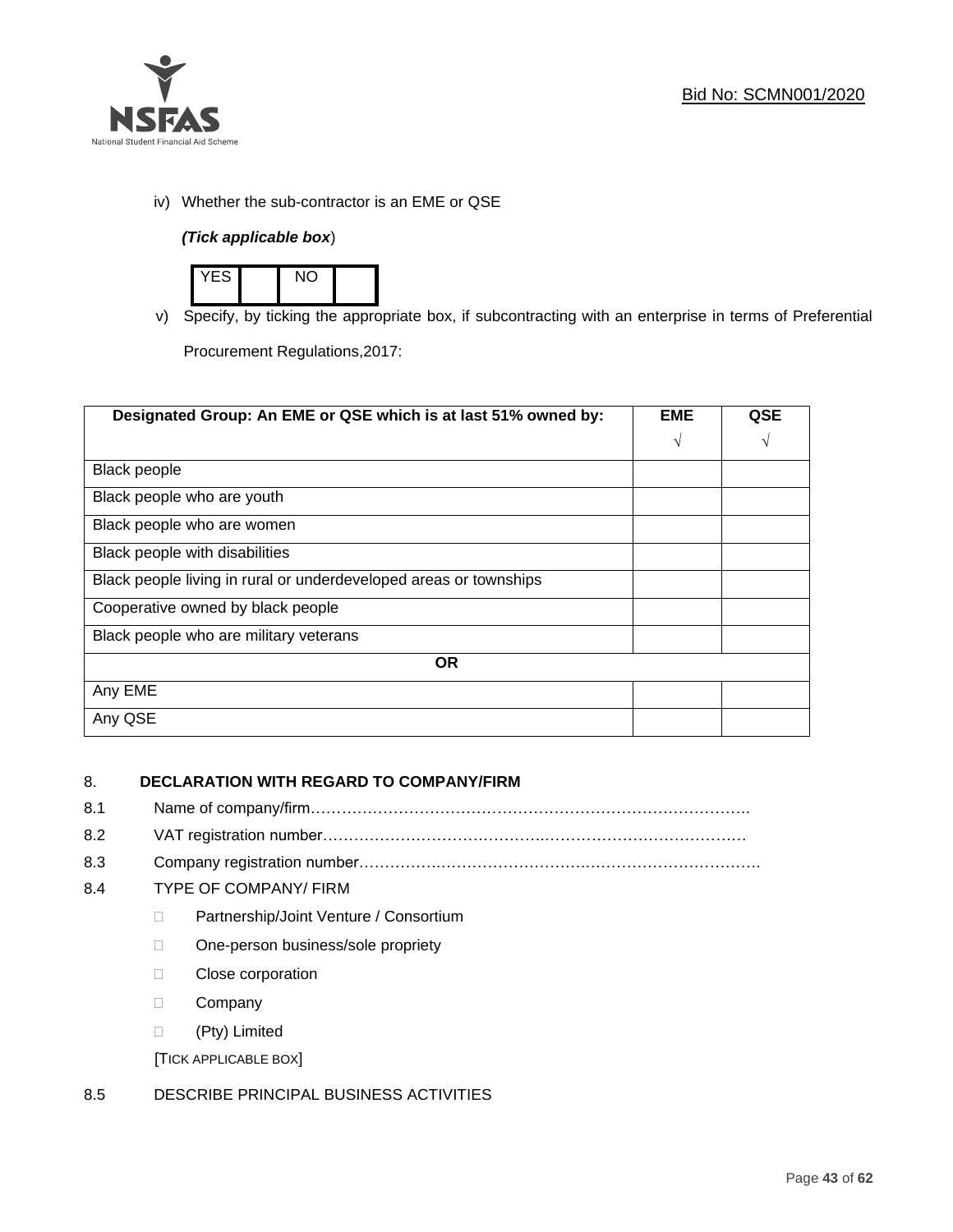iv) Whether the sub-contractor is an EME or QSE

*(Tick applicable box*)

| YES | | NO | |
|---|---|---|---|

v) Specify, by ticking the appropriate box, if subcontracting with an enterprise in terms of Preferential Procurement Regulations,2017:

| Designated Group: An EME or QSE which is at last 51% owned by: | EME √ | QSE √ |
|---|---|---|
| Black people | | |
| Black people who are youth | | |
| Black people who are women | | |
| Black people with disabilities | | |
| Black people living in rural or underdeveloped areas or townships | | |
| Cooperative owned by black people | | |
| Black people who are military veterans | | |
| **OR** | | |
| Any EME | | |
| Any QSE | | |

## 8. DECLARATION WITH REGARD TO COMPANY/FIRM

8.1 Name of company/firm……………………………………………………………………………

8.2 VAT registration number……………………………………………………………………….

8.3 Company registration number……………………………………………………………………

8.4 TYPE OF COMPANY/ FIRM

- Partnership/Joint Venture / Consortium
- One-person business/sole propriety
- Close corporation
- Company
- (Pty) Limited

[TICK APPLICABLE BOX]

8.5 DESCRIBE PRINCIPAL BUSINESS ACTIVITIES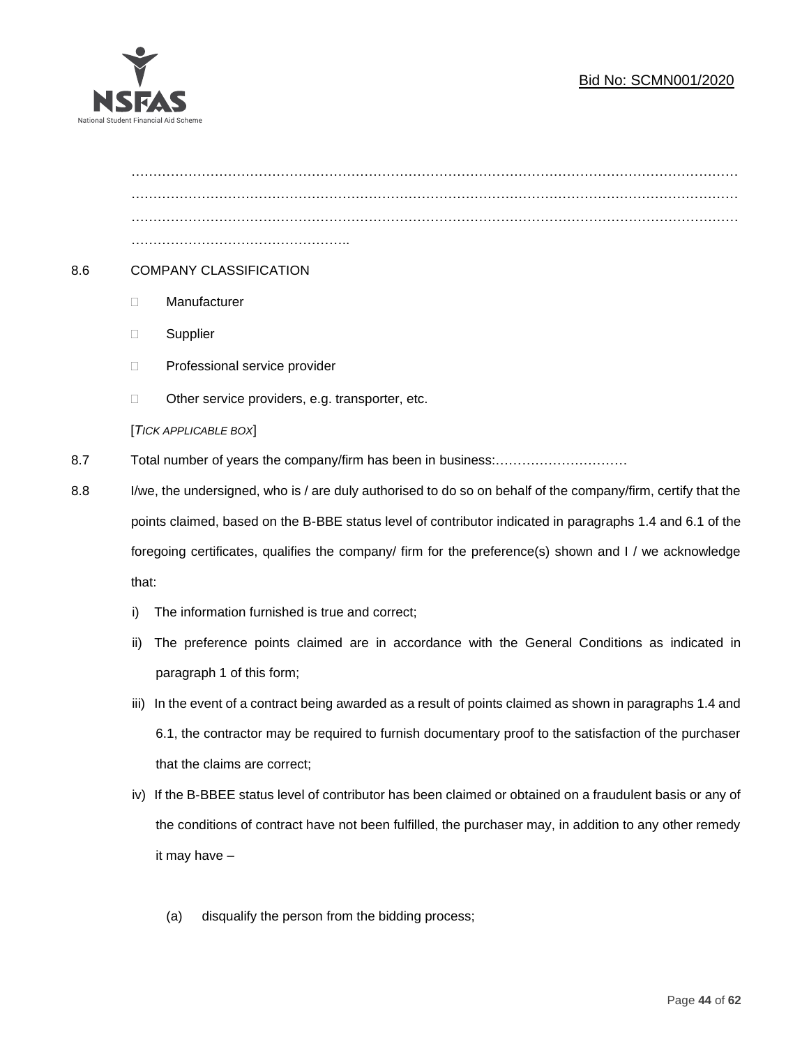…………………………………………………………………………………………………………………………
…………………………………………………………………………………………………………………………
…………………………………………………………………………………………………………………………
…………………………………………..

8.6 COMPANY CLASSIFICATION

- Manufacturer
- Supplier
- Professional service provider
- Other service providers, e.g. transporter, etc.

[*TICK APPLICABLE BOX*]

8.7 Total number of years the company/firm has been in business:…………………………

8.8 I/we, the undersigned, who is / are duly authorised to do so on behalf of the company/firm, certify that the points claimed, based on the B-BBE status level of contributor indicated in paragraphs 1.4 and 6.1 of the foregoing certificates, qualifies the company/ firm for the preference(s) shown and I / we acknowledge that:

i) The information furnished is true and correct;

ii) The preference points claimed are in accordance with the General Conditions as indicated in paragraph 1 of this form;

iii) In the event of a contract being awarded as a result of points claimed as shown in paragraphs 1.4 and 6.1, the contractor may be required to furnish documentary proof to the satisfaction of the purchaser that the claims are correct;

iv) If the B-BBEE status level of contributor has been claimed or obtained on a fraudulent basis or any of the conditions of contract have not been fulfilled, the purchaser may, in addition to any other remedy it may have –

(a) disqualify the person from the bidding process;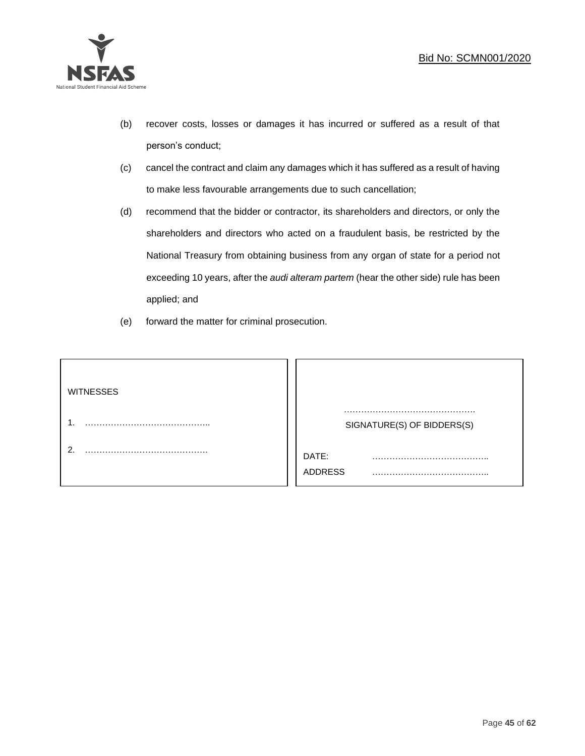(b) recover costs, losses or damages it has incurred or suffered as a result of that person's conduct;

(c) cancel the contract and claim any damages which it has suffered as a result of having to make less favourable arrangements due to such cancellation;

(d) recommend that the bidder or contractor, its shareholders and directors, or only the shareholders and directors who acted on a fraudulent basis, be restricted by the National Treasury from obtaining business from any organ of state for a period not exceeding 10 years, after the *audi alteram partem* (hear the other side) rule has been applied; and

(e) forward the matter for criminal prosecution.

| WITNESSES | |
|---|---|
| 1. …………………………………….. | ………………………………………<br>SIGNATURE(S) OF BIDDERS(S) |
| 2. ……………………………………. | DATE: …………………………………..<br>ADDRESS ………………………………….. |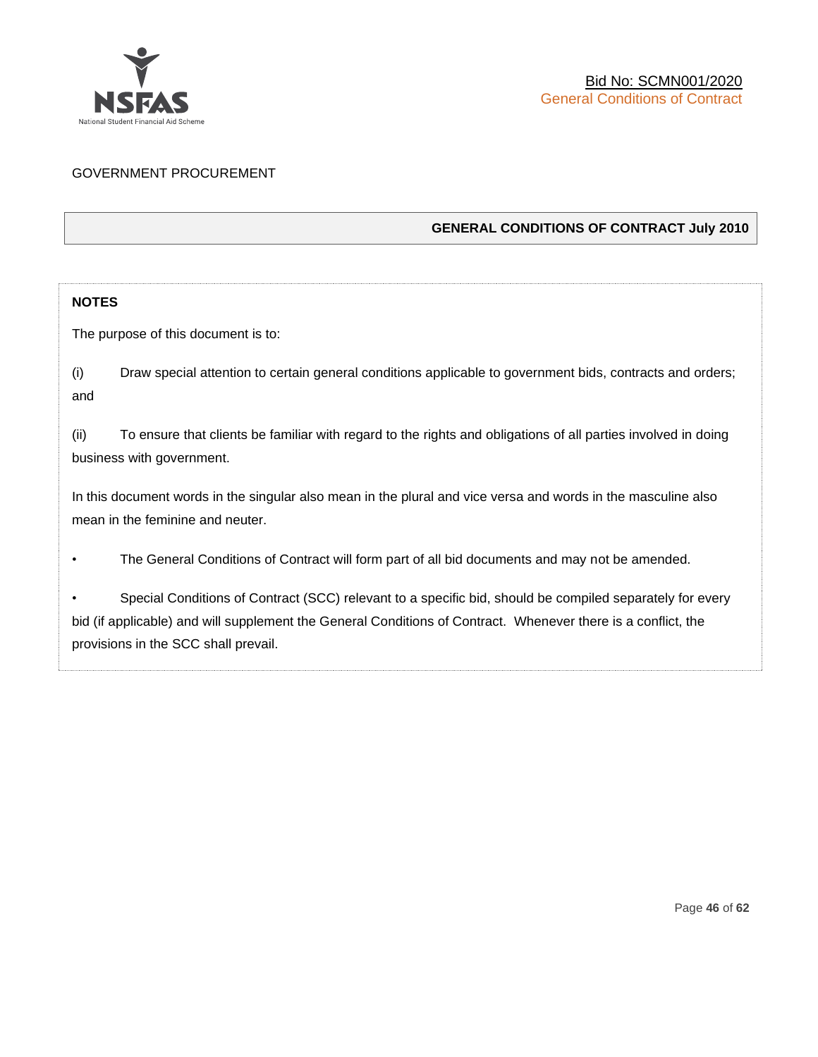GOVERNMENT PROCUREMENT

## GENERAL CONDITIONS OF CONTRACT July 2010

**NOTES**

The purpose of this document is to:

(i) Draw special attention to certain general conditions applicable to government bids, contracts and orders; and

(ii) To ensure that clients be familiar with regard to the rights and obligations of all parties involved in doing business with government.

In this document words in the singular also mean in the plural and vice versa and words in the masculine also mean in the feminine and neuter.

- The General Conditions of Contract will form part of all bid documents and may not be amended.
- Special Conditions of Contract (SCC) relevant to a specific bid, should be compiled separately for every bid (if applicable) and will supplement the General Conditions of Contract. Whenever there is a conflict, the provisions in the SCC shall prevail.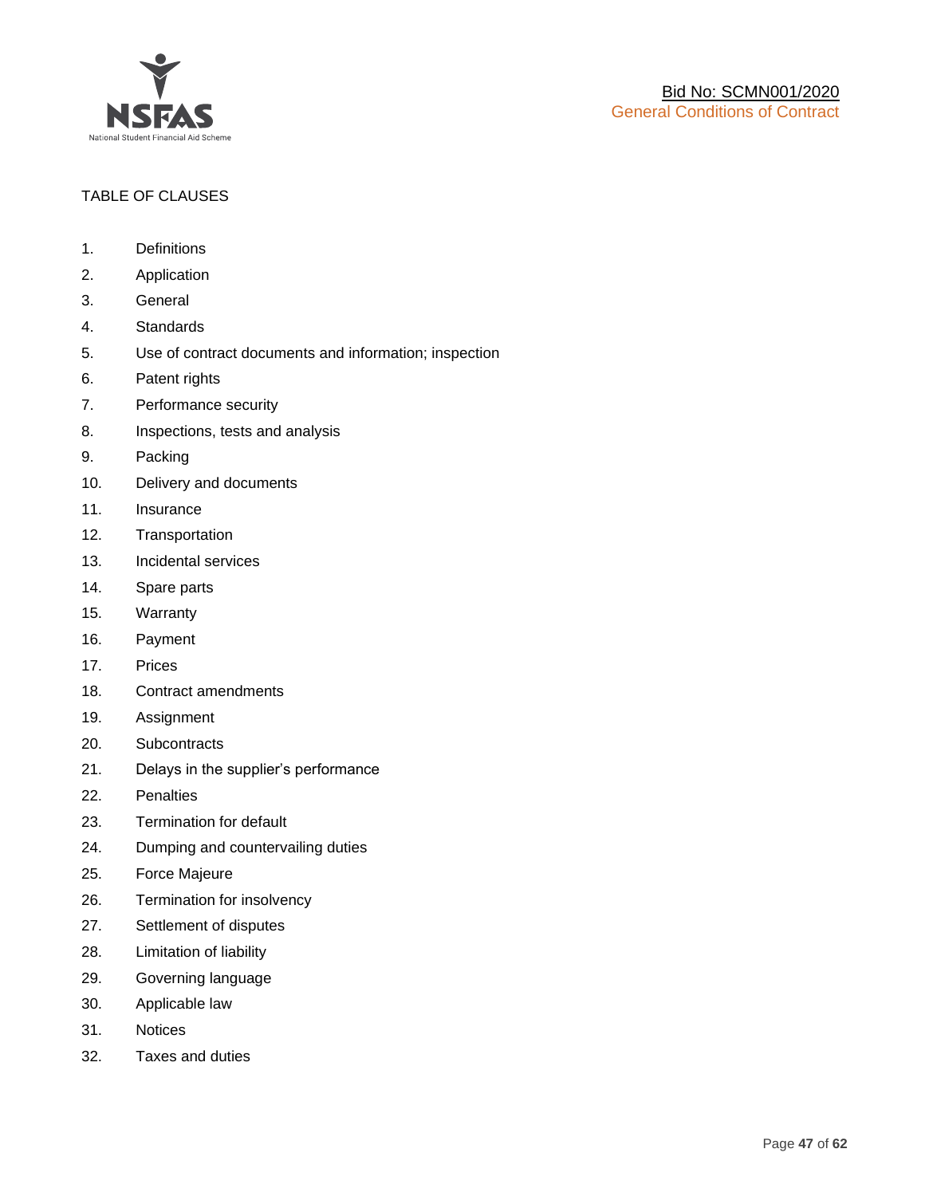TABLE OF CLAUSES

1. Definitions
2. Application
3. General
4. Standards
5. Use of contract documents and information; inspection
6. Patent rights
7. Performance security
8. Inspections, tests and analysis
9. Packing
10. Delivery and documents
11. Insurance
12. Transportation
13. Incidental services
14. Spare parts
15. Warranty
16. Payment
17. Prices
18. Contract amendments
19. Assignment
20. Subcontracts
21. Delays in the supplier's performance
22. Penalties
23. Termination for default
24. Dumping and countervailing duties
25. Force Majeure
26. Termination for insolvency
27. Settlement of disputes
28. Limitation of liability
29. Governing language
30. Applicable law
31. Notices
32. Taxes and duties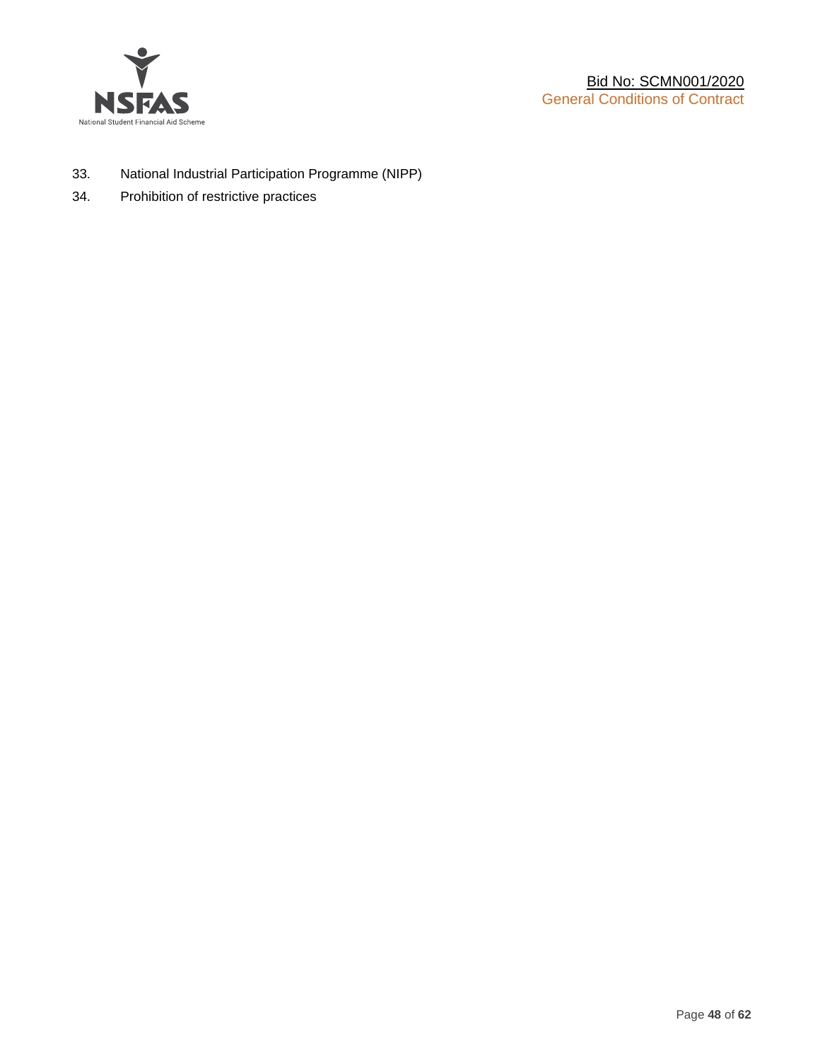33. National Industrial Participation Programme (NIPP)
34. Prohibition of restrictive practices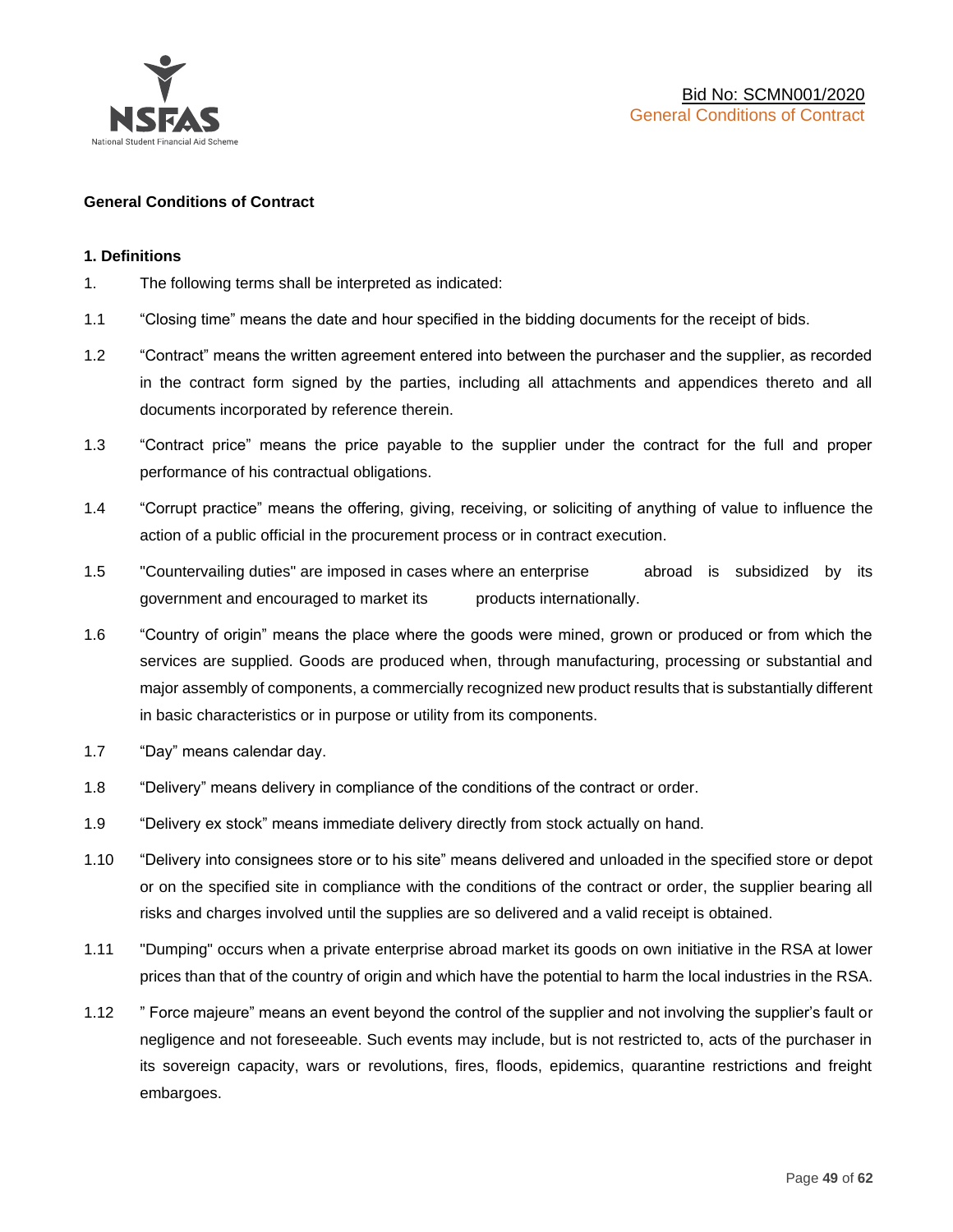## General Conditions of Contract

### 1. Definitions

1. The following terms shall be interpreted as indicated:

1.1 "Closing time" means the date and hour specified in the bidding documents for the receipt of bids.

1.2 "Contract" means the written agreement entered into between the purchaser and the supplier, as recorded in the contract form signed by the parties, including all attachments and appendices thereto and all documents incorporated by reference therein.

1.3 "Contract price" means the price payable to the supplier under the contract for the full and proper performance of his contractual obligations.

1.4 "Corrupt practice" means the offering, giving, receiving, or soliciting of anything of value to influence the action of a public official in the procurement process or in contract execution.

1.5 "Countervailing duties" are imposed in cases where an enterprise abroad is subsidized by its government and encouraged to market its products internationally.

1.6 "Country of origin" means the place where the goods were mined, grown or produced or from which the services are supplied. Goods are produced when, through manufacturing, processing or substantial and major assembly of components, a commercially recognized new product results that is substantially different in basic characteristics or in purpose or utility from its components.

1.7 "Day" means calendar day.

1.8 "Delivery" means delivery in compliance of the conditions of the contract or order.

1.9 "Delivery ex stock" means immediate delivery directly from stock actually on hand.

1.10 "Delivery into consignees store or to his site" means delivered and unloaded in the specified store or depot or on the specified site in compliance with the conditions of the contract or order, the supplier bearing all risks and charges involved until the supplies are so delivered and a valid receipt is obtained.

1.11 "Dumping" occurs when a private enterprise abroad market its goods on own initiative in the RSA at lower prices than that of the country of origin and which have the potential to harm the local industries in the RSA.

1.12 " Force majeure" means an event beyond the control of the supplier and not involving the supplier's fault or negligence and not foreseeable. Such events may include, but is not restricted to, acts of the purchaser in its sovereign capacity, wars or revolutions, fires, floods, epidemics, quarantine restrictions and freight embargoes.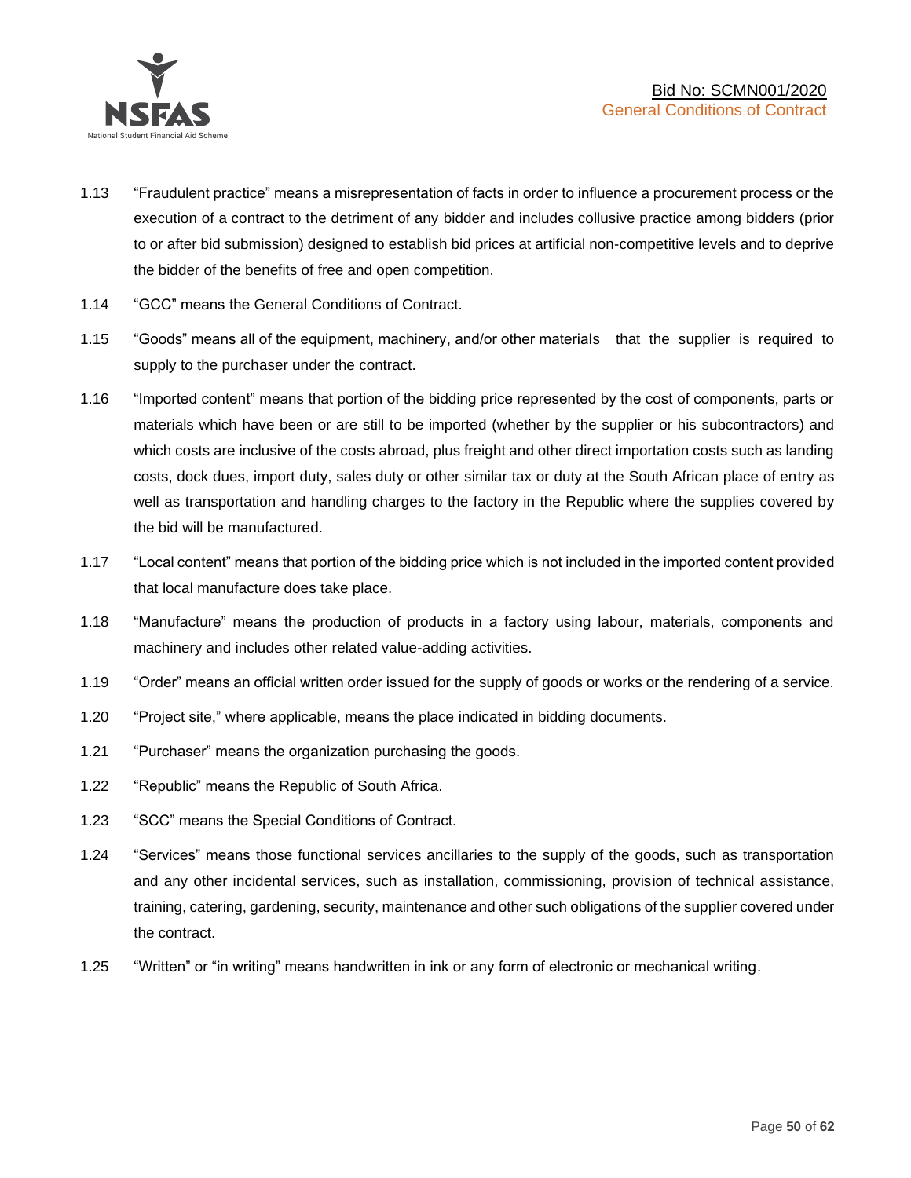1.13 "Fraudulent practice" means a misrepresentation of facts in order to influence a procurement process or the execution of a contract to the detriment of any bidder and includes collusive practice among bidders (prior to or after bid submission) designed to establish bid prices at artificial non-competitive levels and to deprive the bidder of the benefits of free and open competition.

1.14 "GCC" means the General Conditions of Contract.

1.15 "Goods" means all of the equipment, machinery, and/or other materials that the supplier is required to supply to the purchaser under the contract.

1.16 "Imported content" means that portion of the bidding price represented by the cost of components, parts or materials which have been or are still to be imported (whether by the supplier or his subcontractors) and which costs are inclusive of the costs abroad, plus freight and other direct importation costs such as landing costs, dock dues, import duty, sales duty or other similar tax or duty at the South African place of entry as well as transportation and handling charges to the factory in the Republic where the supplies covered by the bid will be manufactured.

1.17 "Local content" means that portion of the bidding price which is not included in the imported content provided that local manufacture does take place.

1.18 "Manufacture" means the production of products in a factory using labour, materials, components and machinery and includes other related value-adding activities.

1.19 "Order" means an official written order issued for the supply of goods or works or the rendering of a service.

1.20 "Project site," where applicable, means the place indicated in bidding documents.

1.21 "Purchaser" means the organization purchasing the goods.

1.22 "Republic" means the Republic of South Africa.

1.23 "SCC" means the Special Conditions of Contract.

1.24 "Services" means those functional services ancillaries to the supply of the goods, such as transportation and any other incidental services, such as installation, commissioning, provision of technical assistance, training, catering, gardening, security, maintenance and other such obligations of the supplier covered under the contract.

1.25 "Written" or "in writing" means handwritten in ink or any form of electronic or mechanical writing.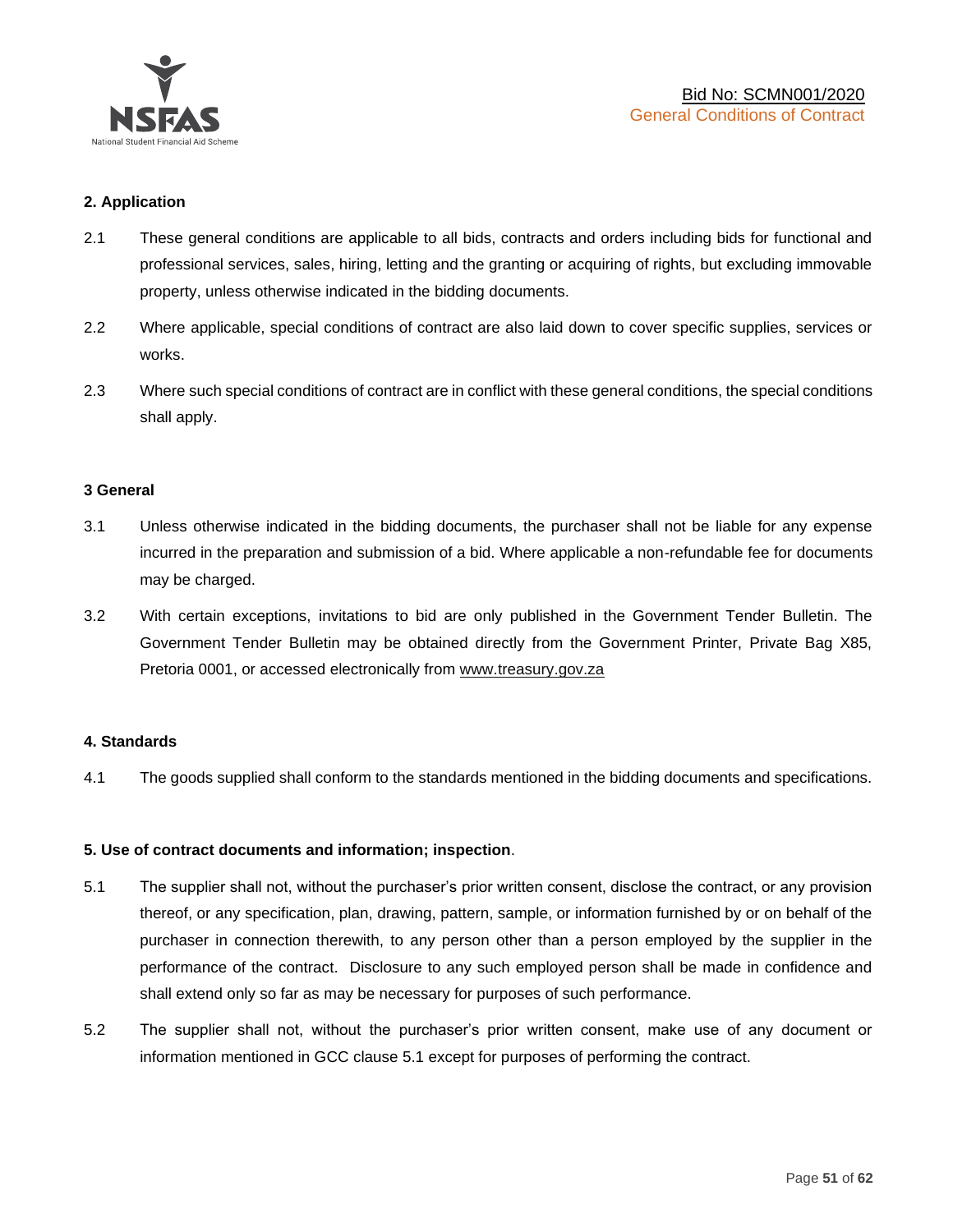## 2. Application

2.1 These general conditions are applicable to all bids, contracts and orders including bids for functional and professional services, sales, hiring, letting and the granting or acquiring of rights, but excluding immovable property, unless otherwise indicated in the bidding documents.

2.2 Where applicable, special conditions of contract are also laid down to cover specific supplies, services or works.

2.3 Where such special conditions of contract are in conflict with these general conditions, the special conditions shall apply.

## 3 General

3.1 Unless otherwise indicated in the bidding documents, the purchaser shall not be liable for any expense incurred in the preparation and submission of a bid. Where applicable a non-refundable fee for documents may be charged.

3.2 With certain exceptions, invitations to bid are only published in the Government Tender Bulletin. The Government Tender Bulletin may be obtained directly from the Government Printer, Private Bag X85, Pretoria 0001, or accessed electronically from www.treasury.gov.za

## 4. Standards

4.1 The goods supplied shall conform to the standards mentioned in the bidding documents and specifications.

## 5. Use of contract documents and information; inspection.

5.1 The supplier shall not, without the purchaser's prior written consent, disclose the contract, or any provision thereof, or any specification, plan, drawing, pattern, sample, or information furnished by or on behalf of the purchaser in connection therewith, to any person other than a person employed by the supplier in the performance of the contract. Disclosure to any such employed person shall be made in confidence and shall extend only so far as may be necessary for purposes of such performance.

5.2 The supplier shall not, without the purchaser's prior written consent, make use of any document or information mentioned in GCC clause 5.1 except for purposes of performing the contract.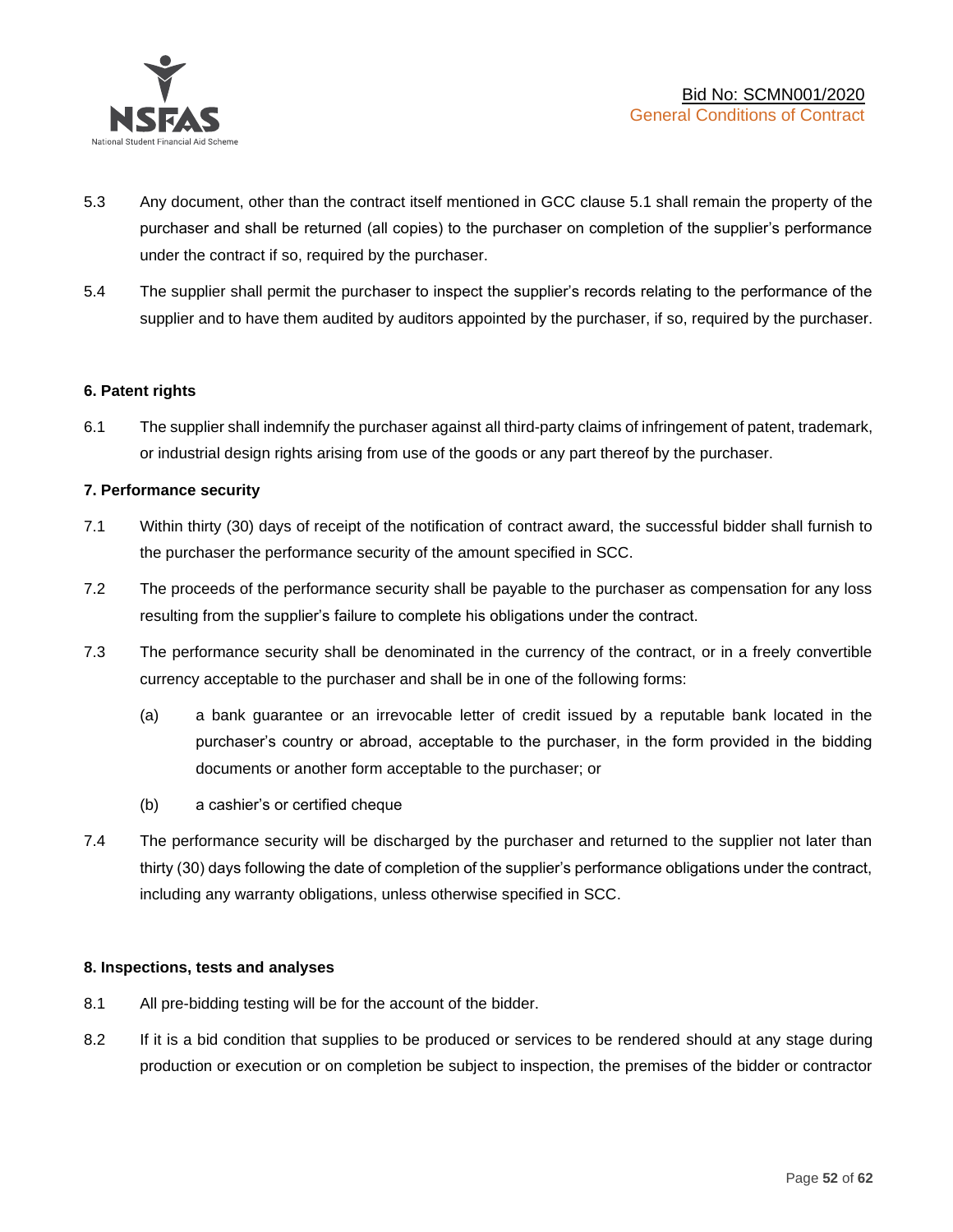5.3 Any document, other than the contract itself mentioned in GCC clause 5.1 shall remain the property of the purchaser and shall be returned (all copies) to the purchaser on completion of the supplier's performance under the contract if so, required by the purchaser.

5.4 The supplier shall permit the purchaser to inspect the supplier's records relating to the performance of the supplier and to have them audited by auditors appointed by the purchaser, if so, required by the purchaser.

**6. Patent rights**

6.1 The supplier shall indemnify the purchaser against all third-party claims of infringement of patent, trademark, or industrial design rights arising from use of the goods or any part thereof by the purchaser.

**7. Performance security**

7.1 Within thirty (30) days of receipt of the notification of contract award, the successful bidder shall furnish to the purchaser the performance security of the amount specified in SCC.

7.2 The proceeds of the performance security shall be payable to the purchaser as compensation for any loss resulting from the supplier's failure to complete his obligations under the contract.

7.3 The performance security shall be denominated in the currency of the contract, or in a freely convertible currency acceptable to the purchaser and shall be in one of the following forms:

(a) a bank guarantee or an irrevocable letter of credit issued by a reputable bank located in the purchaser's country or abroad, acceptable to the purchaser, in the form provided in the bidding documents or another form acceptable to the purchaser; or

(b) a cashier's or certified cheque

7.4 The performance security will be discharged by the purchaser and returned to the supplier not later than thirty (30) days following the date of completion of the supplier's performance obligations under the contract, including any warranty obligations, unless otherwise specified in SCC.

**8. Inspections, tests and analyses**

8.1 All pre-bidding testing will be for the account of the bidder.

8.2 If it is a bid condition that supplies to be produced or services to be rendered should at any stage during production or execution or on completion be subject to inspection, the premises of the bidder or contractor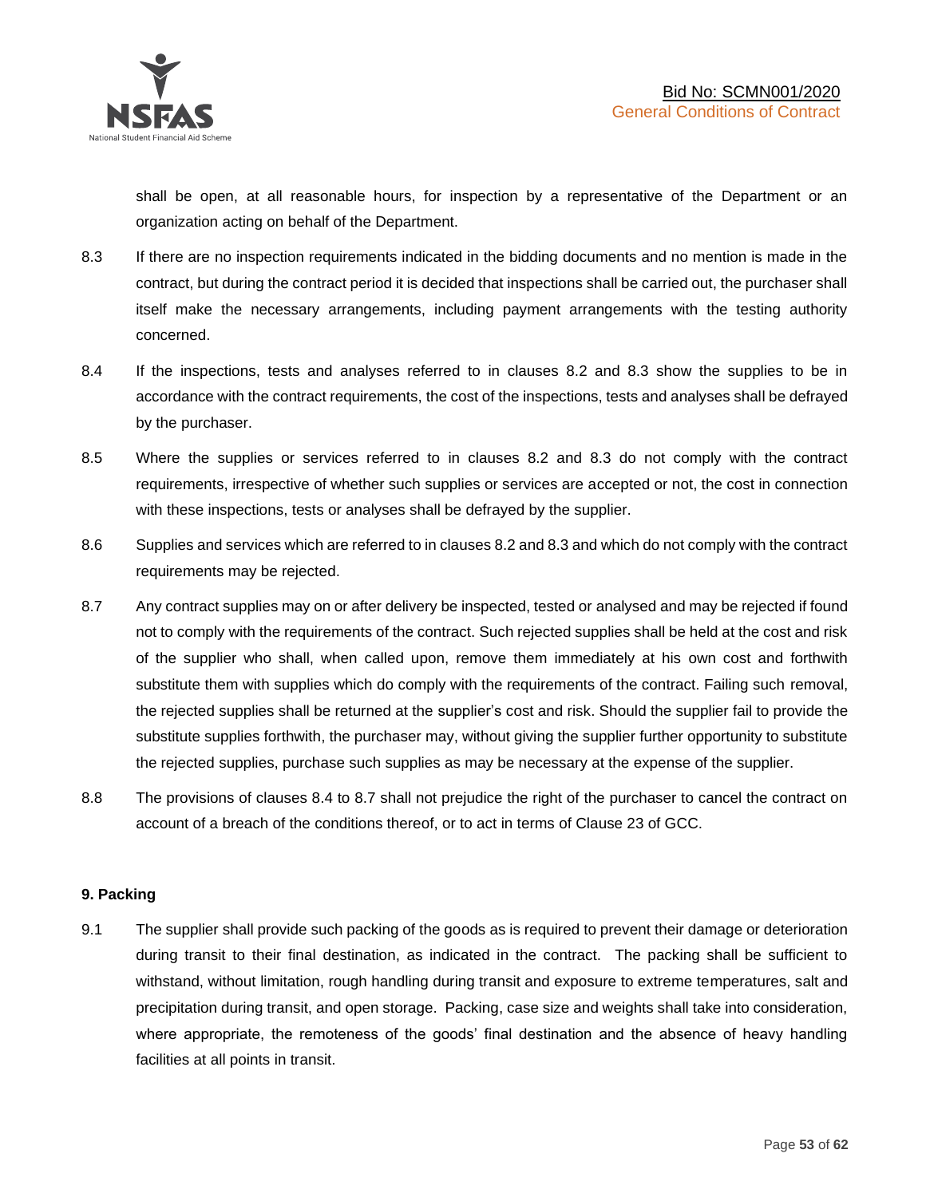shall be open, at all reasonable hours, for inspection by a representative of the Department or an organization acting on behalf of the Department.

8.3 If there are no inspection requirements indicated in the bidding documents and no mention is made in the contract, but during the contract period it is decided that inspections shall be carried out, the purchaser shall itself make the necessary arrangements, including payment arrangements with the testing authority concerned.

8.4 If the inspections, tests and analyses referred to in clauses 8.2 and 8.3 show the supplies to be in accordance with the contract requirements, the cost of the inspections, tests and analyses shall be defrayed by the purchaser.

8.5 Where the supplies or services referred to in clauses 8.2 and 8.3 do not comply with the contract requirements, irrespective of whether such supplies or services are accepted or not, the cost in connection with these inspections, tests or analyses shall be defrayed by the supplier.

8.6 Supplies and services which are referred to in clauses 8.2 and 8.3 and which do not comply with the contract requirements may be rejected.

8.7 Any contract supplies may on or after delivery be inspected, tested or analysed and may be rejected if found not to comply with the requirements of the contract. Such rejected supplies shall be held at the cost and risk of the supplier who shall, when called upon, remove them immediately at his own cost and forthwith substitute them with supplies which do comply with the requirements of the contract. Failing such removal, the rejected supplies shall be returned at the supplier's cost and risk. Should the supplier fail to provide the substitute supplies forthwith, the purchaser may, without giving the supplier further opportunity to substitute the rejected supplies, purchase such supplies as may be necessary at the expense of the supplier.

8.8 The provisions of clauses 8.4 to 8.7 shall not prejudice the right of the purchaser to cancel the contract on account of a breach of the conditions thereof, or to act in terms of Clause 23 of GCC.

**9. Packing**

9.1 The supplier shall provide such packing of the goods as is required to prevent their damage or deterioration during transit to their final destination, as indicated in the contract. The packing shall be sufficient to withstand, without limitation, rough handling during transit and exposure to extreme temperatures, salt and precipitation during transit, and open storage. Packing, case size and weights shall take into consideration, where appropriate, the remoteness of the goods' final destination and the absence of heavy handling facilities at all points in transit.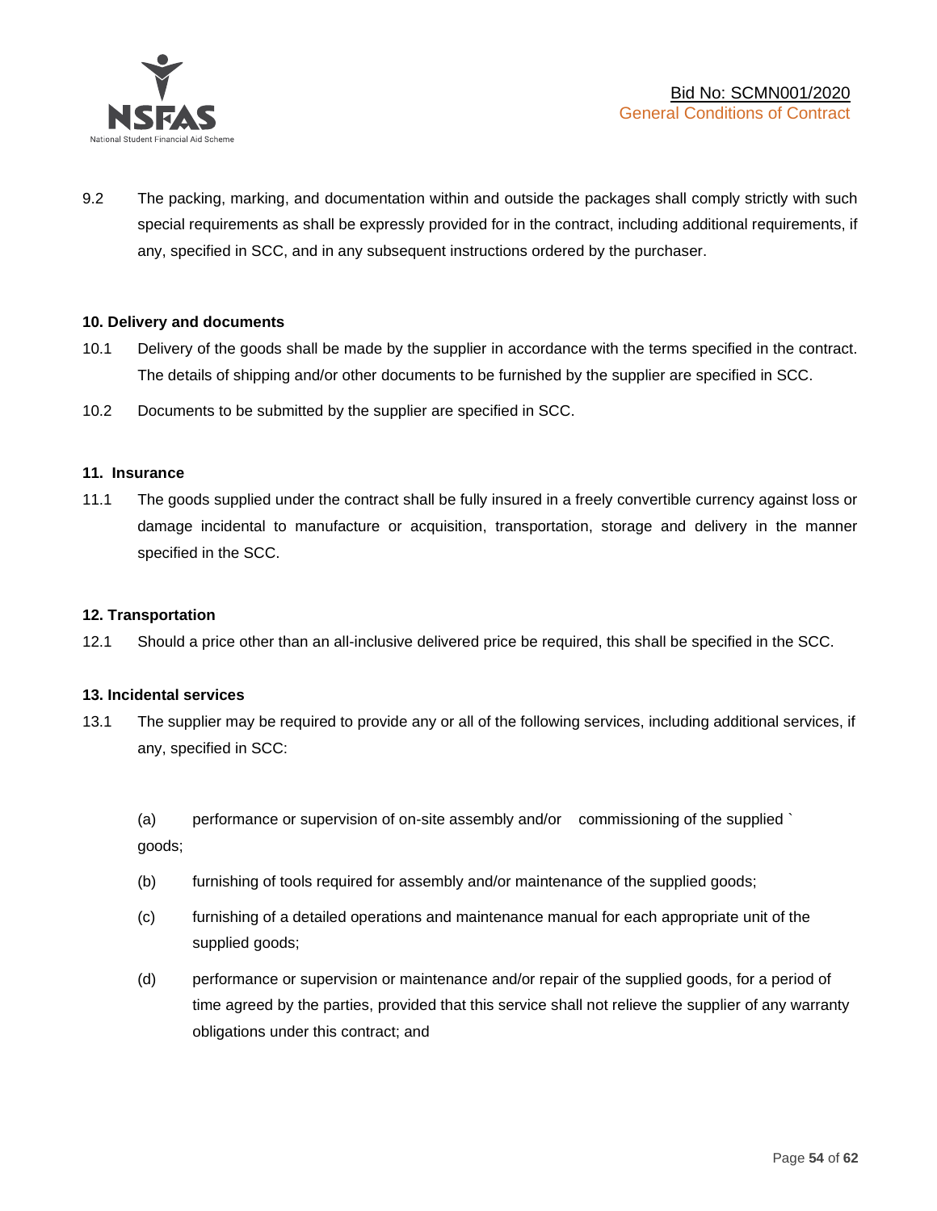9.2 The packing, marking, and documentation within and outside the packages shall comply strictly with such special requirements as shall be expressly provided for in the contract, including additional requirements, if any, specified in SCC, and in any subsequent instructions ordered by the purchaser.

**10. Delivery and documents**

10.1 Delivery of the goods shall be made by the supplier in accordance with the terms specified in the contract. The details of shipping and/or other documents to be furnished by the supplier are specified in SCC.

10.2 Documents to be submitted by the supplier are specified in SCC.

**11. Insurance**

11.1 The goods supplied under the contract shall be fully insured in a freely convertible currency against loss or damage incidental to manufacture or acquisition, transportation, storage and delivery in the manner specified in the SCC.

**12. Transportation**

12.1 Should a price other than an all-inclusive delivered price be required, this shall be specified in the SCC.

**13. Incidental services**

13.1 The supplier may be required to provide any or all of the following services, including additional services, if any, specified in SCC:

(a) performance or supervision of on-site assembly and/or commissioning of the supplied ` goods;

(b) furnishing of tools required for assembly and/or maintenance of the supplied goods;

(c) furnishing of a detailed operations and maintenance manual for each appropriate unit of the supplied goods;

(d) performance or supervision or maintenance and/or repair of the supplied goods, for a period of time agreed by the parties, provided that this service shall not relieve the supplier of any warranty obligations under this contract; and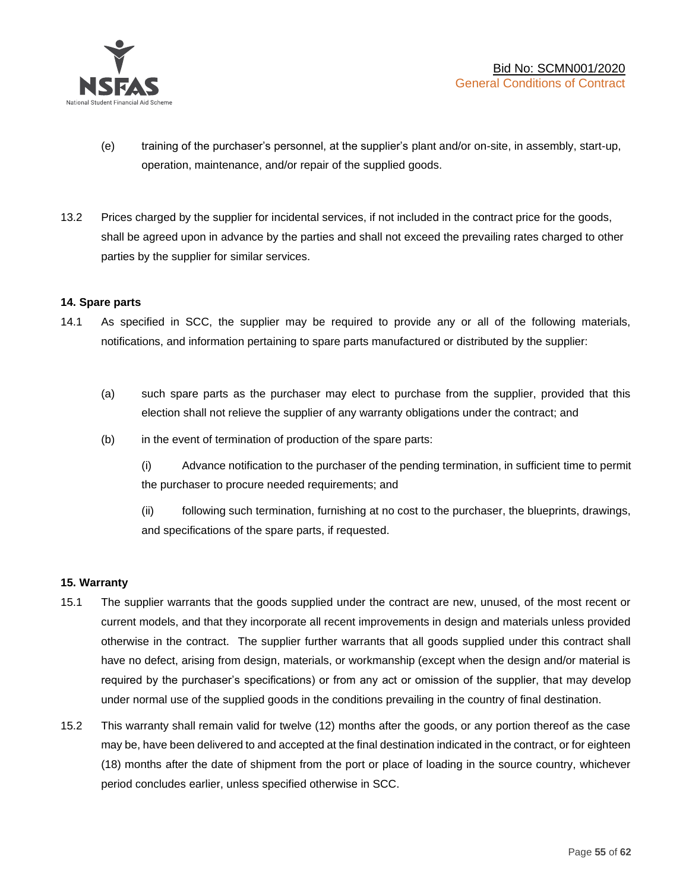(e) training of the purchaser's personnel, at the supplier's plant and/or on-site, in assembly, start-up, operation, maintenance, and/or repair of the supplied goods.

13.2 Prices charged by the supplier for incidental services, if not included in the contract price for the goods, shall be agreed upon in advance by the parties and shall not exceed the prevailing rates charged to other parties by the supplier for similar services.

**14. Spare parts**

14.1 As specified in SCC, the supplier may be required to provide any or all of the following materials, notifications, and information pertaining to spare parts manufactured or distributed by the supplier:

(a) such spare parts as the purchaser may elect to purchase from the supplier, provided that this election shall not relieve the supplier of any warranty obligations under the contract; and

(b) in the event of termination of production of the spare parts:

(i) Advance notification to the purchaser of the pending termination, in sufficient time to permit the purchaser to procure needed requirements; and

(ii) following such termination, furnishing at no cost to the purchaser, the blueprints, drawings, and specifications of the spare parts, if requested.

**15. Warranty**

15.1 The supplier warrants that the goods supplied under the contract are new, unused, of the most recent or current models, and that they incorporate all recent improvements in design and materials unless provided otherwise in the contract. The supplier further warrants that all goods supplied under this contract shall have no defect, arising from design, materials, or workmanship (except when the design and/or material is required by the purchaser's specifications) or from any act or omission of the supplier, that may develop under normal use of the supplied goods in the conditions prevailing in the country of final destination.

15.2 This warranty shall remain valid for twelve (12) months after the goods, or any portion thereof as the case may be, have been delivered to and accepted at the final destination indicated in the contract, or for eighteen (18) months after the date of shipment from the port or place of loading in the source country, whichever period concludes earlier, unless specified otherwise in SCC.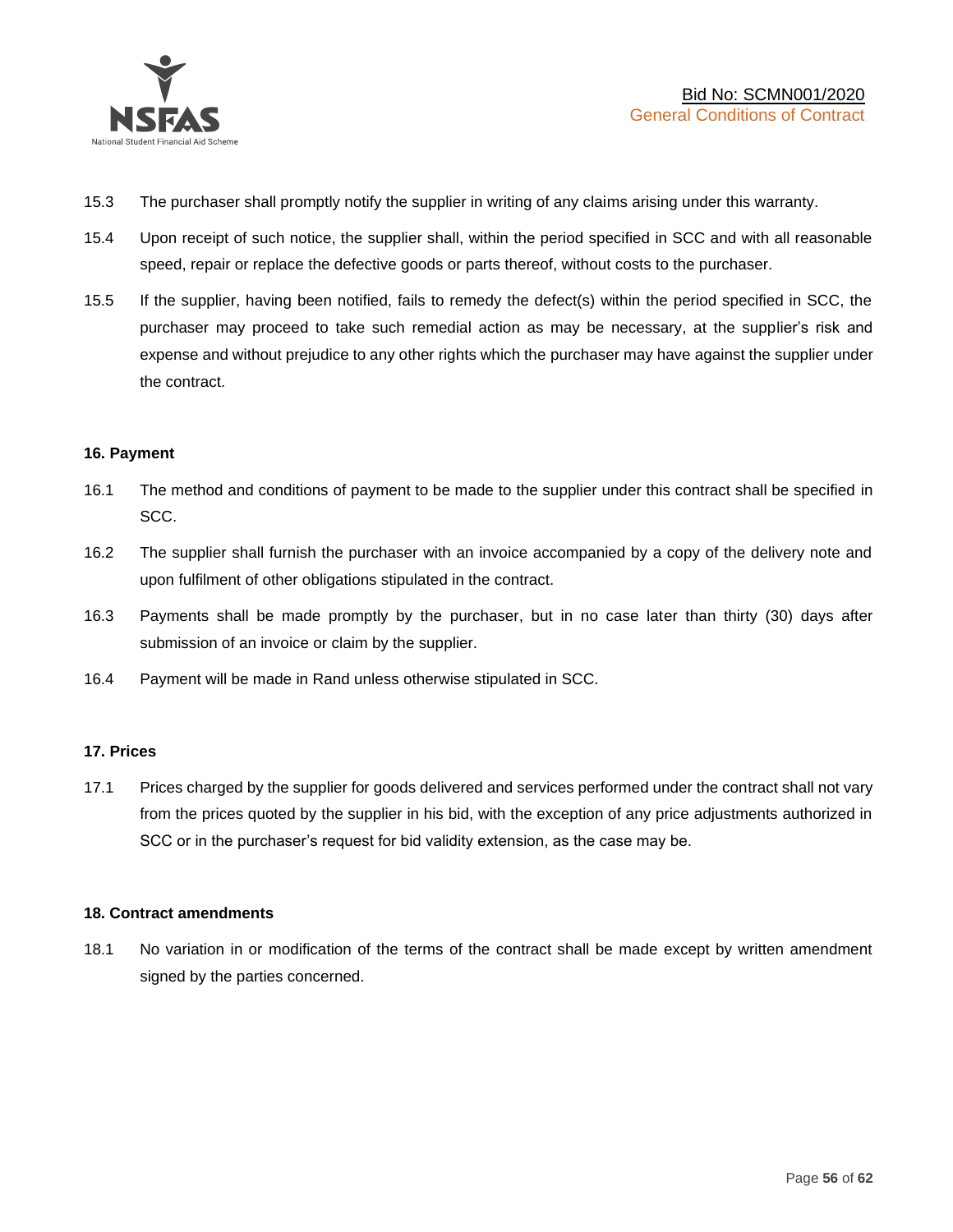15.3 The purchaser shall promptly notify the supplier in writing of any claims arising under this warranty.

15.4 Upon receipt of such notice, the supplier shall, within the period specified in SCC and with all reasonable speed, repair or replace the defective goods or parts thereof, without costs to the purchaser.

15.5 If the supplier, having been notified, fails to remedy the defect(s) within the period specified in SCC, the purchaser may proceed to take such remedial action as may be necessary, at the supplier's risk and expense and without prejudice to any other rights which the purchaser may have against the supplier under the contract.

**16. Payment**

16.1 The method and conditions of payment to be made to the supplier under this contract shall be specified in SCC.

16.2 The supplier shall furnish the purchaser with an invoice accompanied by a copy of the delivery note and upon fulfilment of other obligations stipulated in the contract.

16.3 Payments shall be made promptly by the purchaser, but in no case later than thirty (30) days after submission of an invoice or claim by the supplier.

16.4 Payment will be made in Rand unless otherwise stipulated in SCC.

**17. Prices**

17.1 Prices charged by the supplier for goods delivered and services performed under the contract shall not vary from the prices quoted by the supplier in his bid, with the exception of any price adjustments authorized in SCC or in the purchaser's request for bid validity extension, as the case may be.

**18. Contract amendments**

18.1 No variation in or modification of the terms of the contract shall be made except by written amendment signed by the parties concerned.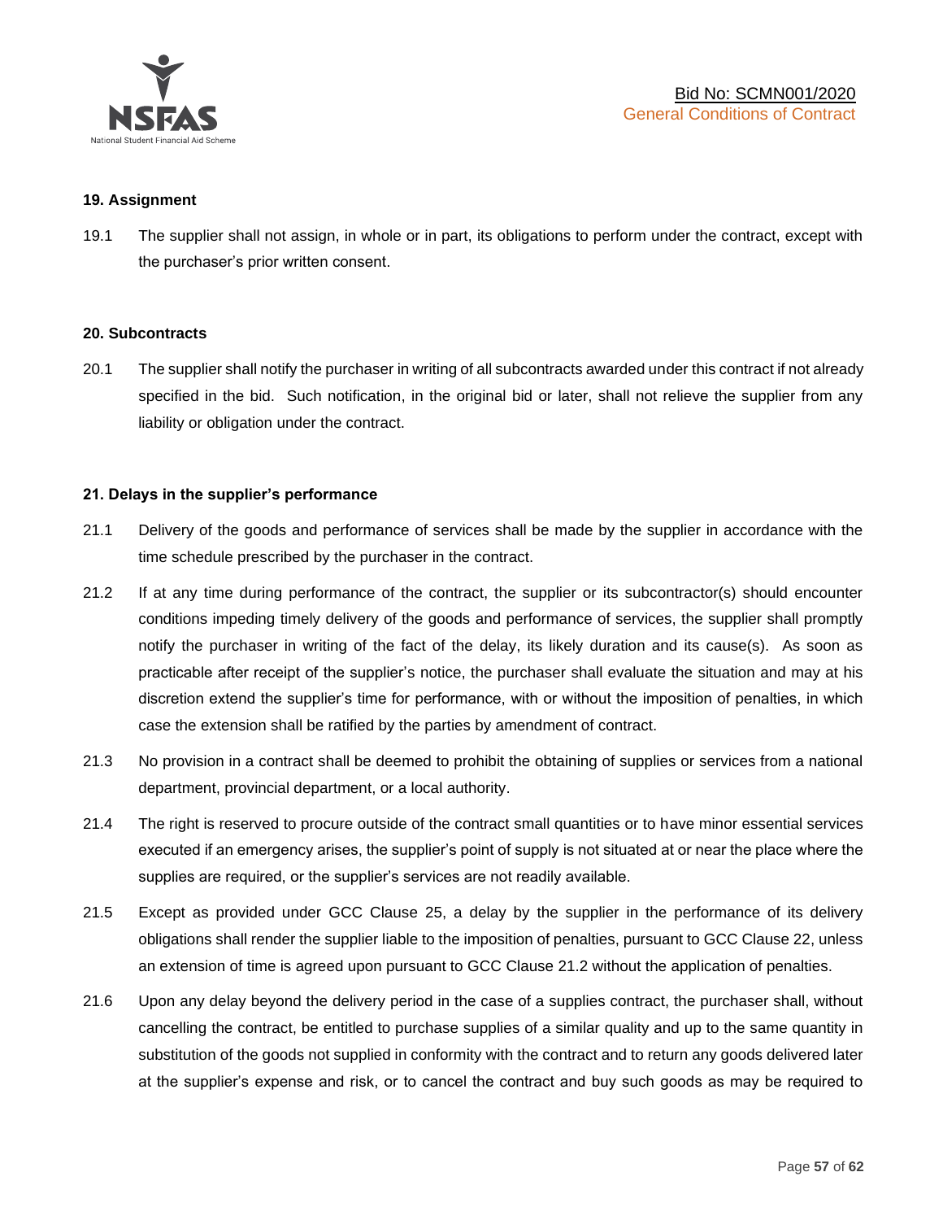## 19. Assignment

19.1 The supplier shall not assign, in whole or in part, its obligations to perform under the contract, except with the purchaser's prior written consent.

## 20. Subcontracts

20.1 The supplier shall notify the purchaser in writing of all subcontracts awarded under this contract if not already specified in the bid. Such notification, in the original bid or later, shall not relieve the supplier from any liability or obligation under the contract.

## 21. Delays in the supplier's performance

21.1 Delivery of the goods and performance of services shall be made by the supplier in accordance with the time schedule prescribed by the purchaser in the contract.

21.2 If at any time during performance of the contract, the supplier or its subcontractor(s) should encounter conditions impeding timely delivery of the goods and performance of services, the supplier shall promptly notify the purchaser in writing of the fact of the delay, its likely duration and its cause(s). As soon as practicable after receipt of the supplier's notice, the purchaser shall evaluate the situation and may at his discretion extend the supplier's time for performance, with or without the imposition of penalties, in which case the extension shall be ratified by the parties by amendment of contract.

21.3 No provision in a contract shall be deemed to prohibit the obtaining of supplies or services from a national department, provincial department, or a local authority.

21.4 The right is reserved to procure outside of the contract small quantities or to have minor essential services executed if an emergency arises, the supplier's point of supply is not situated at or near the place where the supplies are required, or the supplier's services are not readily available.

21.5 Except as provided under GCC Clause 25, a delay by the supplier in the performance of its delivery obligations shall render the supplier liable to the imposition of penalties, pursuant to GCC Clause 22, unless an extension of time is agreed upon pursuant to GCC Clause 21.2 without the application of penalties.

21.6 Upon any delay beyond the delivery period in the case of a supplies contract, the purchaser shall, without cancelling the contract, be entitled to purchase supplies of a similar quality and up to the same quantity in substitution of the goods not supplied in conformity with the contract and to return any goods delivered later at the supplier's expense and risk, or to cancel the contract and buy such goods as may be required to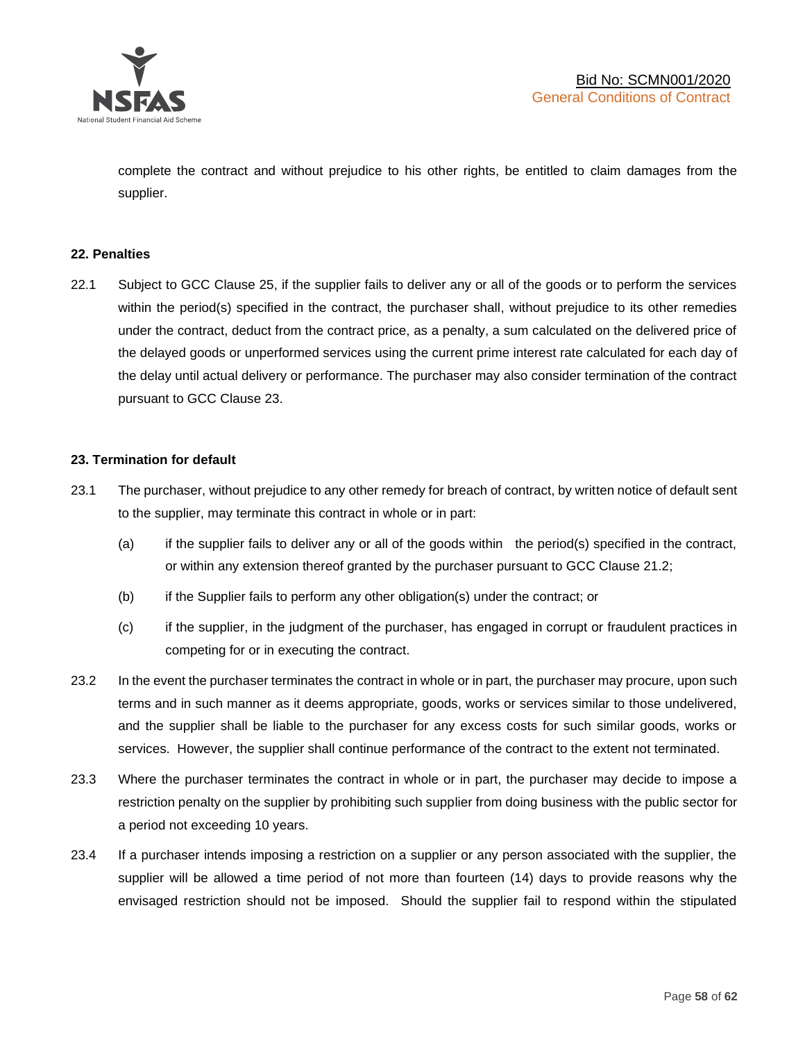complete the contract and without prejudice to his other rights, be entitled to claim damages from the supplier.

**22. Penalties**

22.1 Subject to GCC Clause 25, if the supplier fails to deliver any or all of the goods or to perform the services within the period(s) specified in the contract, the purchaser shall, without prejudice to its other remedies under the contract, deduct from the contract price, as a penalty, a sum calculated on the delivered price of the delayed goods or unperformed services using the current prime interest rate calculated for each day of the delay until actual delivery or performance. The purchaser may also consider termination of the contract pursuant to GCC Clause 23.

**23. Termination for default**

23.1 The purchaser, without prejudice to any other remedy for breach of contract, by written notice of default sent to the supplier, may terminate this contract in whole or in part:

(a) if the supplier fails to deliver any or all of the goods within the period(s) specified in the contract, or within any extension thereof granted by the purchaser pursuant to GCC Clause 21.2;

(b) if the Supplier fails to perform any other obligation(s) under the contract; or

(c) if the supplier, in the judgment of the purchaser, has engaged in corrupt or fraudulent practices in competing for or in executing the contract.

23.2 In the event the purchaser terminates the contract in whole or in part, the purchaser may procure, upon such terms and in such manner as it deems appropriate, goods, works or services similar to those undelivered, and the supplier shall be liable to the purchaser for any excess costs for such similar goods, works or services. However, the supplier shall continue performance of the contract to the extent not terminated.

23.3 Where the purchaser terminates the contract in whole or in part, the purchaser may decide to impose a restriction penalty on the supplier by prohibiting such supplier from doing business with the public sector for a period not exceeding 10 years.

23.4 If a purchaser intends imposing a restriction on a supplier or any person associated with the supplier, the supplier will be allowed a time period of not more than fourteen (14) days to provide reasons why the envisaged restriction should not be imposed. Should the supplier fail to respond within the stipulated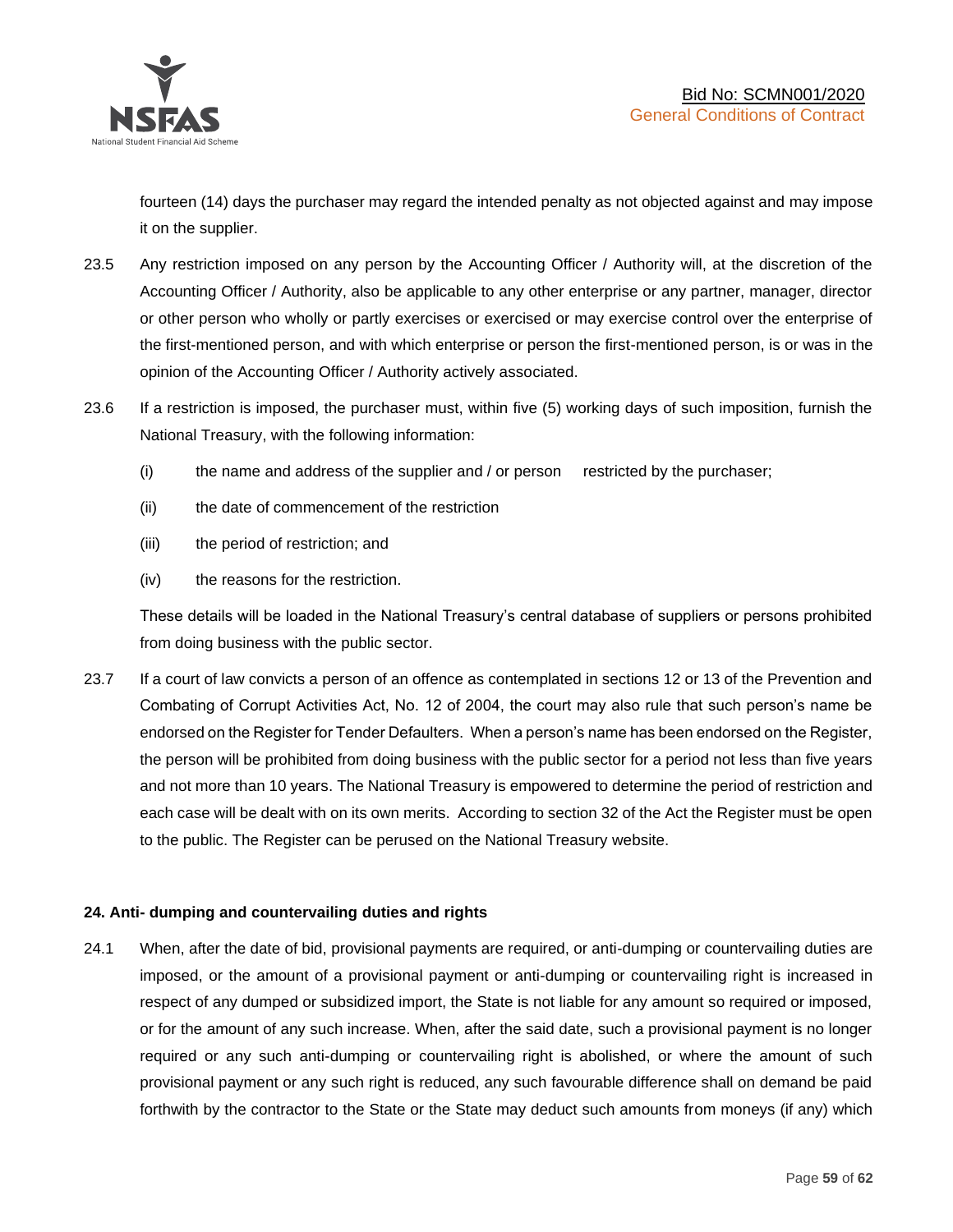fourteen (14) days the purchaser may regard the intended penalty as not objected against and may impose it on the supplier.

23.5 Any restriction imposed on any person by the Accounting Officer / Authority will, at the discretion of the Accounting Officer / Authority, also be applicable to any other enterprise or any partner, manager, director or other person who wholly or partly exercises or exercised or may exercise control over the enterprise of the first-mentioned person, and with which enterprise or person the first-mentioned person, is or was in the opinion of the Accounting Officer / Authority actively associated.

23.6 If a restriction is imposed, the purchaser must, within five (5) working days of such imposition, furnish the National Treasury, with the following information:

(i) the name and address of the supplier and / or person restricted by the purchaser;

(ii) the date of commencement of the restriction

(iii) the period of restriction; and

(iv) the reasons for the restriction.

These details will be loaded in the National Treasury's central database of suppliers or persons prohibited from doing business with the public sector.

23.7 If a court of law convicts a person of an offence as contemplated in sections 12 or 13 of the Prevention and Combating of Corrupt Activities Act, No. 12 of 2004, the court may also rule that such person's name be endorsed on the Register for Tender Defaulters. When a person's name has been endorsed on the Register, the person will be prohibited from doing business with the public sector for a period not less than five years and not more than 10 years. The National Treasury is empowered to determine the period of restriction and each case will be dealt with on its own merits. According to section 32 of the Act the Register must be open to the public. The Register can be perused on the National Treasury website.

**24. Anti- dumping and countervailing duties and rights**

24.1 When, after the date of bid, provisional payments are required, or anti-dumping or countervailing duties are imposed, or the amount of a provisional payment or anti-dumping or countervailing right is increased in respect of any dumped or subsidized import, the State is not liable for any amount so required or imposed, or for the amount of any such increase. When, after the said date, such a provisional payment is no longer required or any such anti-dumping or countervailing right is abolished, or where the amount of such provisional payment or any such right is reduced, any such favourable difference shall on demand be paid forthwith by the contractor to the State or the State may deduct such amounts from moneys (if any) which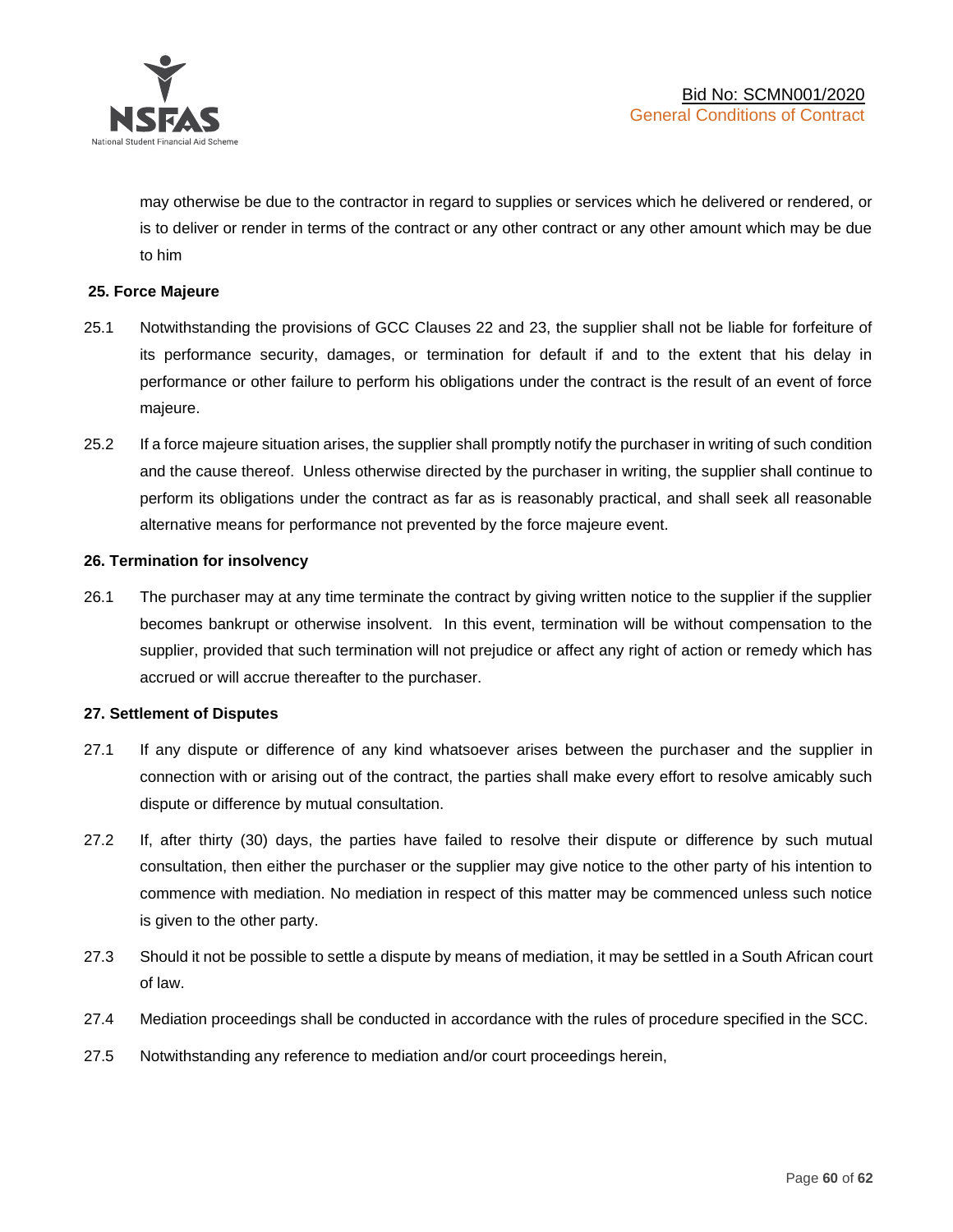may otherwise be due to the contractor in regard to supplies or services which he delivered or rendered, or is to deliver or render in terms of the contract or any other contract or any other amount which may be due to him

**25. Force Majeure**

25.1 Notwithstanding the provisions of GCC Clauses 22 and 23, the supplier shall not be liable for forfeiture of its performance security, damages, or termination for default if and to the extent that his delay in performance or other failure to perform his obligations under the contract is the result of an event of force majeure.

25.2 If a force majeure situation arises, the supplier shall promptly notify the purchaser in writing of such condition and the cause thereof. Unless otherwise directed by the purchaser in writing, the supplier shall continue to perform its obligations under the contract as far as is reasonably practical, and shall seek all reasonable alternative means for performance not prevented by the force majeure event.

**26. Termination for insolvency**

26.1 The purchaser may at any time terminate the contract by giving written notice to the supplier if the supplier becomes bankrupt or otherwise insolvent. In this event, termination will be without compensation to the supplier, provided that such termination will not prejudice or affect any right of action or remedy which has accrued or will accrue thereafter to the purchaser.

**27. Settlement of Disputes**

27.1 If any dispute or difference of any kind whatsoever arises between the purchaser and the supplier in connection with or arising out of the contract, the parties shall make every effort to resolve amicably such dispute or difference by mutual consultation.

27.2 If, after thirty (30) days, the parties have failed to resolve their dispute or difference by such mutual consultation, then either the purchaser or the supplier may give notice to the other party of his intention to commence with mediation. No mediation in respect of this matter may be commenced unless such notice is given to the other party.

27.3 Should it not be possible to settle a dispute by means of mediation, it may be settled in a South African court of law.

27.4 Mediation proceedings shall be conducted in accordance with the rules of procedure specified in the SCC.

27.5 Notwithstanding any reference to mediation and/or court proceedings herein,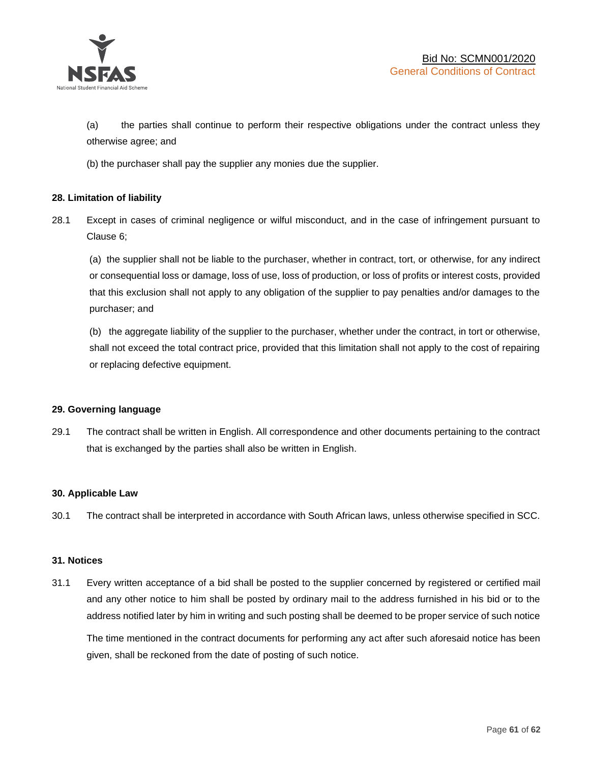(a) the parties shall continue to perform their respective obligations under the contract unless they otherwise agree; and

(b) the purchaser shall pay the supplier any monies due the supplier.

**28. Limitation of liability**

28.1 Except in cases of criminal negligence or wilful misconduct, and in the case of infringement pursuant to Clause 6;

(a) the supplier shall not be liable to the purchaser, whether in contract, tort, or otherwise, for any indirect or consequential loss or damage, loss of use, loss of production, or loss of profits or interest costs, provided that this exclusion shall not apply to any obligation of the supplier to pay penalties and/or damages to the purchaser; and

(b) the aggregate liability of the supplier to the purchaser, whether under the contract, in tort or otherwise, shall not exceed the total contract price, provided that this limitation shall not apply to the cost of repairing or replacing defective equipment.

**29. Governing language**

29.1 The contract shall be written in English. All correspondence and other documents pertaining to the contract that is exchanged by the parties shall also be written in English.

**30. Applicable Law**

30.1 The contract shall be interpreted in accordance with South African laws, unless otherwise specified in SCC.

**31. Notices**

31.1 Every written acceptance of a bid shall be posted to the supplier concerned by registered or certified mail and any other notice to him shall be posted by ordinary mail to the address furnished in his bid or to the address notified later by him in writing and such posting shall be deemed to be proper service of such notice

The time mentioned in the contract documents for performing any act after such aforesaid notice has been given, shall be reckoned from the date of posting of such notice.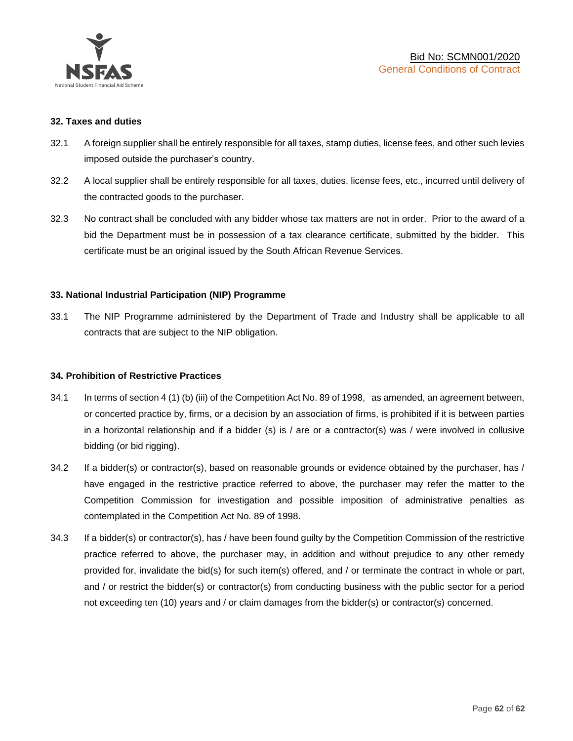## 32. Taxes and duties

32.1 A foreign supplier shall be entirely responsible for all taxes, stamp duties, license fees, and other such levies imposed outside the purchaser's country.

32.2 A local supplier shall be entirely responsible for all taxes, duties, license fees, etc., incurred until delivery of the contracted goods to the purchaser.

32.3 No contract shall be concluded with any bidder whose tax matters are not in order. Prior to the award of a bid the Department must be in possession of a tax clearance certificate, submitted by the bidder. This certificate must be an original issued by the South African Revenue Services.

## 33. National Industrial Participation (NIP) Programme

33.1 The NIP Programme administered by the Department of Trade and Industry shall be applicable to all contracts that are subject to the NIP obligation.

## 34. Prohibition of Restrictive Practices

34.1 In terms of section 4 (1) (b) (iii) of the Competition Act No. 89 of 1998, as amended, an agreement between, or concerted practice by, firms, or a decision by an association of firms, is prohibited if it is between parties in a horizontal relationship and if a bidder (s) is / are or a contractor(s) was / were involved in collusive bidding (or bid rigging).

34.2 If a bidder(s) or contractor(s), based on reasonable grounds or evidence obtained by the purchaser, has / have engaged in the restrictive practice referred to above, the purchaser may refer the matter to the Competition Commission for investigation and possible imposition of administrative penalties as contemplated in the Competition Act No. 89 of 1998.

34.3 If a bidder(s) or contractor(s), has / have been found guilty by the Competition Commission of the restrictive practice referred to above, the purchaser may, in addition and without prejudice to any other remedy provided for, invalidate the bid(s) for such item(s) offered, and / or terminate the contract in whole or part, and / or restrict the bidder(s) or contractor(s) from conducting business with the public sector for a period not exceeding ten (10) years and / or claim damages from the bidder(s) or contractor(s) concerned.